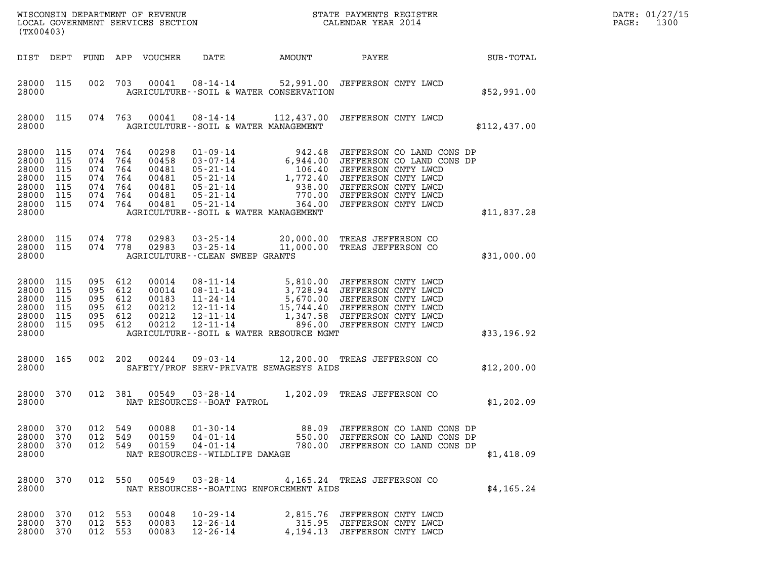WISCONSIN DEPARTMENT OF REVENUE
LOCAL GOVERNMENT SERVICES SECTION
(TX00403)

STATE PAYMENTS REGISTER
CALENDAR YEAR 2014

DATE: 01/27/15
PAGE: 1300

| DIST | DEPT | FUND | APP | VOUCHER | DATE | AMOUNT | PAYEE | SUB-TOTAL |
|---|---|---|---|---|---|---|---|---|
| 28000 | 115 | 002 | 703 | 00041 | 08-14-14 | 52,991.00 | JEFFERSON CNTY LWCD | |
| 28000 | | | | | AGRICULTURE--SOIL & WATER CONSERVATION | | | $52,991.00 |
| 28000 | 115 | 074 | 763 | 00041 | 08-14-14 | 112,437.00 | JEFFERSON CNTY LWCD | |
| 28000 | | | | | AGRICULTURE--SOIL & WATER MANAGEMENT | | | $112,437.00 |
| 28000 | 115 | 074 | 764 | 00298 | 01-09-14 | 942.48 | JEFFERSON CO LAND CONS DP | |
| 28000 | 115 | 074 | 764 | 00458 | 03-07-14 | 6,944.00 | JEFFERSON CO LAND CONS DP | |
| 28000 | 115 | 074 | 764 | 00481 | 05-21-14 | 106.40 | JEFFERSON CNTY LWCD | |
| 28000 | 115 | 074 | 764 | 00481 | 05-21-14 | 1,772.40 | JEFFERSON CNTY LWCD | |
| 28000 | 115 | 074 | 764 | 00481 | 05-21-14 | 938.00 | JEFFERSON CNTY LWCD | |
| 28000 | 115 | 074 | 764 | 00481 | 05-21-14 | 770.00 | JEFFERSON CNTY LWCD | |
| 28000 | 115 | 074 | 764 | 00481 | 05-21-14 | 364.00 | JEFFERSON CNTY LWCD | |
| 28000 | | | | | AGRICULTURE--SOIL & WATER MANAGEMENT | | | $11,837.28 |
| 28000 | 115 | 074 | 778 | 02983 | 03-25-14 | 20,000.00 | TREAS JEFFERSON CO | |
| 28000 | 115 | 074 | 778 | 02983 | 03-25-14 | 11,000.00 | TREAS JEFFERSON CO | |
| 28000 | | | | | AGRICULTURE--CLEAN SWEEP GRANTS | | | $31,000.00 |
| 28000 | 115 | 095 | 612 | 00014 | 08-11-14 | 5,810.00 | JEFFERSON CNTY LWCD | |
| 28000 | 115 | 095 | 612 | 00014 | 08-11-14 | 3,728.94 | JEFFERSON CNTY LWCD | |
| 28000 | 115 | 095 | 612 | 00183 | 11-24-14 | 5,670.00 | JEFFERSON CNTY LWCD | |
| 28000 | 115 | 095 | 612 | 00212 | 12-11-14 | 15,744.40 | JEFFERSON CNTY LWCD | |
| 28000 | 115 | 095 | 612 | 00212 | 12-11-14 | 1,347.58 | JEFFERSON CNTY LWCD | |
| 28000 | 115 | 095 | 612 | 00212 | 12-11-14 | 896.00 | JEFFERSON CNTY LWCD | |
| 28000 | | | | | AGRICULTURE--SOIL & WATER RESOURCE MGMT | | | $33,196.92 |
| 28000 | 165 | 002 | 202 | 00244 | 09-03-14 | 12,200.00 | TREAS JEFFERSON CO | |
| 28000 | | | | | SAFETY/PROF SERV-PRIVATE SEWAGESYS AIDS | | | $12,200.00 |
| 28000 | 370 | 012 | 381 | 00549 | 03-28-14 | 1,202.09 | TREAS JEFFERSON CO | |
| 28000 | | | | | NAT RESOURCES--BOAT PATROL | | | $1,202.09 |
| 28000 | 370 | 012 | 549 | 00088 | 01-30-14 | 88.09 | JEFFERSON CO LAND CONS DP | |
| 28000 | 370 | 012 | 549 | 00159 | 04-01-14 | 550.00 | JEFFERSON CO LAND CONS DP | |
| 28000 | 370 | 012 | 549 | 00159 | 04-01-14 | 780.00 | JEFFERSON CO LAND CONS DP | |
| 28000 | | | | | NAT RESOURCES--WILDLIFE DAMAGE | | | $1,418.09 |
| 28000 | 370 | 012 | 550 | 00549 | 03-28-14 | 4,165.24 | TREAS JEFFERSON CO | |
| 28000 | | | | | NAT RESOURCES--BOATING ENFORCEMENT AIDS | | | $4,165.24 |
| 28000 | 370 | 012 | 553 | 00048 | 10-29-14 | 2,815.76 | JEFFERSON CNTY LWCD | |
| 28000 | 370 | 012 | 553 | 00083 | 12-26-14 | 315.95 | JEFFERSON CNTY LWCD | |
| 28000 | 370 | 012 | 553 | 00083 | 12-26-14 | 4,194.13 | JEFFERSON CNTY LWCD | |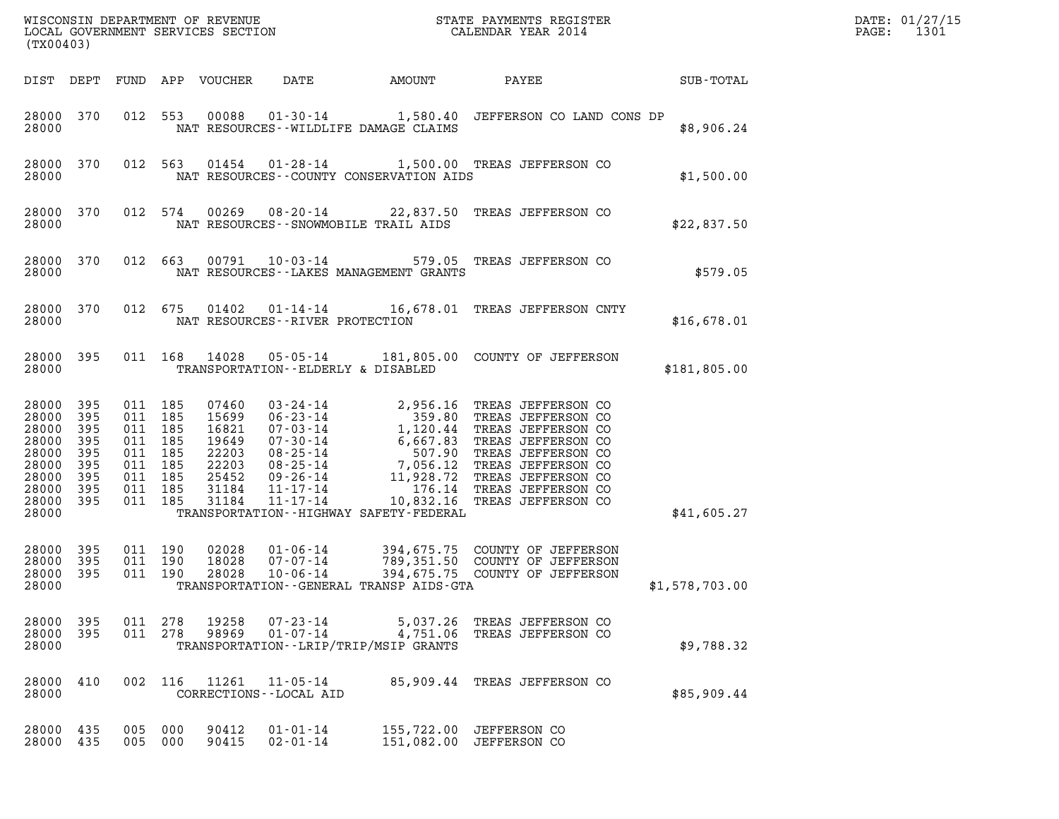| DIST | DEPT | FUND | APP | VOUCHER | DATE | AMOUNT | PAYEE | SUB-TOTAL |
|---|---|---|---|---|---|---|---|---|
| 28000 | 370 | 012 | 553 | 00088 | 01-30-14 | 1,580.40 | JEFFERSON CO LAND CONS DP | |
| 28000 | | | | | NAT RESOURCES--WILDLIFE DAMAGE CLAIMS | | | $8,906.24 |
| 28000 | 370 | 012 | 563 | 01454 | 01-28-14 | 1,500.00 | TREAS JEFFERSON CO | |
| 28000 | | | | | NAT RESOURCES--COUNTY CONSERVATION AIDS | | | $1,500.00 |
| 28000 | 370 | 012 | 574 | 00269 | 08-20-14 | 22,837.50 | TREAS JEFFERSON CO | |
| 28000 | | | | | NAT RESOURCES--SNOWMOBILE TRAIL AIDS | | | $22,837.50 |
| 28000 | 370 | 012 | 663 | 00791 | 10-03-14 | 579.05 | TREAS JEFFERSON CO | |
| 28000 | | | | | NAT RESOURCES--LAKES MANAGEMENT GRANTS | | | $579.05 |
| 28000 | 370 | 012 | 675 | 01402 | 01-14-14 | 16,678.01 | TREAS JEFFERSON CNTY | |
| 28000 | | | | | NAT RESOURCES--RIVER PROTECTION | | | $16,678.01 |
| 28000 | 395 | 011 | 168 | 14028 | 05-05-14 | 181,805.00 | COUNTY OF JEFFERSON | |
| 28000 | | | | | TRANSPORTATION--ELDERLY & DISABLED | | | $181,805.00 |
| 28000 | 395 | 011 | 185 | 07460 | 03-24-14 | 2,956.16 | TREAS JEFFERSON CO | |
| 28000 | 395 | 011 | 185 | 15699 | 06-23-14 | 359.80 | TREAS JEFFERSON CO | |
| 28000 | 395 | 011 | 185 | 16821 | 07-03-14 | 1,120.44 | TREAS JEFFERSON CO | |
| 28000 | 395 | 011 | 185 | 19649 | 07-30-14 | 6,667.83 | TREAS JEFFERSON CO | |
| 28000 | 395 | 011 | 185 | 22203 | 08-25-14 | 507.90 | TREAS JEFFERSON CO | |
| 28000 | 395 | 011 | 185 | 22203 | 08-25-14 | 7,056.12 | TREAS JEFFERSON CO | |
| 28000 | 395 | 011 | 185 | 25452 | 09-26-14 | 11,928.72 | TREAS JEFFERSON CO | |
| 28000 | 395 | 011 | 185 | 31184 | 11-17-14 | 176.14 | TREAS JEFFERSON CO | |
| 28000 | 395 | 011 | 185 | 31184 | 11-17-14 | 10,832.16 | TREAS JEFFERSON CO | |
| 28000 | | | | | TRANSPORTATION--HIGHWAY SAFETY-FEDERAL | | | $41,605.27 |
| 28000 | 395 | 011 | 190 | 02028 | 01-06-14 | 394,675.75 | COUNTY OF JEFFERSON | |
| 28000 | 395 | 011 | 190 | 18028 | 07-07-14 | 789,351.50 | COUNTY OF JEFFERSON | |
| 28000 | 395 | 011 | 190 | 28028 | 10-06-14 | 394,675.75 | COUNTY OF JEFFERSON | |
| 28000 | | | | | TRANSPORTATION--GENERAL TRANSP AIDS-GTA | | | $1,578,703.00 |
| 28000 | 395 | 011 | 278 | 19258 | 07-23-14 | 5,037.26 | TREAS JEFFERSON CO | |
| 28000 | 395 | 011 | 278 | 98969 | 01-07-14 | 4,751.06 | TREAS JEFFERSON CO | |
| 28000 | | | | | TRANSPORTATION--LRIP/TRIP/MSIP GRANTS | | | $9,788.32 |
| 28000 | 410 | 002 | 116 | 11261 | 11-05-14 | 85,909.44 | TREAS JEFFERSON CO | |
| 28000 | | | | | CORRECTIONS--LOCAL AID | | | $85,909.44 |
| 28000 | 435 | 005 | 000 | 90412 | 01-01-14 | 155,722.00 | JEFFERSON CO | |
| 28000 | 435 | 005 | 000 | 90415 | 02-01-14 | 151,082.00 | JEFFERSON CO | |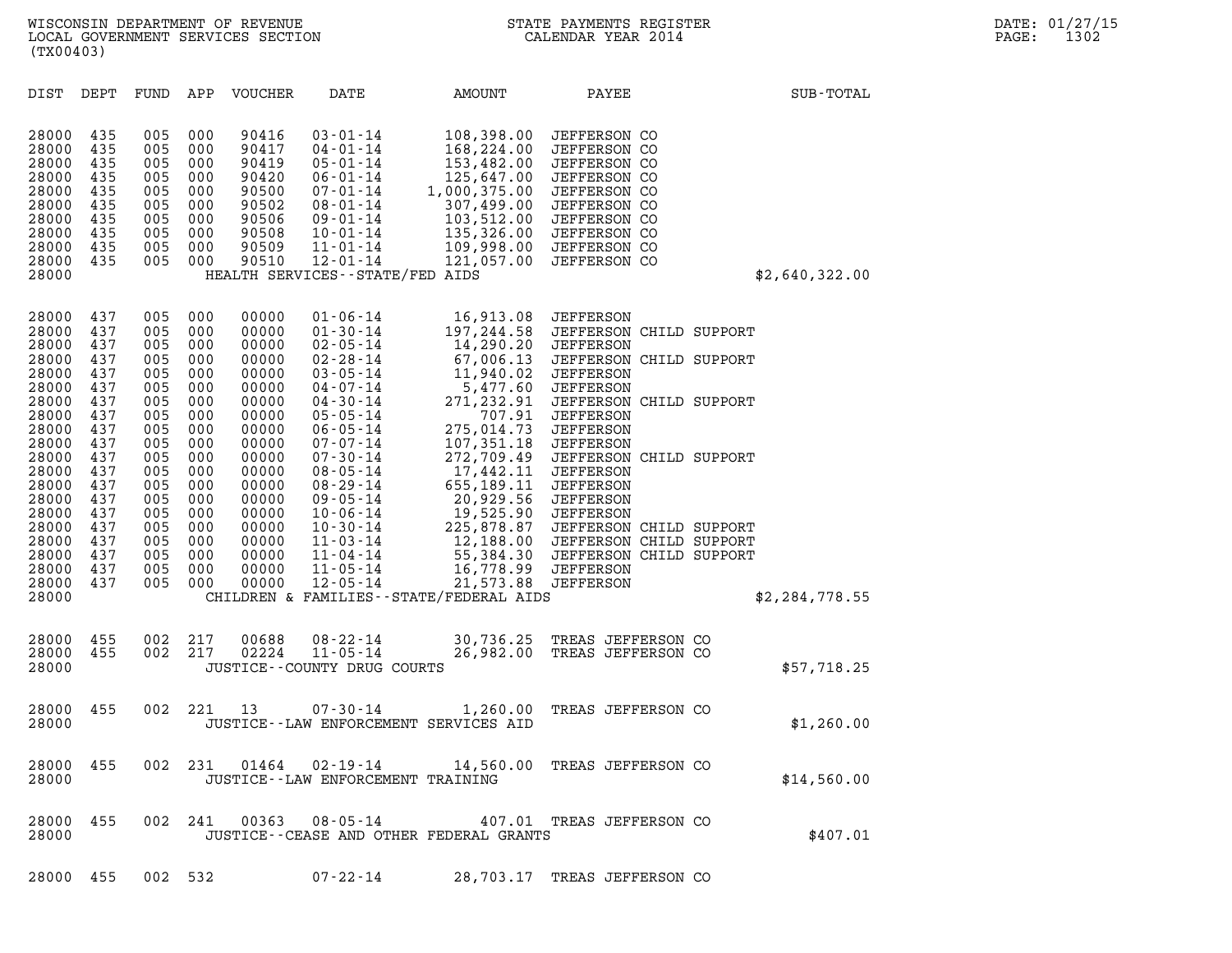WISCONSIN DEPARTMENT OF REVENUE
LOCAL GOVERNMENT SERVICES SECTION
(TX00403)

STATE PAYMENTS REGISTER
CALENDAR YEAR 2014

DATE: 01/27/15
PAGE: 1302

| DIST | DEPT | FUND | APP | VOUCHER | DATE | AMOUNT | PAYEE | SUB-TOTAL |
|---|---|---|---|---|---|---|---|---|
| 28000 | 435 | 005 | 000 | 90416 | 03-01-14 | 108,398.00 | JEFFERSON CO | |
| 28000 | 435 | 005 | 000 | 90417 | 04-01-14 | 168,224.00 | JEFFERSON CO | |
| 28000 | 435 | 005 | 000 | 90419 | 05-01-14 | 153,482.00 | JEFFERSON CO | |
| 28000 | 435 | 005 | 000 | 90420 | 06-01-14 | 125,647.00 | JEFFERSON CO | |
| 28000 | 435 | 005 | 000 | 90500 | 07-01-14 | 1,000,375.00 | JEFFERSON CO | |
| 28000 | 435 | 005 | 000 | 90502 | 08-01-14 | 307,499.00 | JEFFERSON CO | |
| 28000 | 435 | 005 | 000 | 90506 | 09-01-14 | 103,512.00 | JEFFERSON CO | |
| 28000 | 435 | 005 | 000 | 90508 | 10-01-14 | 135,326.00 | JEFFERSON CO | |
| 28000 | 435 | 005 | 000 | 90509 | 11-01-14 | 109,998.00 | JEFFERSON CO | |
| 28000 | 435 | 005 | 000 | 90510 | 12-01-14 | 121,057.00 | JEFFERSON CO | |
| 28000 | | | | | HEALTH SERVICES--STATE/FED AIDS | | | $2,640,322.00 |
| 28000 | 437 | 005 | 000 | 00000 | 01-06-14 | 16,913.08 | JEFFERSON | |
| 28000 | 437 | 005 | 000 | 00000 | 01-30-14 | 197,244.58 | JEFFERSON CHILD SUPPORT | |
| 28000 | 437 | 005 | 000 | 00000 | 02-05-14 | 14,290.20 | JEFFERSON | |
| 28000 | 437 | 005 | 000 | 00000 | 02-28-14 | 67,006.13 | JEFFERSON CHILD SUPPORT | |
| 28000 | 437 | 005 | 000 | 00000 | 03-05-14 | 11,940.02 | JEFFERSON | |
| 28000 | 437 | 005 | 000 | 00000 | 04-07-14 | 5,477.60 | JEFFERSON | |
| 28000 | 437 | 005 | 000 | 00000 | 04-30-14 | 271,232.91 | JEFFERSON CHILD SUPPORT | |
| 28000 | 437 | 005 | 000 | 00000 | 05-05-14 | 707.91 | JEFFERSON | |
| 28000 | 437 | 005 | 000 | 00000 | 06-05-14 | 275,014.73 | JEFFERSON | |
| 28000 | 437 | 005 | 000 | 00000 | 07-07-14 | 107,351.18 | JEFFERSON | |
| 28000 | 437 | 005 | 000 | 00000 | 07-30-14 | 272,709.49 | JEFFERSON CHILD SUPPORT | |
| 28000 | 437 | 005 | 000 | 00000 | 08-05-14 | 17,442.11 | JEFFERSON | |
| 28000 | 437 | 005 | 000 | 00000 | 08-29-14 | 655,189.11 | JEFFERSON | |
| 28000 | 437 | 005 | 000 | 00000 | 09-05-14 | 20,929.56 | JEFFERSON | |
| 28000 | 437 | 005 | 000 | 00000 | 10-06-14 | 19,525.90 | JEFFERSON | |
| 28000 | 437 | 005 | 000 | 00000 | 10-30-14 | 225,878.87 | JEFFERSON CHILD SUPPORT | |
| 28000 | 437 | 005 | 000 | 00000 | 11-03-14 | 12,188.00 | JEFFERSON CHILD SUPPORT | |
| 28000 | 437 | 005 | 000 | 00000 | 11-04-14 | 55,384.30 | JEFFERSON CHILD SUPPORT | |
| 28000 | 437 | 005 | 000 | 00000 | 11-05-14 | 16,778.99 | JEFFERSON | |
| 28000 | 437 | 005 | 000 | 00000 | 12-05-14 | 21,573.88 | JEFFERSON | |
| 28000 | | | | | CHILDREN & FAMILIES--STATE/FEDERAL AIDS | | | $2,284,778.55 |
| 28000 | 455 | 002 | 217 | 00688 | 08-22-14 | 30,736.25 | TREAS JEFFERSON CO | |
| 28000 | 455 | 002 | 217 | 02224 | 11-05-14 | 26,982.00 | TREAS JEFFERSON CO | |
| 28000 | | | | | JUSTICE--COUNTY DRUG COURTS | | | $57,718.25 |
| 28000 | 455 | 002 | 221 | 13 | 07-30-14 | 1,260.00 | TREAS JEFFERSON CO | |
| 28000 | | | | | JUSTICE--LAW ENFORCEMENT SERVICES AID | | | $1,260.00 |
| 28000 | 455 | 002 | 231 | 01464 | 02-19-14 | 14,560.00 | TREAS JEFFERSON CO | |
| 28000 | | | | | JUSTICE--LAW ENFORCEMENT TRAINING | | | $14,560.00 |
| 28000 | 455 | 002 | 241 | 00363 | 08-05-14 | 407.01 | TREAS JEFFERSON CO | |
| 28000 | | | | | JUSTICE--CEASE AND OTHER FEDERAL GRANTS | | | $407.01 |
| 28000 | 455 | 002 | 532 | | 07-22-14 | 28,703.17 | TREAS JEFFERSON CO | |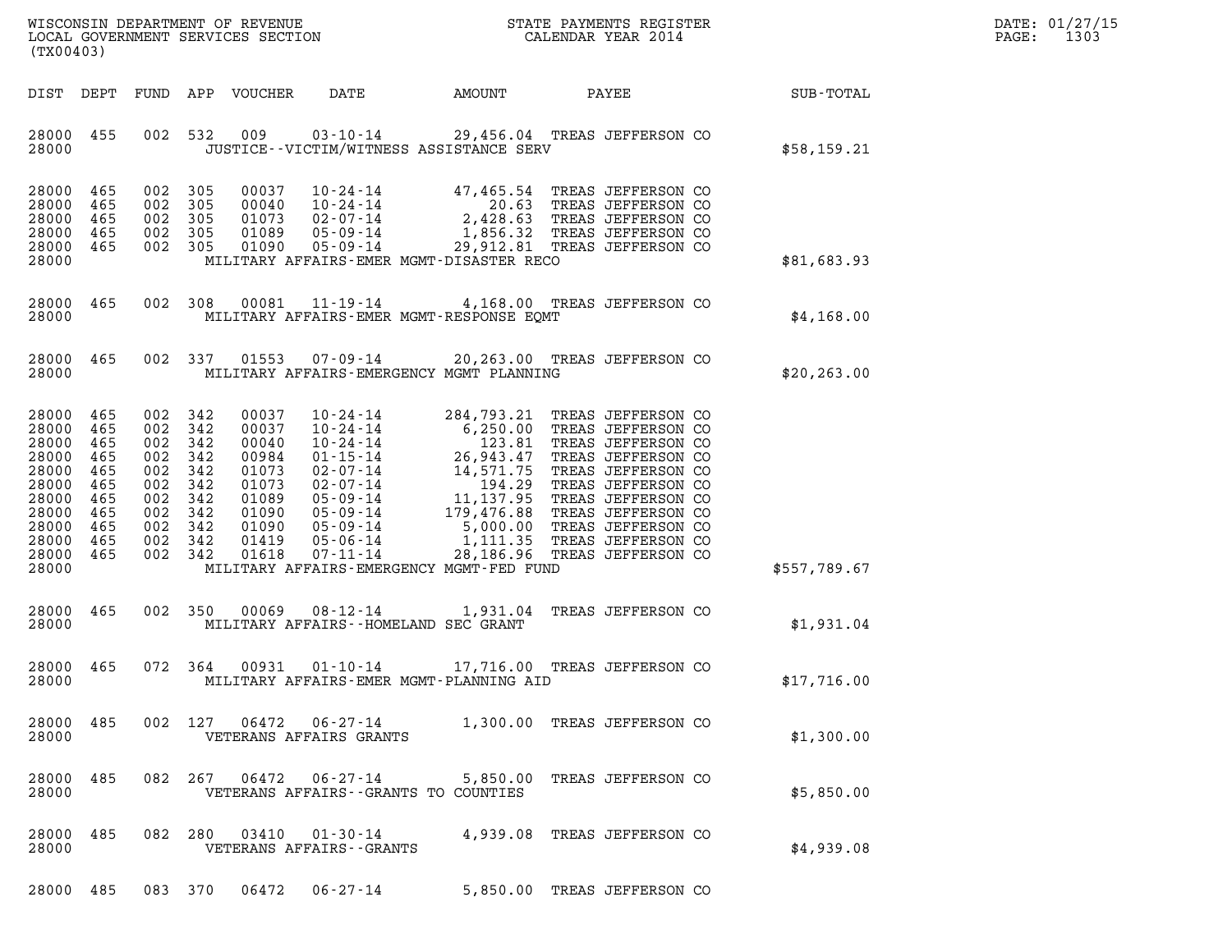WISCONSIN DEPARTMENT OF REVENUE
LOCAL GOVERNMENT SERVICES SECTION
(TX00403)

STATE PAYMENTS REGISTER
CALENDAR YEAR 2014

DATE: 01/27/15

| DIST | DEPT | FUND | APP | VOUCHER | DATE | AMOUNT | PAYEE | SUB-TOTAL |
|---|---|---|---|---|---|---|---|---|
| 28000 | 455 | 002 | 532 | 009 | 03-10-14 | 29,456.04 | TREAS JEFFERSON CO | |
| 28000 | | | | | JUSTICE--VICTIM/WITNESS ASSISTANCE SERV | | | $58,159.21 |
| 28000 | 465 | 002 | 305 | 00037 | 10-24-14 | 47,465.54 | TREAS JEFFERSON CO | |
| 28000 | 465 | 002 | 305 | 00040 | 10-24-14 | 20.63 | TREAS JEFFERSON CO | |
| 28000 | 465 | 002 | 305 | 01073 | 02-07-14 | 2,428.63 | TREAS JEFFERSON CO | |
| 28000 | 465 | 002 | 305 | 01089 | 05-09-14 | 1,856.32 | TREAS JEFFERSON CO | |
| 28000 | 465 | 002 | 305 | 01090 | 05-09-14 | 29,912.81 | TREAS JEFFERSON CO | |
| 28000 | | | | | MILITARY AFFAIRS-EMER MGMT-DISASTER RECO | | | $81,683.93 |
| 28000 | 465 | 002 | 308 | 00081 | 11-19-14 | 4,168.00 | TREAS JEFFERSON CO | |
| 28000 | | | | | MILITARY AFFAIRS-EMER MGMT-RESPONSE EQMT | | | $4,168.00 |
| 28000 | 465 | 002 | 337 | 01553 | 07-09-14 | 20,263.00 | TREAS JEFFERSON CO | |
| 28000 | | | | | MILITARY AFFAIRS-EMERGENCY MGMT PLANNING | | | $20,263.00 |
| 28000 | 465 | 002 | 342 | 00037 | 10-24-14 | 284,793.21 | TREAS JEFFERSON CO | |
| 28000 | 465 | 002 | 342 | 00037 | 10-24-14 | 6,250.00 | TREAS JEFFERSON CO | |
| 28000 | 465 | 002 | 342 | 00040 | 10-24-14 | 123.81 | TREAS JEFFERSON CO | |
| 28000 | 465 | 002 | 342 | 00984 | 01-15-14 | 26,943.47 | TREAS JEFFERSON CO | |
| 28000 | 465 | 002 | 342 | 01073 | 02-07-14 | 14,571.75 | TREAS JEFFERSON CO | |
| 28000 | 465 | 002 | 342 | 01073 | 02-07-14 | 194.29 | TREAS JEFFERSON CO | |
| 28000 | 465 | 002 | 342 | 01089 | 05-09-14 | 11,137.95 | TREAS JEFFERSON CO | |
| 28000 | 465 | 002 | 342 | 01090 | 05-09-14 | 179,476.88 | TREAS JEFFERSON CO | |
| 28000 | 465 | 002 | 342 | 01090 | 05-09-14 | 5,000.00 | TREAS JEFFERSON CO | |
| 28000 | 465 | 002 | 342 | 01419 | 05-06-14 | 1,111.35 | TREAS JEFFERSON CO | |
| 28000 | 465 | 002 | 342 | 01618 | 07-11-14 | 28,186.96 | TREAS JEFFERSON CO | |
| 28000 | | | | | MILITARY AFFAIRS-EMERGENCY MGMT-FED FUND | | | $557,789.67 |
| 28000 | 465 | 002 | 350 | 00069 | 08-12-14 | 1,931.04 | TREAS JEFFERSON CO | |
| 28000 | | | | | MILITARY AFFAIRS--HOMELAND SEC GRANT | | | $1,931.04 |
| 28000 | 465 | 072 | 364 | 00931 | 01-10-14 | 17,716.00 | TREAS JEFFERSON CO | |
| 28000 | | | | | MILITARY AFFAIRS-EMER MGMT-PLANNING AID | | | $17,716.00 |
| 28000 | 485 | 002 | 127 | 06472 | 06-27-14 | 1,300.00 | TREAS JEFFERSON CO | |
| 28000 | | | | | VETERANS AFFAIRS GRANTS | | | $1,300.00 |
| 28000 | 485 | 082 | 267 | 06472 | 06-27-14 | 5,850.00 | TREAS JEFFERSON CO | |
| 28000 | | | | | VETERANS AFFAIRS--GRANTS TO COUNTIES | | | $5,850.00 |
| 28000 | 485 | 082 | 280 | 03410 | 01-30-14 | 4,939.08 | TREAS JEFFERSON CO | |
| 28000 | | | | | VETERANS AFFAIRS--GRANTS | | | $4,939.08 |
| 28000 | 485 | 083 | 370 | 06472 | 06-27-14 | 5,850.00 | TREAS JEFFERSON CO | |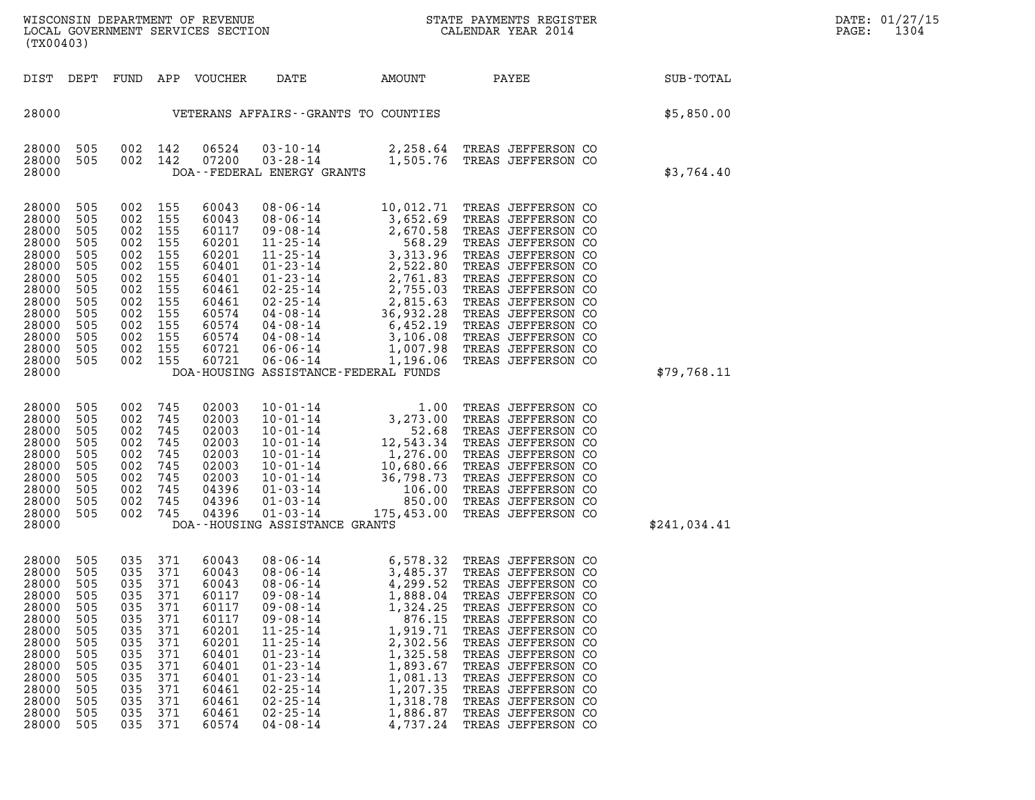WISCONSIN DEPARTMENT OF REVENUE
LOCAL GOVERNMENT SERVICES SECTION
(TX00403)

STATE PAYMENTS REGISTER
CALENDAR YEAR 2014

DATE: 01/27/15

| DIST | DEPT | FUND | APP | VOUCHER | DATE | AMOUNT | PAYEE | SUB-TOTAL |
|---|---|---|---|---|---|---|---|---|
| 28000 | | | | | VETERANS AFFAIRS--GRANTS TO COUNTIES | | | $5,850.00 |
| 28000 | 505 | 002 | 142 | 06524 | 03-10-14 | 2,258.64 | TREAS JEFFERSON CO | |
| 28000 | 505 | 002 | 142 | 07200 | 03-28-14 | 1,505.76 | TREAS JEFFERSON CO | |
| 28000 | | | | | DOA--FEDERAL ENERGY GRANTS | | | $3,764.40 |
| 28000 | 505 | 002 | 155 | 60043 | 08-06-14 | 10,012.71 | TREAS JEFFERSON CO | |
| 28000 | 505 | 002 | 155 | 60043 | 08-06-14 | 3,652.69 | TREAS JEFFERSON CO | |
| 28000 | 505 | 002 | 155 | 60117 | 09-08-14 | 2,670.58 | TREAS JEFFERSON CO | |
| 28000 | 505 | 002 | 155 | 60201 | 11-25-14 | 568.29 | TREAS JEFFERSON CO | |
| 28000 | 505 | 002 | 155 | 60201 | 11-25-14 | 3,313.96 | TREAS JEFFERSON CO | |
| 28000 | 505 | 002 | 155 | 60401 | 01-23-14 | 2,522.80 | TREAS JEFFERSON CO | |
| 28000 | 505 | 002 | 155 | 60401 | 01-23-14 | 2,761.83 | TREAS JEFFERSON CO | |
| 28000 | 505 | 002 | 155 | 60461 | 02-25-14 | 2,755.03 | TREAS JEFFERSON CO | |
| 28000 | 505 | 002 | 155 | 60461 | 02-25-14 | 2,815.63 | TREAS JEFFERSON CO | |
| 28000 | 505 | 002 | 155 | 60574 | 04-08-14 | 36,932.28 | TREAS JEFFERSON CO | |
| 28000 | 505 | 002 | 155 | 60574 | 04-08-14 | 6,452.19 | TREAS JEFFERSON CO | |
| 28000 | 505 | 002 | 155 | 60574 | 04-08-14 | 3,106.08 | TREAS JEFFERSON CO | |
| 28000 | 505 | 002 | 155 | 60721 | 06-06-14 | 1,007.98 | TREAS JEFFERSON CO | |
| 28000 | 505 | 002 | 155 | 60721 | 06-06-14 | 1,196.06 | TREAS JEFFERSON CO | |
| 28000 | | | | | DOA-HOUSING ASSISTANCE-FEDERAL FUNDS | | | $79,768.11 |
| 28000 | 505 | 002 | 745 | 02003 | 10-01-14 | 1.00 | TREAS JEFFERSON CO | |
| 28000 | 505 | 002 | 745 | 02003 | 10-01-14 | 3,273.00 | TREAS JEFFERSON CO | |
| 28000 | 505 | 002 | 745 | 02003 | 10-01-14 | 52.68 | TREAS JEFFERSON CO | |
| 28000 | 505 | 002 | 745 | 02003 | 10-01-14 | 12,543.34 | TREAS JEFFERSON CO | |
| 28000 | 505 | 002 | 745 | 02003 | 10-01-14 | 1,276.00 | TREAS JEFFERSON CO | |
| 28000 | 505 | 002 | 745 | 02003 | 10-01-14 | 10,680.66 | TREAS JEFFERSON CO | |
| 28000 | 505 | 002 | 745 | 02003 | 10-01-14 | 36,798.73 | TREAS JEFFERSON CO | |
| 28000 | 505 | 002 | 745 | 04396 | 01-03-14 | 106.00 | TREAS JEFFERSON CO | |
| 28000 | 505 | 002 | 745 | 04396 | 01-03-14 | 850.00 | TREAS JEFFERSON CO | |
| 28000 | 505 | 002 | 745 | 04396 | 01-03-14 | 175,453.00 | TREAS JEFFERSON CO | |
| 28000 | | | | | DOA--HOUSING ASSISTANCE GRANTS | | | $241,034.41 |
| 28000 | 505 | 035 | 371 | 60043 | 08-06-14 | 6,578.32 | TREAS JEFFERSON CO | |
| 28000 | 505 | 035 | 371 | 60043 | 08-06-14 | 3,485.37 | TREAS JEFFERSON CO | |
| 28000 | 505 | 035 | 371 | 60043 | 08-06-14 | 4,299.52 | TREAS JEFFERSON CO | |
| 28000 | 505 | 035 | 371 | 60117 | 09-08-14 | 1,888.04 | TREAS JEFFERSON CO | |
| 28000 | 505 | 035 | 371 | 60117 | 09-08-14 | 1,324.25 | TREAS JEFFERSON CO | |
| 28000 | 505 | 035 | 371 | 60117 | 09-08-14 | 876.15 | TREAS JEFFERSON CO | |
| 28000 | 505 | 035 | 371 | 60201 | 11-25-14 | 1,919.71 | TREAS JEFFERSON CO | |
| 28000 | 505 | 035 | 371 | 60201 | 11-25-14 | 2,302.56 | TREAS JEFFERSON CO | |
| 28000 | 505 | 035 | 371 | 60401 | 01-23-14 | 1,325.58 | TREAS JEFFERSON CO | |
| 28000 | 505 | 035 | 371 | 60401 | 01-23-14 | 1,893.67 | TREAS JEFFERSON CO | |
| 28000 | 505 | 035 | 371 | 60401 | 01-23-14 | 1,081.13 | TREAS JEFFERSON CO | |
| 28000 | 505 | 035 | 371 | 60461 | 02-25-14 | 1,207.35 | TREAS JEFFERSON CO | |
| 28000 | 505 | 035 | 371 | 60461 | 02-25-14 | 1,318.78 | TREAS JEFFERSON CO | |
| 28000 | 505 | 035 | 371 | 60461 | 02-25-14 | 1,886.87 | TREAS JEFFERSON CO | |
| 28000 | 505 | 035 | 371 | 60574 | 04-08-14 | 4,737.24 | TREAS JEFFERSON CO | |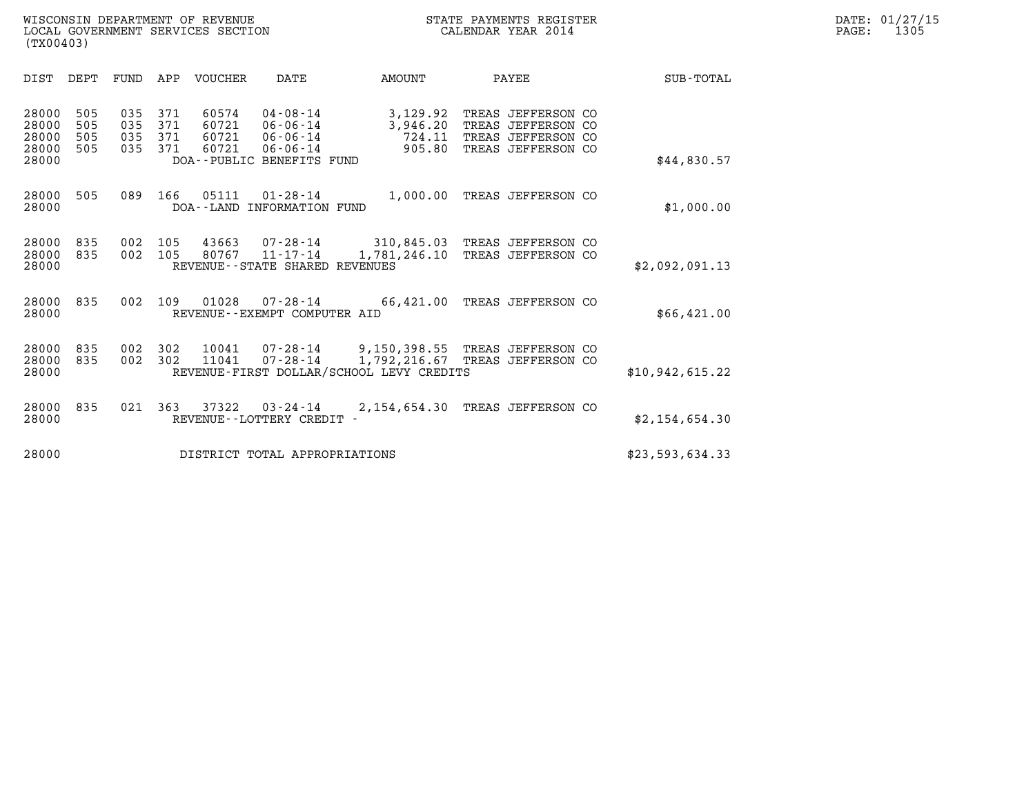WISCONSIN DEPARTMENT OF REVENUE
LOCAL GOVERNMENT SERVICES SECTION
(TX00403)

STATE PAYMENTS REGISTER
CALENDAR YEAR 2014

DATE: 01/27/15
PAGE: 1305

| DIST | DEPT | FUND | APP | VOUCHER | DATE | AMOUNT | PAYEE | SUB-TOTAL |
|---|---|---|---|---|---|---|---|---|
| 28000 | 505 | 035 | 371 | 60574 | 04-08-14 | 3,129.92 | TREAS JEFFERSON CO | |
| 28000 | 505 | 035 | 371 | 60721 | 06-06-14 | 3,946.20 | TREAS JEFFERSON CO | |
| 28000 | 505 | 035 | 371 | 60721 | 06-06-14 | 724.11 | TREAS JEFFERSON CO | |
| 28000 | 505 | 035 | 371 | 60721 | 06-06-14 | 905.80 | TREAS JEFFERSON CO | |
| 28000 | | | | DOA--PUBLIC BENEFITS FUND | | | | $44,830.57 |
| 28000 | 505 | 089 | 166 | 05111 | 01-28-14 | 1,000.00 | TREAS JEFFERSON CO | |
| 28000 | | | | DOA--LAND INFORMATION FUND | | | | $1,000.00 |
| 28000 | 835 | 002 | 105 | 43663 | 07-28-14 | 310,845.03 | TREAS JEFFERSON CO | |
| 28000 | 835 | 002 | 105 | 80767 | 11-17-14 | 1,781,246.10 | TREAS JEFFERSON CO | |
| 28000 | | | | REVENUE--STATE SHARED REVENUES | | | | $2,092,091.13 |
| 28000 | 835 | 002 | 109 | 01028 | 07-28-14 | 66,421.00 | TREAS JEFFERSON CO | |
| 28000 | | | | REVENUE--EXEMPT COMPUTER AID | | | | $66,421.00 |
| 28000 | 835 | 002 | 302 | 10041 | 07-28-14 | 9,150,398.55 | TREAS JEFFERSON CO | |
| 28000 | 835 | 002 | 302 | 11041 | 07-28-14 | 1,792,216.67 | TREAS JEFFERSON CO | |
| 28000 | | | | REVENUE-FIRST DOLLAR/SCHOOL LEVY CREDITS | | | | $10,942,615.22 |
| 28000 | 835 | 021 | 363 | 37322 | 03-24-14 | 2,154,654.30 | TREAS JEFFERSON CO | |
| 28000 | | | | REVENUE--LOTTERY CREDIT - | | | | $2,154,654.30 |
| 28000 | | | | DISTRICT TOTAL APPROPRIATIONS | | | | $23,593,634.33 |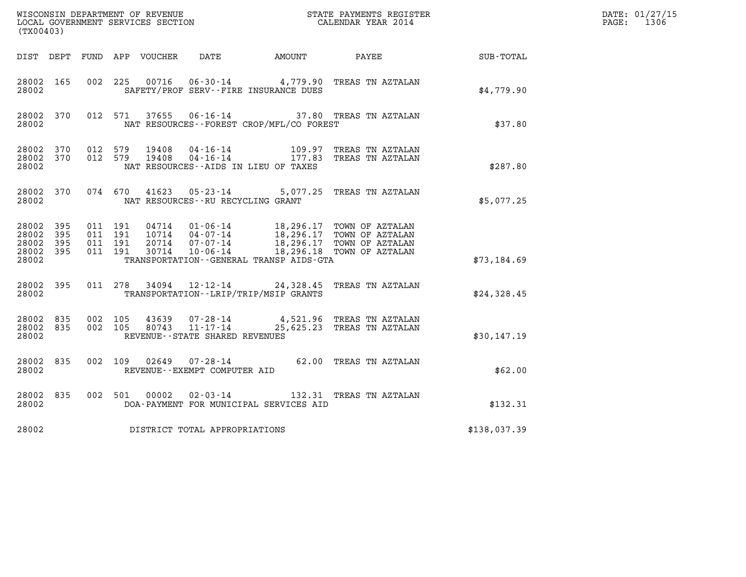WISCONSIN DEPARTMENT OF REVENUE
LOCAL GOVERNMENT SERVICES SECTION
(TX00403)

STATE PAYMENTS REGISTER
CALENDAR YEAR 2014

DATE: 01/27/15
PAGE: 1306

| DIST | DEPT | FUND | APP | VOUCHER | DATE | AMOUNT | PAYEE | SUB-TOTAL |
|---|---|---|---|---|---|---|---|---|
| 28002 | 165 | 002 | 225 | 00716 | 06-30-14 | 4,779.90 | TREAS TN AZTALAN | |
| 28002 | | | | SAFETY/PROF SERV--FIRE INSURANCE DUES | | | | $4,779.90 |
| 28002 | 370 | 012 | 571 | 37655 | 06-16-14 | 37.80 | TREAS TN AZTALAN | |
| 28002 | | | | NAT RESOURCES--FOREST CROP/MFL/CO FOREST | | | | $37.80 |
| 28002 | 370 | 012 | 579 | 19408 | 04-16-14 | 109.97 | TREAS TN AZTALAN | |
| 28002 | 370 | 012 | 579 | 19408 | 04-16-14 | 177.83 | TREAS TN AZTALAN | |
| 28002 | | | | NAT RESOURCES--AIDS IN LIEU OF TAXES | | | | $287.80 |
| 28002 | 370 | 074 | 670 | 41623 | 05-23-14 | 5,077.25 | TREAS TN AZTALAN | |
| 28002 | | | | NAT RESOURCES--RU RECYCLING GRANT | | | | $5,077.25 |
| 28002 | 395 | 011 | 191 | 04714 | 01-06-14 | 18,296.17 | TOWN OF AZTALAN | |
| 28002 | 395 | 011 | 191 | 10714 | 04-07-14 | 18,296.17 | TOWN OF AZTALAN | |
| 28002 | 395 | 011 | 191 | 20714 | 07-07-14 | 18,296.17 | TOWN OF AZTALAN | |
| 28002 | 395 | 011 | 191 | 30714 | 10-06-14 | 18,296.18 | TOWN OF AZTALAN | |
| 28002 | | | | TRANSPORTATION--GENERAL TRANSP AIDS-GTA | | | | $73,184.69 |
| 28002 | 395 | 011 | 278 | 34094 | 12-12-14 | 24,328.45 | TREAS TN AZTALAN | |
| 28002 | | | | TRANSPORTATION--LRIP/TRIP/MSIP GRANTS | | | | $24,328.45 |
| 28002 | 835 | 002 | 105 | 43639 | 07-28-14 | 4,521.96 | TREAS TN AZTALAN | |
| 28002 | 835 | 002 | 105 | 80743 | 11-17-14 | 25,625.23 | TREAS TN AZTALAN | |
| 28002 | | | | REVENUE--STATE SHARED REVENUES | | | | $30,147.19 |
| 28002 | 835 | 002 | 109 | 02649 | 07-28-14 | 62.00 | TREAS TN AZTALAN | |
| 28002 | | | | REVENUE--EXEMPT COMPUTER AID | | | | $62.00 |
| 28002 | 835 | 002 | 501 | 00002 | 02-03-14 | 132.31 | TREAS TN AZTALAN | |
| 28002 | | | | DOA-PAYMENT FOR MUNICIPAL SERVICES AID | | | | $132.31 |
| 28002 | | | | DISTRICT TOTAL APPROPRIATIONS | | | | $138,037.39 |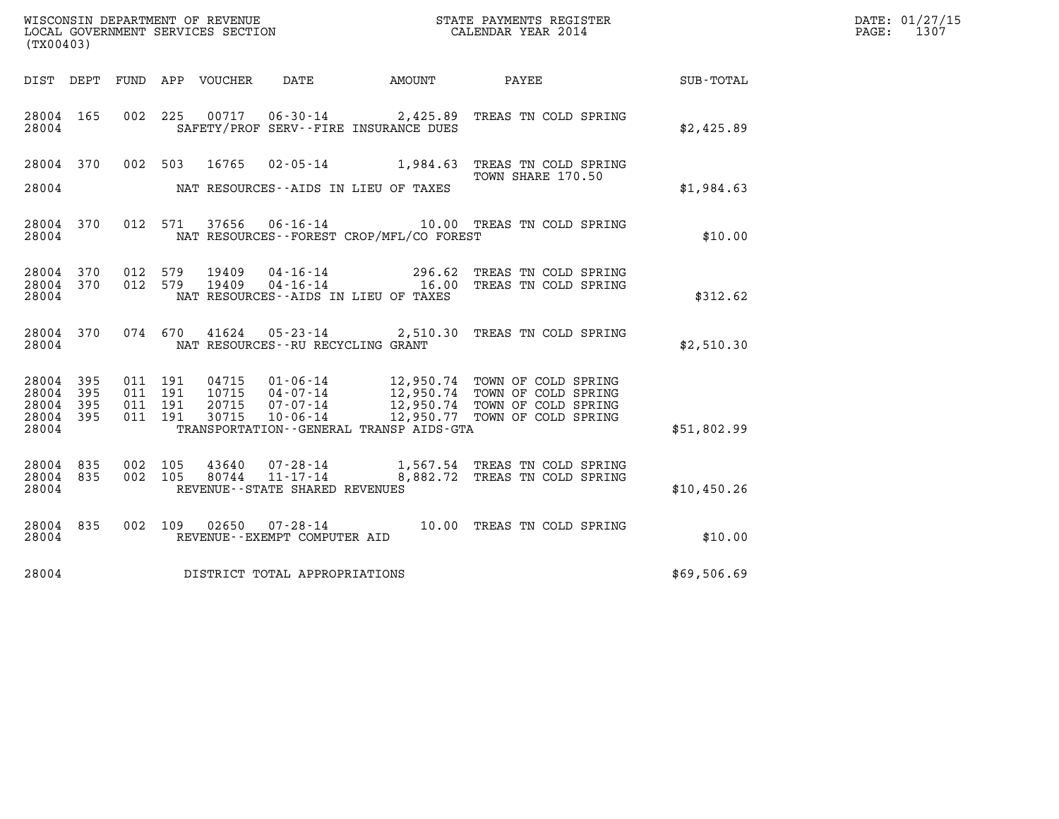WISCONSIN DEPARTMENT OF REVENUE
LOCAL GOVERNMENT SERVICES SECTION
(TX00403)

STATE PAYMENTS REGISTER
CALENDAR YEAR 2014

DATE: 01/27/15
PAGE: 1307

| DIST | DEPT | FUND | APP | VOUCHER | DATE | AMOUNT | PAYEE | SUB-TOTAL |
|---|---|---|---|---|---|---|---|---|
| 28004 | 165 | 002 | 225 | 00717 | 06-30-14 | 2,425.89 | TREAS TN COLD SPRING | |
| 28004 | | | | | SAFETY/PROF SERV--FIRE INSURANCE DUES | | | $2,425.89 |
| 28004 | 370 | 002 | 503 | 16765 | 02-05-14 | 1,984.63 | TREAS TN COLD SPRING TOWN SHARE 170.50 | |
| 28004 | | | | | NAT RESOURCES--AIDS IN LIEU OF TAXES | | | $1,984.63 |
| 28004 | 370 | 012 | 571 | 37656 | 06-16-14 | 10.00 | TREAS TN COLD SPRING | |
| 28004 | | | | | NAT RESOURCES--FOREST CROP/MFL/CO FOREST | | | $10.00 |
| 28004 | 370 | 012 | 579 | 19409 | 04-16-14 | 296.62 | TREAS TN COLD SPRING | |
| 28004 | 370 | 012 | 579 | 19409 | 04-16-14 | 16.00 | TREAS TN COLD SPRING | |
| 28004 | | | | | NAT RESOURCES--AIDS IN LIEU OF TAXES | | | $312.62 |
| 28004 | 370 | 074 | 670 | 41624 | 05-23-14 | 2,510.30 | TREAS TN COLD SPRING | |
| 28004 | | | | | NAT RESOURCES--RU RECYCLING GRANT | | | $2,510.30 |
| 28004 | 395 | 011 | 191 | 04715 | 01-06-14 | 12,950.74 | TOWN OF COLD SPRING | |
| 28004 | 395 | 011 | 191 | 10715 | 04-07-14 | 12,950.74 | TOWN OF COLD SPRING | |
| 28004 | 395 | 011 | 191 | 20715 | 07-07-14 | 12,950.74 | TOWN OF COLD SPRING | |
| 28004 | 395 | 011 | 191 | 30715 | 10-06-14 | 12,950.77 | TOWN OF COLD SPRING | |
| 28004 | | | | | TRANSPORTATION--GENERAL TRANSP AIDS-GTA | | | $51,802.99 |
| 28004 | 835 | 002 | 105 | 43640 | 07-28-14 | 1,567.54 | TREAS TN COLD SPRING | |
| 28004 | 835 | 002 | 105 | 80744 | 11-17-14 | 8,882.72 | TREAS TN COLD SPRING | |
| 28004 | | | | | REVENUE--STATE SHARED REVENUES | | | $10,450.26 |
| 28004 | 835 | 002 | 109 | 02650 | 07-28-14 | 10.00 | TREAS TN COLD SPRING | |
| 28004 | | | | | REVENUE--EXEMPT COMPUTER AID | | | $10.00 |
| 28004 | | | | | DISTRICT TOTAL APPROPRIATIONS | | | $69,506.69 |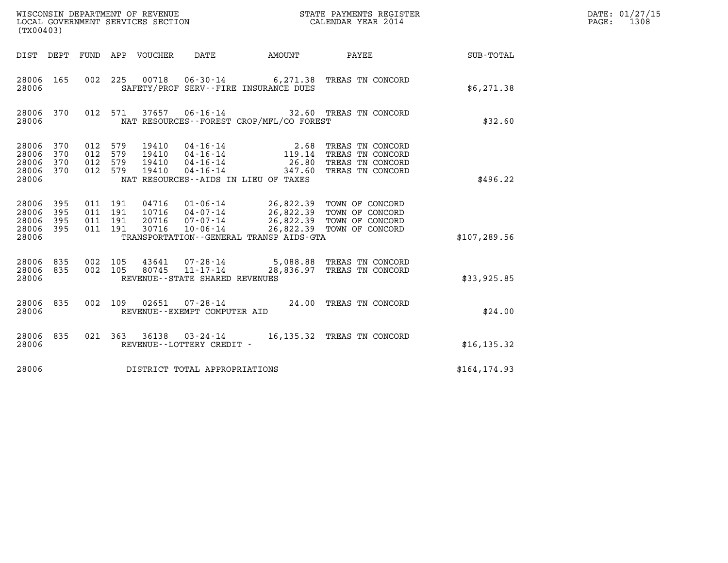WISCONSIN DEPARTMENT OF REVENUE
LOCAL GOVERNMENT SERVICES SECTION
(TX00403)

STATE PAYMENTS REGISTER
CALENDAR YEAR 2014

DATE: 01/27/15
PAGE: 1308

| DIST | DEPT | FUND | APP | VOUCHER | DATE | AMOUNT | PAYEE | SUB-TOTAL |
|---|---|---|---|---|---|---|---|---|
| 28006 | 165 | 002 | 225 | 00718 | 06-30-14 | 6,271.38 | TREAS TN CONCORD | |
| 28006 | | | | SAFETY/PROF SERV--FIRE INSURANCE DUES | | | | $6,271.38 |
| 28006 | 370 | 012 | 571 | 37657 | 06-16-14 | 32.60 | TREAS TN CONCORD | |
| 28006 | | | | NAT RESOURCES--FOREST CROP/MFL/CO FOREST | | | | $32.60 |
| 28006 | 370 | 012 | 579 | 19410 | 04-16-14 | 2.68 | TREAS TN CONCORD | |
| 28006 | 370 | 012 | 579 | 19410 | 04-16-14 | 119.14 | TREAS TN CONCORD | |
| 28006 | 370 | 012 | 579 | 19410 | 04-16-14 | 26.80 | TREAS TN CONCORD | |
| 28006 | 370 | 012 | 579 | 19410 | 04-16-14 | 347.60 | TREAS TN CONCORD | |
| 28006 | | | | NAT RESOURCES--AIDS IN LIEU OF TAXES | | | | $496.22 |
| 28006 | 395 | 011 | 191 | 04716 | 01-06-14 | 26,822.39 | TOWN OF CONCORD | |
| 28006 | 395 | 011 | 191 | 10716 | 04-07-14 | 26,822.39 | TOWN OF CONCORD | |
| 28006 | 395 | 011 | 191 | 20716 | 07-07-14 | 26,822.39 | TOWN OF CONCORD | |
| 28006 | 395 | 011 | 191 | 30716 | 10-06-14 | 26,822.39 | TOWN OF CONCORD | |
| 28006 | | | | TRANSPORTATION--GENERAL TRANSP AIDS-GTA | | | | $107,289.56 |
| 28006 | 835 | 002 | 105 | 43641 | 07-28-14 | 5,088.88 | TREAS TN CONCORD | |
| 28006 | 835 | 002 | 105 | 80745 | 11-17-14 | 28,836.97 | TREAS TN CONCORD | |
| 28006 | | | | REVENUE--STATE SHARED REVENUES | | | | $33,925.85 |
| 28006 | 835 | 002 | 109 | 02651 | 07-28-14 | 24.00 | TREAS TN CONCORD | |
| 28006 | | | | REVENUE--EXEMPT COMPUTER AID | | | | $24.00 |
| 28006 | 835 | 021 | 363 | 36138 | 03-24-14 | 16,135.32 | TREAS TN CONCORD | |
| 28006 | | | | REVENUE--LOTTERY CREDIT - | | | | $16,135.32 |
| 28006 | | | | DISTRICT TOTAL APPROPRIATIONS | | | | $164,174.93 |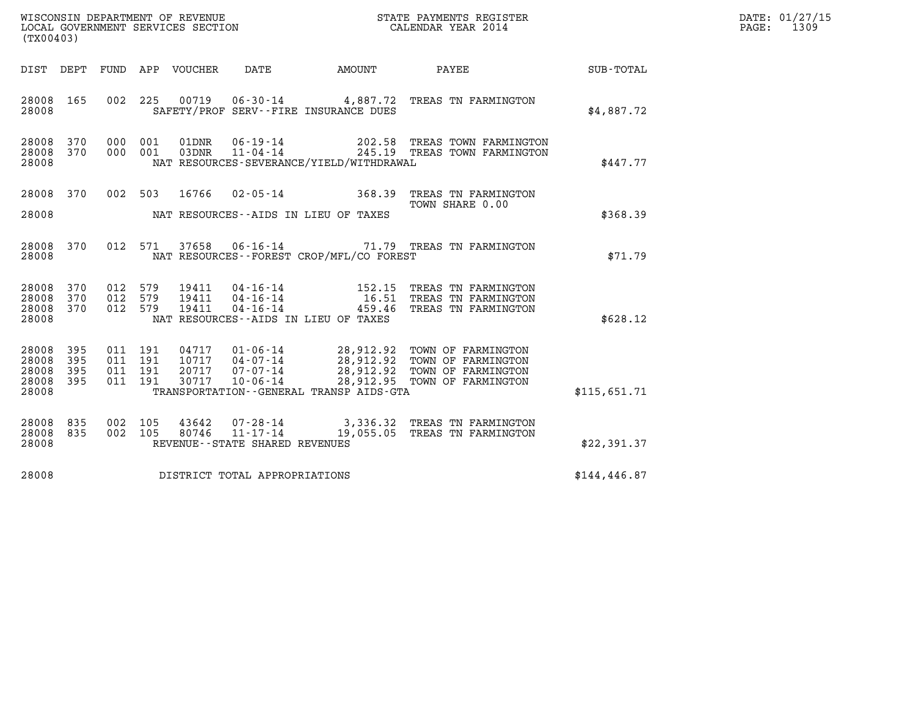WISCONSIN DEPARTMENT OF REVENUE
LOCAL GOVERNMENT SERVICES SECTION
(TX00403)

STATE PAYMENTS REGISTER
CALENDAR YEAR 2014

| DIST | DEPT | FUND | APP | VOUCHER | DATE | AMOUNT | PAYEE | SUB-TOTAL |
|---|---|---|---|---|---|---|---|---|
| 28008 | 165 | 002 | 225 | 00719 | 06-30-14 | 4,887.72 | TREAS TN FARMINGTON | |
| 28008 | | | | | SAFETY/PROF SERV--FIRE INSURANCE DUES | | | $4,887.72 |
| 28008 | 370 | 000 | 001 | 01DNR | 06-19-14 | 202.58 | TREAS TOWN FARMINGTON | |
| 28008 | 370 | 000 | 001 | 03DNR | 11-04-14 | 245.19 | TREAS TOWN FARMINGTON | |
| 28008 | | | | | NAT RESOURCES-SEVERANCE/YIELD/WITHDRAWAL | | | $447.77 |
| 28008 | 370 | 002 | 503 | 16766 | 02-05-14 | 368.39 | TREAS TN FARMINGTON TOWN SHARE 0.00 | |
| 28008 | | | | | NAT RESOURCES--AIDS IN LIEU OF TAXES | | | $368.39 |
| 28008 | 370 | 012 | 571 | 37658 | 06-16-14 | 71.79 | TREAS TN FARMINGTON | |
| 28008 | | | | | NAT RESOURCES--FOREST CROP/MFL/CO FOREST | | | $71.79 |
| 28008 | 370 | 012 | 579 | 19411 | 04-16-14 | 152.15 | TREAS TN FARMINGTON | |
| 28008 | 370 | 012 | 579 | 19411 | 04-16-14 | 16.51 | TREAS TN FARMINGTON | |
| 28008 | 370 | 012 | 579 | 19411 | 04-16-14 | 459.46 | TREAS TN FARMINGTON | |
| 28008 | | | | | NAT RESOURCES--AIDS IN LIEU OF TAXES | | | $628.12 |
| 28008 | 395 | 011 | 191 | 04717 | 01-06-14 | 28,912.92 | TOWN OF FARMINGTON | |
| 28008 | 395 | 011 | 191 | 10717 | 04-07-14 | 28,912.92 | TOWN OF FARMINGTON | |
| 28008 | 395 | 011 | 191 | 20717 | 07-07-14 | 28,912.92 | TOWN OF FARMINGTON | |
| 28008 | 395 | 011 | 191 | 30717 | 10-06-14 | 28,912.95 | TOWN OF FARMINGTON | |
| 28008 | | | | | TRANSPORTATION--GENERAL TRANSP AIDS-GTA | | | $115,651.71 |
| 28008 | 835 | 002 | 105 | 43642 | 07-28-14 | 3,336.32 | TREAS TN FARMINGTON | |
| 28008 | 835 | 002 | 105 | 80746 | 11-17-14 | 19,055.05 | TREAS TN FARMINGTON | |
| 28008 | | | | | REVENUE--STATE SHARED REVENUES | | | $22,391.37 |
| 28008 | | | | | DISTRICT TOTAL APPROPRIATIONS | | | $144,446.87 |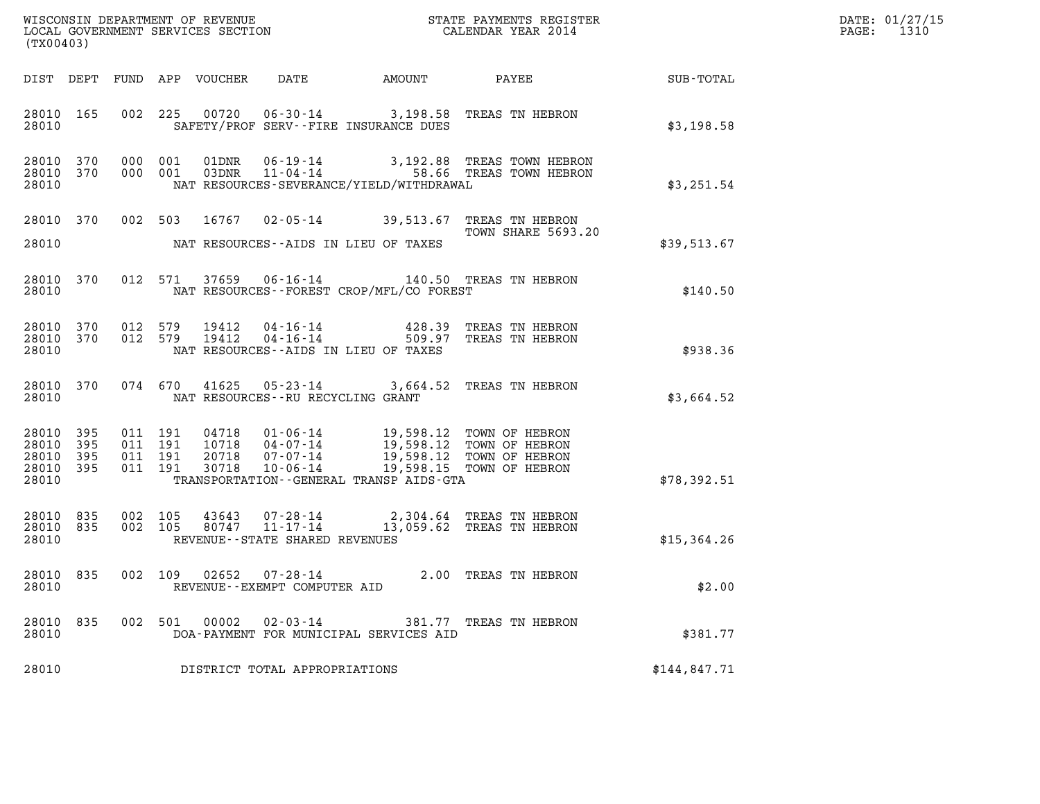WISCONSIN DEPARTMENT OF REVENUE
LOCAL GOVERNMENT SERVICES SECTION
(TX00403)

STATE PAYMENTS REGISTER
CALENDAR YEAR 2014

DATE: 01/27/15
PAGE: 1310

| DIST | DEPT | FUND | APP | VOUCHER | DATE | AMOUNT | PAYEE | SUB-TOTAL |
|---|---|---|---|---|---|---|---|---|
| 28010 | 165 | 002 | 225 | 00720 | 06-30-14 | 3,198.58 | TREAS TN HEBRON | |
| 28010 | | | | | SAFETY/PROF SERV--FIRE INSURANCE DUES | | | $3,198.58 |
| 28010 | 370 | 000 | 001 | 01DNR | 06-19-14 | 3,192.88 | TREAS TOWN HEBRON | |
| 28010 | 370 | 000 | 001 | 03DNR | 11-04-14 | 58.66 | TREAS TOWN HEBRON | |
| 28010 | | | | | NAT RESOURCES-SEVERANCE/YIELD/WITHDRAWAL | | | $3,251.54 |
| 28010 | 370 | 002 | 503 | 16767 | 02-05-14 | 39,513.67 | TREAS TN HEBRON<br>TOWN SHARE 5693.20 | |
| 28010 | | | | | NAT RESOURCES--AIDS IN LIEU OF TAXES | | | $39,513.67 |
| 28010 | 370 | 012 | 571 | 37659 | 06-16-14 | 140.50 | TREAS TN HEBRON | |
| 28010 | | | | | NAT RESOURCES--FOREST CROP/MFL/CO FOREST | | | $140.50 |
| 28010 | 370 | 012 | 579 | 19412 | 04-16-14 | 428.39 | TREAS TN HEBRON | |
| 28010 | 370 | 012 | 579 | 19412 | 04-16-14 | 509.97 | TREAS TN HEBRON | |
| 28010 | | | | | NAT RESOURCES--AIDS IN LIEU OF TAXES | | | $938.36 |
| 28010 | 370 | 074 | 670 | 41625 | 05-23-14 | 3,664.52 | TREAS TN HEBRON | |
| 28010 | | | | | NAT RESOURCES--RU RECYCLING GRANT | | | $3,664.52 |
| 28010 | 395 | 011 | 191 | 04718 | 01-06-14 | 19,598.12 | TOWN OF HEBRON | |
| 28010 | 395 | 011 | 191 | 10718 | 04-07-14 | 19,598.12 | TOWN OF HEBRON | |
| 28010 | 395 | 011 | 191 | 20718 | 07-07-14 | 19,598.12 | TOWN OF HEBRON | |
| 28010 | 395 | 011 | 191 | 30718 | 10-06-14 | 19,598.15 | TOWN OF HEBRON | |
| 28010 | | | | | TRANSPORTATION--GENERAL TRANSP AIDS-GTA | | | $78,392.51 |
| 28010 | 835 | 002 | 105 | 43643 | 07-28-14 | 2,304.64 | TREAS TN HEBRON | |
| 28010 | 835 | 002 | 105 | 80747 | 11-17-14 | 13,059.62 | TREAS TN HEBRON | |
| 28010 | | | | | REVENUE--STATE SHARED REVENUES | | | $15,364.26 |
| 28010 | 835 | 002 | 109 | 02652 | 07-28-14 | 2.00 | TREAS TN HEBRON | |
| 28010 | | | | | REVENUE--EXEMPT COMPUTER AID | | | $2.00 |
| 28010 | 835 | 002 | 501 | 00002 | 02-03-14 | 381.77 | TREAS TN HEBRON | |
| 28010 | | | | | DOA-PAYMENT FOR MUNICIPAL SERVICES AID | | | $381.77 |
| 28010 | | | | | DISTRICT TOTAL APPROPRIATIONS | | | $144,847.71 |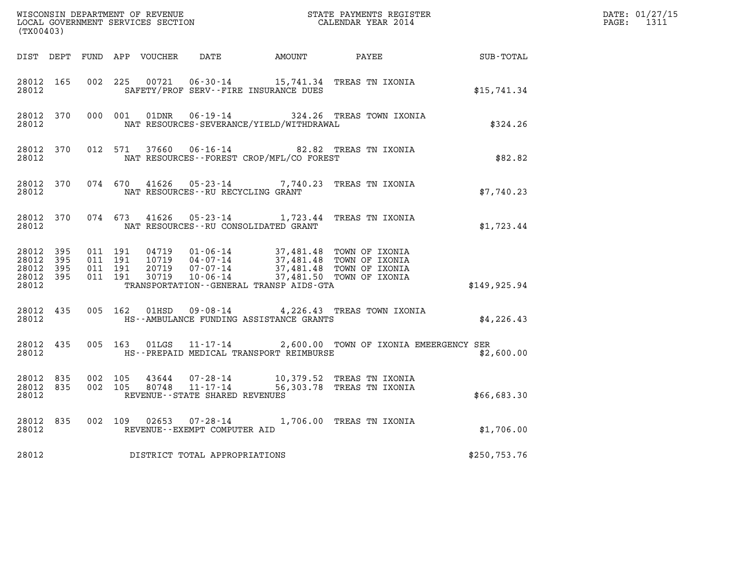WISCONSIN DEPARTMENT OF REVENUE
LOCAL GOVERNMENT SERVICES SECTION
(TX00403)

STATE PAYMENTS REGISTER
CALENDAR YEAR 2014

DATE: 01/27/15
PAGE: 1311

| DIST | DEPT | FUND | APP | VOUCHER | DATE | AMOUNT | PAYEE | SUB-TOTAL |
|---|---|---|---|---|---|---|---|---|
| 28012 | 165 | 002 | 225 | 00721 | 06-30-14 | 15,741.34 | TREAS TN IXONIA | |
| 28012 | | | | | SAFETY/PROF SERV--FIRE INSURANCE DUES | | | $15,741.34 |
| 28012 | 370 | 000 | 001 | 01DNR | 06-19-14 | 324.26 | TREAS TOWN IXONIA | |
| 28012 | | | | | NAT RESOURCES-SEVERANCE/YIELD/WITHDRAWAL | | | $324.26 |
| 28012 | 370 | 012 | 571 | 37660 | 06-16-14 | 82.82 | TREAS TN IXONIA | |
| 28012 | | | | | NAT RESOURCES--FOREST CROP/MFL/CO FOREST | | | $82.82 |
| 28012 | 370 | 074 | 670 | 41626 | 05-23-14 | 7,740.23 | TREAS TN IXONIA | |
| 28012 | | | | | NAT RESOURCES--RU RECYCLING GRANT | | | $7,740.23 |
| 28012 | 370 | 074 | 673 | 41626 | 05-23-14 | 1,723.44 | TREAS TN IXONIA | |
| 28012 | | | | | NAT RESOURCES--RU CONSOLIDATED GRANT | | | $1,723.44 |
| 28012 | 395 | 011 | 191 | 04719 | 01-06-14 | 37,481.48 | TOWN OF IXONIA | |
| 28012 | 395 | 011 | 191 | 10719 | 04-07-14 | 37,481.48 | TOWN OF IXONIA | |
| 28012 | 395 | 011 | 191 | 20719 | 07-07-14 | 37,481.48 | TOWN OF IXONIA | |
| 28012 | 395 | 011 | 191 | 30719 | 10-06-14 | 37,481.50 | TOWN OF IXONIA | |
| 28012 | | | | | TRANSPORTATION--GENERAL TRANSP AIDS-GTA | | | $149,925.94 |
| 28012 | 435 | 005 | 162 | 01HSD | 09-08-14 | 4,226.43 | TREAS TOWN IXONIA | |
| 28012 | | | | | HS--AMBULANCE FUNDING ASSISTANCE GRANTS | | | $4,226.43 |
| 28012 | 435 | 005 | 163 | 01LGS | 11-17-14 | 2,600.00 | TOWN OF IXONIA EMEERGENCY SER | |
| 28012 | | | | | HS--PREPAID MEDICAL TRANSPORT REIMBURSE | | | $2,600.00 |
| 28012 | 835 | 002 | 105 | 43644 | 07-28-14 | 10,379.52 | TREAS TN IXONIA | |
| 28012 | 835 | 002 | 105 | 80748 | 11-17-14 | 56,303.78 | TREAS TN IXONIA | |
| 28012 | | | | | REVENUE--STATE SHARED REVENUES | | | $66,683.30 |
| 28012 | 835 | 002 | 109 | 02653 | 07-28-14 | 1,706.00 | TREAS TN IXONIA | |
| 28012 | | | | | REVENUE--EXEMPT COMPUTER AID | | | $1,706.00 |
| 28012 | | | | | DISTRICT TOTAL APPROPRIATIONS | | | $250,753.76 |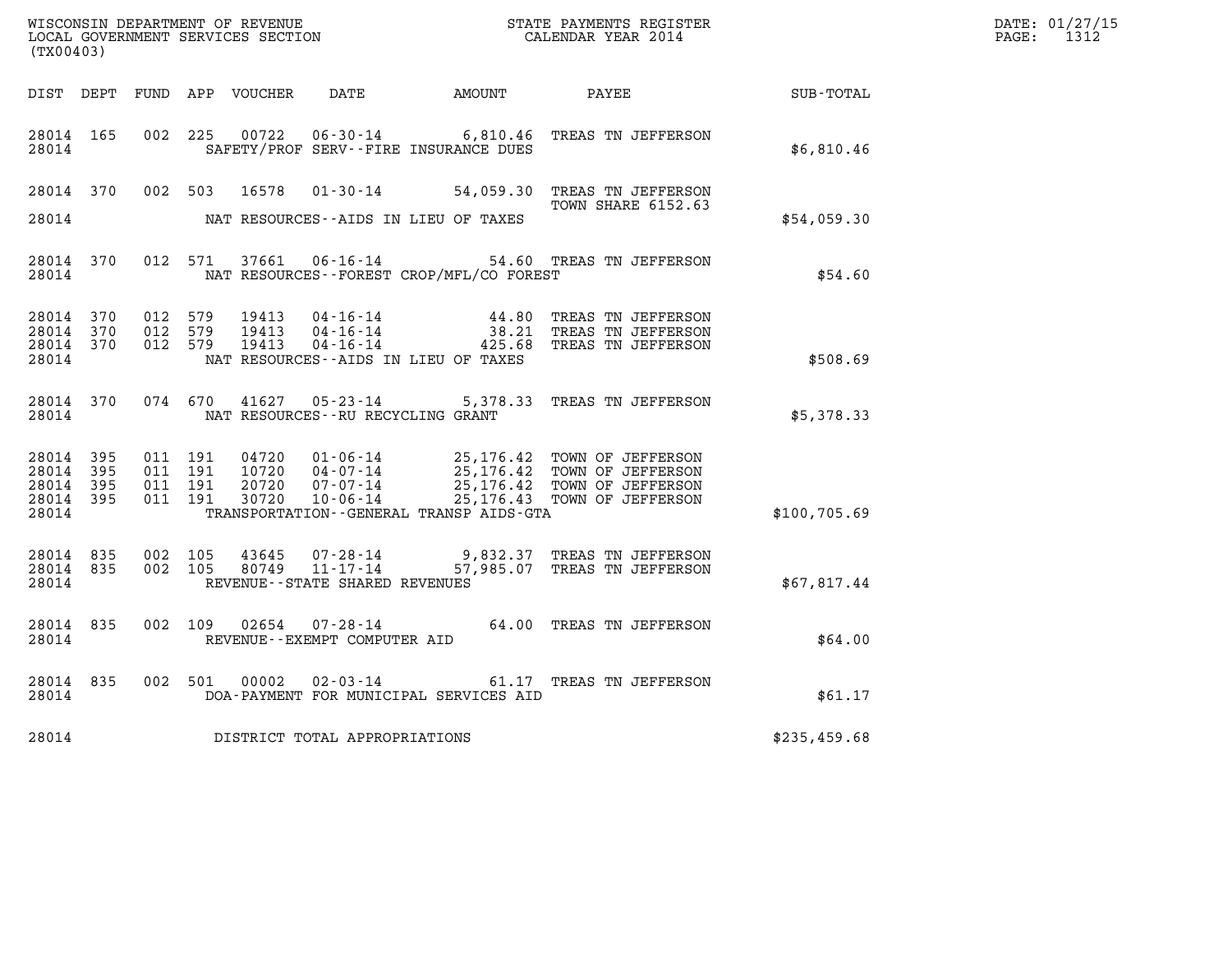WISCONSIN DEPARTMENT OF REVENUE
LOCAL GOVERNMENT SERVICES SECTION
(TX00403)

STATE PAYMENTS REGISTER
CALENDAR YEAR 2014

DATE: 01/27/15
PAGE: 1312

| DIST | DEPT | FUND | APP | VOUCHER | DATE | AMOUNT | PAYEE | SUB-TOTAL |
|---|---|---|---|---|---|---|---|---|
| 28014 | 165 | 002 | 225 | 00722 | 06-30-14 | 6,810.46 | TREAS TN JEFFERSON | |
| 28014 | | | | | SAFETY/PROF SERV--FIRE INSURANCE DUES | | | $6,810.46 |
| 28014 | 370 | 002 | 503 | 16578 | 01-30-14 | 54,059.30 | TREAS TN JEFFERSON<br>TOWN SHARE 6152.63 | |
| 28014 | | | | | NAT RESOURCES--AIDS IN LIEU OF TAXES | | | $54,059.30 |
| 28014 | 370 | 012 | 571 | 37661 | 06-16-14 | 54.60 | TREAS TN JEFFERSON | |
| 28014 | | | | | NAT RESOURCES--FOREST CROP/MFL/CO FOREST | | | $54.60 |
| 28014 | 370 | 012 | 579 | 19413 | 04-16-14 | 44.80 | TREAS TN JEFFERSON | |
| 28014 | 370 | 012 | 579 | 19413 | 04-16-14 | 38.21 | TREAS TN JEFFERSON | |
| 28014 | 370 | 012 | 579 | 19413 | 04-16-14 | 425.68 | TREAS TN JEFFERSON | |
| 28014 | | | | | NAT RESOURCES--AIDS IN LIEU OF TAXES | | | $508.69 |
| 28014 | 370 | 074 | 670 | 41627 | 05-23-14 | 5,378.33 | TREAS TN JEFFERSON | |
| 28014 | | | | | NAT RESOURCES--RU RECYCLING GRANT | | | $5,378.33 |
| 28014 | 395 | 011 | 191 | 04720 | 01-06-14 | 25,176.42 | TOWN OF JEFFERSON | |
| 28014 | 395 | 011 | 191 | 10720 | 04-07-14 | 25,176.42 | TOWN OF JEFFERSON | |
| 28014 | 395 | 011 | 191 | 20720 | 07-07-14 | 25,176.42 | TOWN OF JEFFERSON | |
| 28014 | 395 | 011 | 191 | 30720 | 10-06-14 | 25,176.43 | TOWN OF JEFFERSON | |
| 28014 | | | | | TRANSPORTATION--GENERAL TRANSP AIDS-GTA | | | $100,705.69 |
| 28014 | 835 | 002 | 105 | 43645 | 07-28-14 | 9,832.37 | TREAS TN JEFFERSON | |
| 28014 | 835 | 002 | 105 | 80749 | 11-17-14 | 57,985.07 | TREAS TN JEFFERSON | |
| 28014 | | | | | REVENUE--STATE SHARED REVENUES | | | $67,817.44 |
| 28014 | 835 | 002 | 109 | 02654 | 07-28-14 | 64.00 | TREAS TN JEFFERSON | |
| 28014 | | | | | REVENUE--EXEMPT COMPUTER AID | | | $64.00 |
| 28014 | 835 | 002 | 501 | 00002 | 02-03-14 | 61.17 | TREAS TN JEFFERSON | |
| 28014 | | | | | DOA-PAYMENT FOR MUNICIPAL SERVICES AID | | | $61.17 |
| 28014 | | | | | DISTRICT TOTAL APPROPRIATIONS | | | $235,459.68 |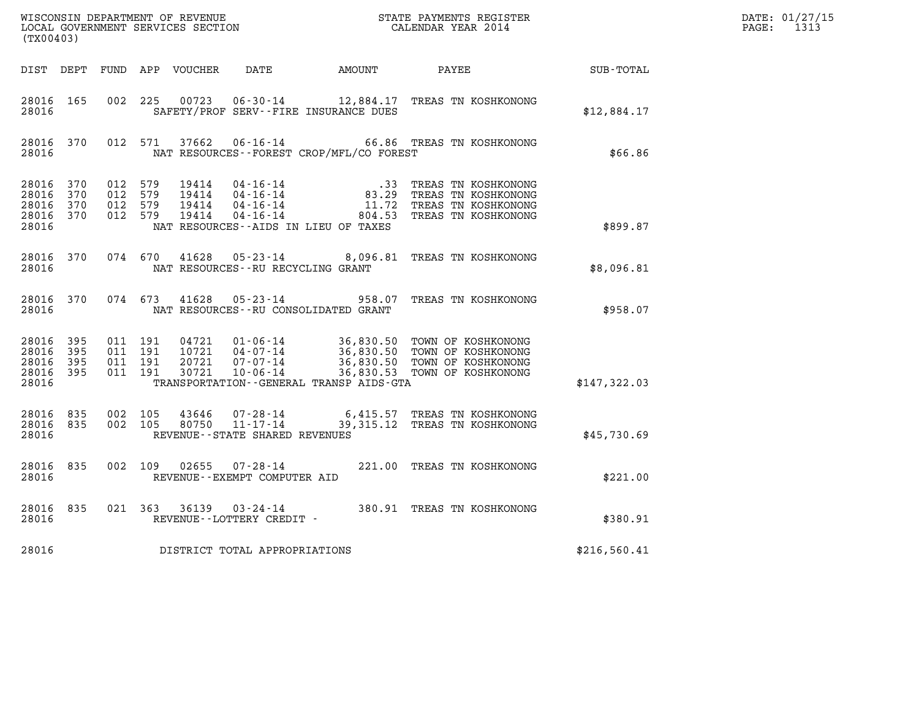WISCONSIN DEPARTMENT OF REVENUE
LOCAL GOVERNMENT SERVICES SECTION
(TX00403)

STATE PAYMENTS REGISTER
CALENDAR YEAR 2014

DATE: 01/27/15
PAGE: 1313

| DIST | DEPT | FUND | APP | VOUCHER | DATE | AMOUNT | PAYEE | SUB-TOTAL |
|---|---|---|---|---|---|---|---|---|
| 28016 | 165 | 002 | 225 | 00723 | 06-30-14 | 12,884.17 | TREAS TN KOSHKONONG | |
| 28016 | | | | | SAFETY/PROF SERV--FIRE INSURANCE DUES | | | $12,884.17 |
| 28016 | 370 | 012 | 571 | 37662 | 06-16-14 | 66.86 | TREAS TN KOSHKONONG | |
| 28016 | | | | | NAT RESOURCES--FOREST CROP/MFL/CO FOREST | | | $66.86 |
| 28016 | 370 | 012 | 579 | 19414 | 04-16-14 | .33 | TREAS TN KOSHKONONG | |
| 28016 | 370 | 012 | 579 | 19414 | 04-16-14 | 83.29 | TREAS TN KOSHKONONG | |
| 28016 | 370 | 012 | 579 | 19414 | 04-16-14 | 11.72 | TREAS TN KOSHKONONG | |
| 28016 | 370 | 012 | 579 | 19414 | 04-16-14 | 804.53 | TREAS TN KOSHKONONG | |
| 28016 | | | | | NAT RESOURCES--AIDS IN LIEU OF TAXES | | | $899.87 |
| 28016 | 370 | 074 | 670 | 41628 | 05-23-14 | 8,096.81 | TREAS TN KOSHKONONG | |
| 28016 | | | | | NAT RESOURCES--RU RECYCLING GRANT | | | $8,096.81 |
| 28016 | 370 | 074 | 673 | 41628 | 05-23-14 | 958.07 | TREAS TN KOSHKONONG | |
| 28016 | | | | | NAT RESOURCES--RU CONSOLIDATED GRANT | | | $958.07 |
| 28016 | 395 | 011 | 191 | 04721 | 01-06-14 | 36,830.50 | TOWN OF KOSHKONONG | |
| 28016 | 395 | 011 | 191 | 10721 | 04-07-14 | 36,830.50 | TOWN OF KOSHKONONG | |
| 28016 | 395 | 011 | 191 | 20721 | 07-07-14 | 36,830.50 | TOWN OF KOSHKONONG | |
| 28016 | 395 | 011 | 191 | 30721 | 10-06-14 | 36,830.53 | TOWN OF KOSHKONONG | |
| 28016 | | | | | TRANSPORTATION--GENERAL TRANSP AIDS-GTA | | | $147,322.03 |
| 28016 | 835 | 002 | 105 | 43646 | 07-28-14 | 6,415.57 | TREAS TN KOSHKONONG | |
| 28016 | 835 | 002 | 105 | 80750 | 11-17-14 | 39,315.12 | TREAS TN KOSHKONONG | |
| 28016 | | | | | REVENUE--STATE SHARED REVENUES | | | $45,730.69 |
| 28016 | 835 | 002 | 109 | 02655 | 07-28-14 | 221.00 | TREAS TN KOSHKONONG | |
| 28016 | | | | | REVENUE--EXEMPT COMPUTER AID | | | $221.00 |
| 28016 | 835 | 021 | 363 | 36139 | 03-24-14 | 380.91 | TREAS TN KOSHKONONG | |
| 28016 | | | | | REVENUE--LOTTERY CREDIT - | | | $380.91 |
| 28016 | | | | | DISTRICT TOTAL APPROPRIATIONS | | | $216,560.41 |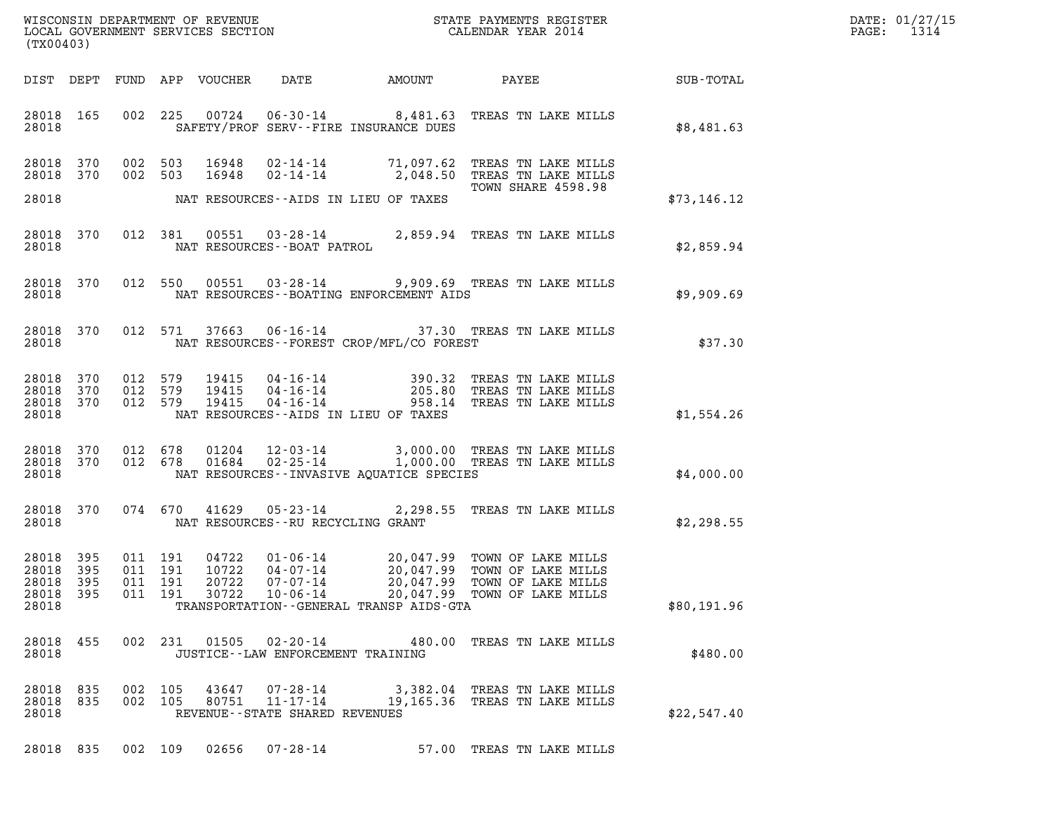WISCONSIN DEPARTMENT OF REVENUE
LOCAL GOVERNMENT SERVICES SECTION
(TX00403)

STATE PAYMENTS REGISTER
CALENDAR YEAR 2014

DATE: 01/27/15
PAGE: 1314

| DIST | DEPT | FUND | APP | VOUCHER | DATE | AMOUNT | PAYEE | SUB-TOTAL |
|---|---|---|---|---|---|---|---|---|
| 28018 | 165 | 002 | 225 | 00724 | 06-30-14 | 8,481.63 | TREAS TN LAKE MILLS | |
| 28018 | | | | | SAFETY/PROF SERV--FIRE INSURANCE DUES | | | $8,481.63 |
| 28018 | 370 | 002 | 503 | 16948 | 02-14-14 | 71,097.62 | TREAS TN LAKE MILLS | |
| 28018 | 370 | 002 | 503 | 16948 | 02-14-14 | 2,048.50 | TREAS TN LAKE MILLS TOWN SHARE 4598.98 | |
| 28018 | | | | | NAT RESOURCES--AIDS IN LIEU OF TAXES | | | $73,146.12 |
| 28018 | 370 | 012 | 381 | 00551 | 03-28-14 | 2,859.94 | TREAS TN LAKE MILLS | |
| 28018 | | | | | NAT RESOURCES--BOAT PATROL | | | $2,859.94 |
| 28018 | 370 | 012 | 550 | 00551 | 03-28-14 | 9,909.69 | TREAS TN LAKE MILLS | |
| 28018 | | | | | NAT RESOURCES--BOATING ENFORCEMENT AIDS | | | $9,909.69 |
| 28018 | 370 | 012 | 571 | 37663 | 06-16-14 | 37.30 | TREAS TN LAKE MILLS | |
| 28018 | | | | | NAT RESOURCES--FOREST CROP/MFL/CO FOREST | | | $37.30 |
| 28018 | 370 | 012 | 579 | 19415 | 04-16-14 | 390.32 | TREAS TN LAKE MILLS | |
| 28018 | 370 | 012 | 579 | 19415 | 04-16-14 | 205.80 | TREAS TN LAKE MILLS | |
| 28018 | 370 | 012 | 579 | 19415 | 04-16-14 | 958.14 | TREAS TN LAKE MILLS | |
| 28018 | | | | | NAT RESOURCES--AIDS IN LIEU OF TAXES | | | $1,554.26 |
| 28018 | 370 | 012 | 678 | 01204 | 12-03-14 | 3,000.00 | TREAS TN LAKE MILLS | |
| 28018 | 370 | 012 | 678 | 01684 | 02-25-14 | 1,000.00 | TREAS TN LAKE MILLS | |
| 28018 | | | | | NAT RESOURCES--INVASIVE AQUATICE SPECIES | | | $4,000.00 |
| 28018 | 370 | 074 | 670 | 41629 | 05-23-14 | 2,298.55 | TREAS TN LAKE MILLS | |
| 28018 | | | | | NAT RESOURCES--RU RECYCLING GRANT | | | $2,298.55 |
| 28018 | 395 | 011 | 191 | 04722 | 01-06-14 | 20,047.99 | TOWN OF LAKE MILLS | |
| 28018 | 395 | 011 | 191 | 10722 | 04-07-14 | 20,047.99 | TOWN OF LAKE MILLS | |
| 28018 | 395 | 011 | 191 | 20722 | 07-07-14 | 20,047.99 | TOWN OF LAKE MILLS | |
| 28018 | 395 | 011 | 191 | 30722 | 10-06-14 | 20,047.99 | TOWN OF LAKE MILLS | |
| 28018 | | | | | TRANSPORTATION--GENERAL TRANSP AIDS-GTA | | | $80,191.96 |
| 28018 | 455 | 002 | 231 | 01505 | 02-20-14 | 480.00 | TREAS TN LAKE MILLS | |
| 28018 | | | | | JUSTICE--LAW ENFORCEMENT TRAINING | | | $480.00 |
| 28018 | 835 | 002 | 105 | 43647 | 07-28-14 | 3,382.04 | TREAS TN LAKE MILLS | |
| 28018 | 835 | 002 | 105 | 80751 | 11-17-14 | 19,165.36 | TREAS TN LAKE MILLS | |
| 28018 | | | | | REVENUE--STATE SHARED REVENUES | | | $22,547.40 |
| 28018 | 835 | 002 | 109 | 02656 | 07-28-14 | 57.00 | TREAS TN LAKE MILLS | |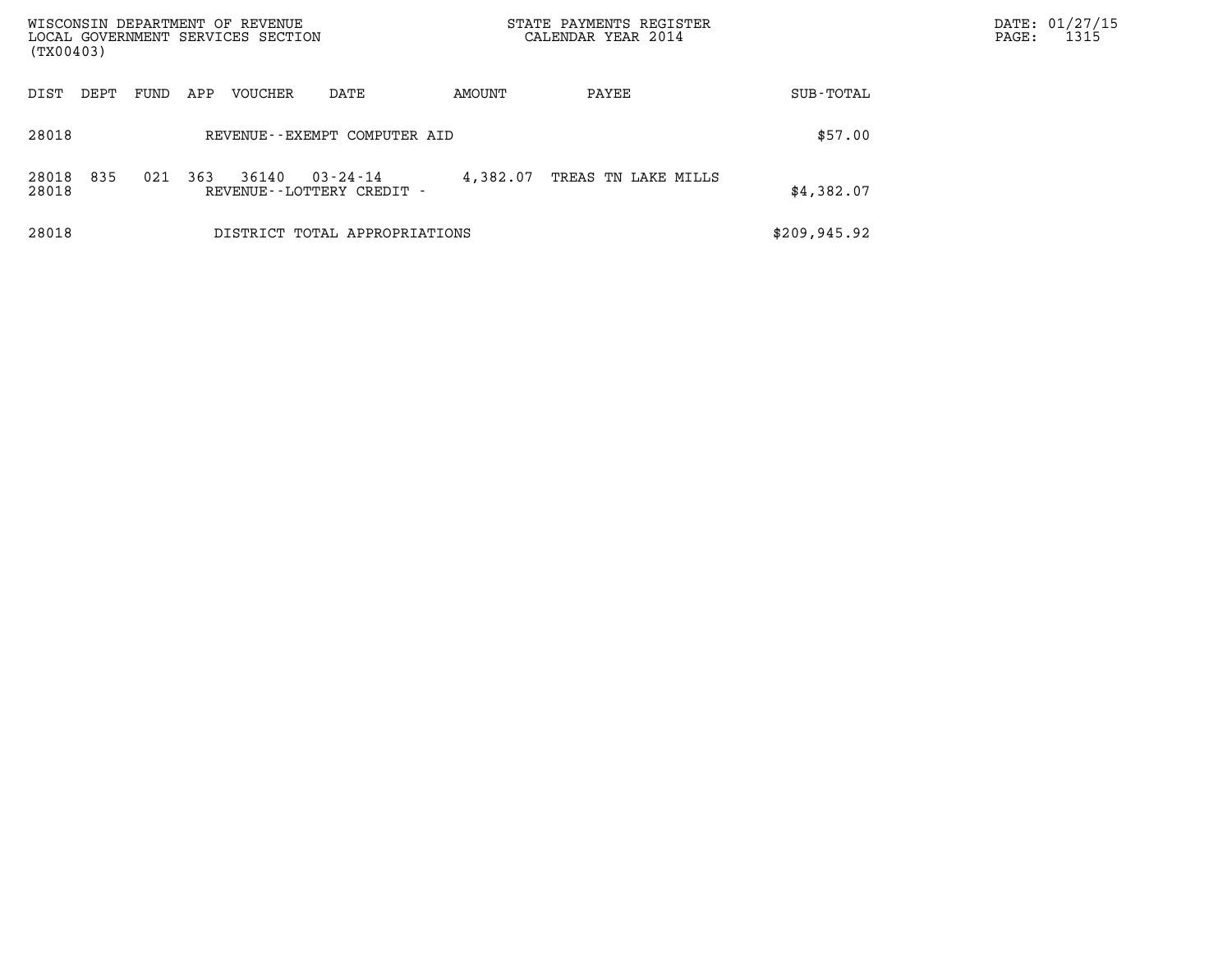| DIST | DEPT | FUND | APP | VOUCHER | DATE | AMOUNT | PAYEE | SUB-TOTAL |
|---|---|---|---|---|---|---|---|---|
| 28018 | | | | REVENUE--EXEMPT COMPUTER AID | | | | $57.00 |
| 28018 | 835 | 021 | 363 | 36140 | 03-24-14 | 4,382.07 | TREAS TN LAKE MILLS | |
| 28018 | | | | REVENUE--LOTTERY CREDIT - | | | | $4,382.07 |
| 28018 | | | | DISTRICT TOTAL APPROPRIATIONS | | | | $209,945.92 |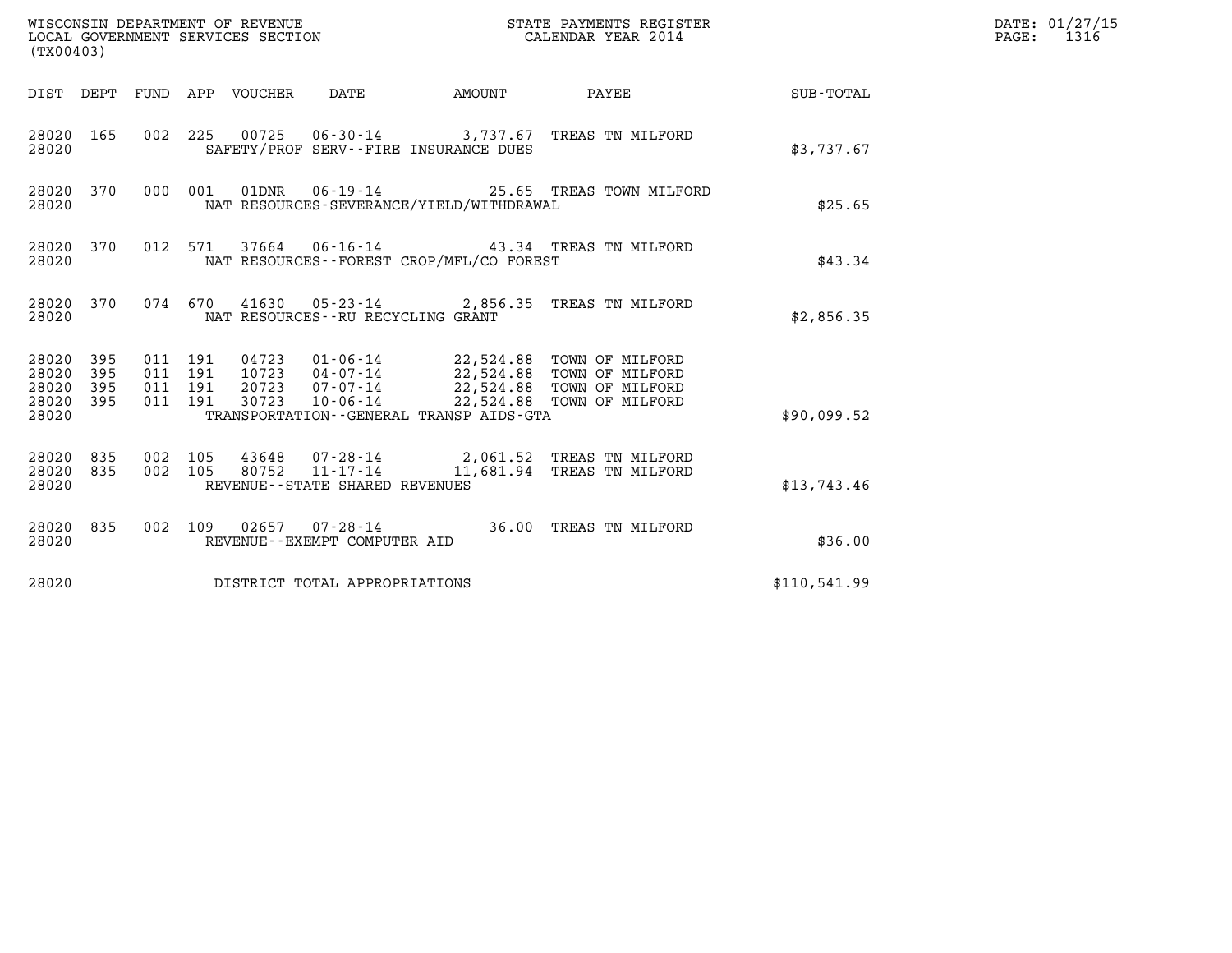WISCONSIN DEPARTMENT OF REVENUE
LOCAL GOVERNMENT SERVICES SECTION
(TX00403)

STATE PAYMENTS REGISTER
CALENDAR YEAR 2014

DATE: 01/27/15
PAGE: 1316

| DIST | DEPT | FUND | APP | VOUCHER | DATE | AMOUNT | PAYEE | SUB-TOTAL |
|---|---|---|---|---|---|---|---|---|
| 28020 | 165 | 002 | 225 | 00725 | 06-30-14 | 3,737.67 | TREAS TN MILFORD | |
| 28020 | | | | SAFETY/PROF SERV--FIRE INSURANCE DUES | | | | $3,737.67 |
| 28020 | 370 | 000 | 001 | 01DNR | 06-19-14 | 25.65 | TREAS TOWN MILFORD | |
| 28020 | | | | NAT RESOURCES-SEVERANCE/YIELD/WITHDRAWAL | | | | $25.65 |
| 28020 | 370 | 012 | 571 | 37664 | 06-16-14 | 43.34 | TREAS TN MILFORD | |
| 28020 | | | | NAT RESOURCES--FOREST CROP/MFL/CO FOREST | | | | $43.34 |
| 28020 | 370 | 074 | 670 | 41630 | 05-23-14 | 2,856.35 | TREAS TN MILFORD | |
| 28020 | | | | NAT RESOURCES--RU RECYCLING GRANT | | | | $2,856.35 |
| 28020 | 395 | 011 | 191 | 04723 | 01-06-14 | 22,524.88 | TOWN OF MILFORD | |
| 28020 | 395 | 011 | 191 | 10723 | 04-07-14 | 22,524.88 | TOWN OF MILFORD | |
| 28020 | 395 | 011 | 191 | 20723 | 07-07-14 | 22,524.88 | TOWN OF MILFORD | |
| 28020 | 395 | 011 | 191 | 30723 | 10-06-14 | 22,524.88 | TOWN OF MILFORD | |
| 28020 | | | | TRANSPORTATION--GENERAL TRANSP AIDS-GTA | | | | $90,099.52 |
| 28020 | 835 | 002 | 105 | 43648 | 07-28-14 | 2,061.52 | TREAS TN MILFORD | |
| 28020 | 835 | 002 | 105 | 80752 | 11-17-14 | 11,681.94 | TREAS TN MILFORD | |
| 28020 | | | | REVENUE--STATE SHARED REVENUES | | | | $13,743.46 |
| 28020 | 835 | 002 | 109 | 02657 | 07-28-14 | 36.00 | TREAS TN MILFORD | |
| 28020 | | | | REVENUE--EXEMPT COMPUTER AID | | | | $36.00 |
| 28020 | | | | DISTRICT TOTAL APPROPRIATIONS | | | | $110,541.99 |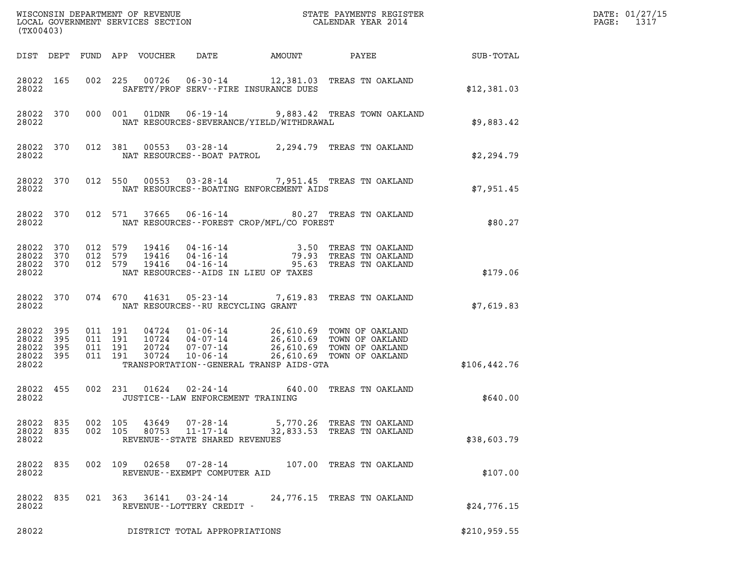WISCONSIN DEPARTMENT OF REVENUE
LOCAL GOVERNMENT SERVICES SECTION
(TX00403)

STATE PAYMENTS REGISTER
CALENDAR YEAR 2014

DATE: 01/27/15
PAGE: 1317

| DIST | DEPT | FUND | APP | VOUCHER | DATE | AMOUNT | PAYEE | SUB-TOTAL |
|---|---|---|---|---|---|---|---|---|
| 28022 | 165 | 002 | 225 | 00726 | 06-30-14 | 12,381.03 | TREAS TN OAKLAND | |
| 28022 | | | | SAFETY/PROF SERV--FIRE INSURANCE DUES | | | | $12,381.03 |
| 28022 | 370 | 000 | 001 | 01DNR | 06-19-14 | 9,883.42 | TREAS TOWN OAKLAND | |
| 28022 | | | | NAT RESOURCES-SEVERANCE/YIELD/WITHDRAWAL | | | | $9,883.42 |
| 28022 | 370 | 012 | 381 | 00553 | 03-28-14 | 2,294.79 | TREAS TN OAKLAND | |
| 28022 | | | | NAT RESOURCES--BOAT PATROL | | | | $2,294.79 |
| 28022 | 370 | 012 | 550 | 00553 | 03-28-14 | 7,951.45 | TREAS TN OAKLAND | |
| 28022 | | | | NAT RESOURCES--BOATING ENFORCEMENT AIDS | | | | $7,951.45 |
| 28022 | 370 | 012 | 571 | 37665 | 06-16-14 | 80.27 | TREAS TN OAKLAND | |
| 28022 | | | | NAT RESOURCES--FOREST CROP/MFL/CO FOREST | | | | $80.27 |
| 28022 | 370 | 012 | 579 | 19416 | 04-16-14 | 3.50 | TREAS TN OAKLAND | |
| 28022 | 370 | 012 | 579 | 19416 | 04-16-14 | 79.93 | TREAS TN OAKLAND | |
| 28022 | 370 | 012 | 579 | 19416 | 04-16-14 | 95.63 | TREAS TN OAKLAND | |
| 28022 | | | | NAT RESOURCES--AIDS IN LIEU OF TAXES | | | | $179.06 |
| 28022 | 370 | 074 | 670 | 41631 | 05-23-14 | 7,619.83 | TREAS TN OAKLAND | |
| 28022 | | | | NAT RESOURCES--RU RECYCLING GRANT | | | | $7,619.83 |
| 28022 | 395 | 011 | 191 | 04724 | 01-06-14 | 26,610.69 | TOWN OF OAKLAND | |
| 28022 | 395 | 011 | 191 | 10724 | 04-07-14 | 26,610.69 | TOWN OF OAKLAND | |
| 28022 | 395 | 011 | 191 | 20724 | 07-07-14 | 26,610.69 | TOWN OF OAKLAND | |
| 28022 | 395 | 011 | 191 | 30724 | 10-06-14 | 26,610.69 | TOWN OF OAKLAND | |
| 28022 | | | | TRANSPORTATION--GENERAL TRANSP AIDS-GTA | | | | $106,442.76 |
| 28022 | 455 | 002 | 231 | 01624 | 02-24-14 | 640.00 | TREAS TN OAKLAND | |
| 28022 | | | | JUSTICE--LAW ENFORCEMENT TRAINING | | | | $640.00 |
| 28022 | 835 | 002 | 105 | 43649 | 07-28-14 | 5,770.26 | TREAS TN OAKLAND | |
| 28022 | 835 | 002 | 105 | 80753 | 11-17-14 | 32,833.53 | TREAS TN OAKLAND | |
| 28022 | | | | REVENUE--STATE SHARED REVENUES | | | | $38,603.79 |
| 28022 | 835 | 002 | 109 | 02658 | 07-28-14 | 107.00 | TREAS TN OAKLAND | |
| 28022 | | | | REVENUE--EXEMPT COMPUTER AID | | | | $107.00 |
| 28022 | 835 | 021 | 363 | 36141 | 03-24-14 | 24,776.15 | TREAS TN OAKLAND | |
| 28022 | | | | REVENUE--LOTTERY CREDIT - | | | | $24,776.15 |
| 28022 | | | | DISTRICT TOTAL APPROPRIATIONS | | | | $210,959.55 |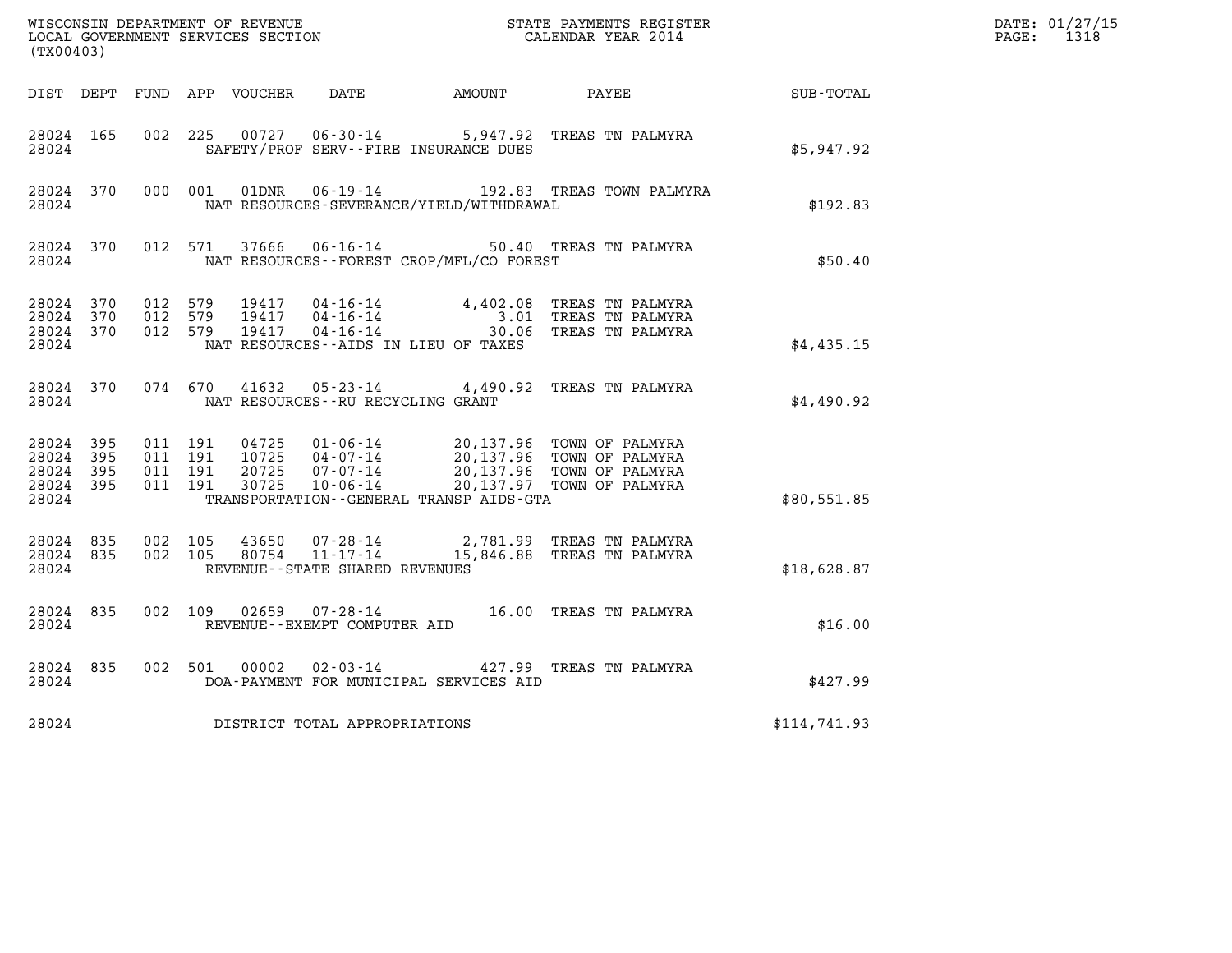WISCONSIN DEPARTMENT OF REVENUE
LOCAL GOVERNMENT SERVICES SECTION
(TX00403)

STATE PAYMENTS REGISTER
CALENDAR YEAR 2014

DATE: 01/27/15
PAGE: 1318

| DIST | DEPT | FUND | APP | VOUCHER | DATE | AMOUNT | PAYEE | SUB-TOTAL |
|---|---|---|---|---|---|---|---|---|
| 28024 | 165 | 002 | 225 | 00727 | 06-30-14 | 5,947.92 | TREAS TN PALMYRA | |
| 28024 | | | | | SAFETY/PROF SERV--FIRE INSURANCE DUES | | | $5,947.92 |
| 28024 | 370 | 000 | 001 | 01DNR | 06-19-14 | 192.83 | TREAS TOWN PALMYRA | |
| 28024 | | | | | NAT RESOURCES-SEVERANCE/YIELD/WITHDRAWAL | | | $192.83 |
| 28024 | 370 | 012 | 571 | 37666 | 06-16-14 | 50.40 | TREAS TN PALMYRA | |
| 28024 | | | | | NAT RESOURCES--FOREST CROP/MFL/CO FOREST | | | $50.40 |
| 28024 | 370 | 012 | 579 | 19417 | 04-16-14 | 4,402.08 | TREAS TN PALMYRA | |
| 28024 | 370 | 012 | 579 | 19417 | 04-16-14 | 3.01 | TREAS TN PALMYRA | |
| 28024 | 370 | 012 | 579 | 19417 | 04-16-14 | 30.06 | TREAS TN PALMYRA | |
| 28024 | | | | | NAT RESOURCES--AIDS IN LIEU OF TAXES | | | $4,435.15 |
| 28024 | 370 | 074 | 670 | 41632 | 05-23-14 | 4,490.92 | TREAS TN PALMYRA | |
| 28024 | | | | | NAT RESOURCES--RU RECYCLING GRANT | | | $4,490.92 |
| 28024 | 395 | 011 | 191 | 04725 | 01-06-14 | 20,137.96 | TOWN OF PALMYRA | |
| 28024 | 395 | 011 | 191 | 10725 | 04-07-14 | 20,137.96 | TOWN OF PALMYRA | |
| 28024 | 395 | 011 | 191 | 20725 | 07-07-14 | 20,137.96 | TOWN OF PALMYRA | |
| 28024 | 395 | 011 | 191 | 30725 | 10-06-14 | 20,137.97 | TOWN OF PALMYRA | |
| 28024 | | | | | TRANSPORTATION--GENERAL TRANSP AIDS-GTA | | | $80,551.85 |
| 28024 | 835 | 002 | 105 | 43650 | 07-28-14 | 2,781.99 | TREAS TN PALMYRA | |
| 28024 | 835 | 002 | 105 | 80754 | 11-17-14 | 15,846.88 | TREAS TN PALMYRA | |
| 28024 | | | | | REVENUE--STATE SHARED REVENUES | | | $18,628.87 |
| 28024 | 835 | 002 | 109 | 02659 | 07-28-14 | 16.00 | TREAS TN PALMYRA | |
| 28024 | | | | | REVENUE--EXEMPT COMPUTER AID | | | $16.00 |
| 28024 | 835 | 002 | 501 | 00002 | 02-03-14 | 427.99 | TREAS TN PALMYRA | |
| 28024 | | | | | DOA-PAYMENT FOR MUNICIPAL SERVICES AID | | | $427.99 |
| 28024 | | | | | DISTRICT TOTAL APPROPRIATIONS | | | $114,741.93 |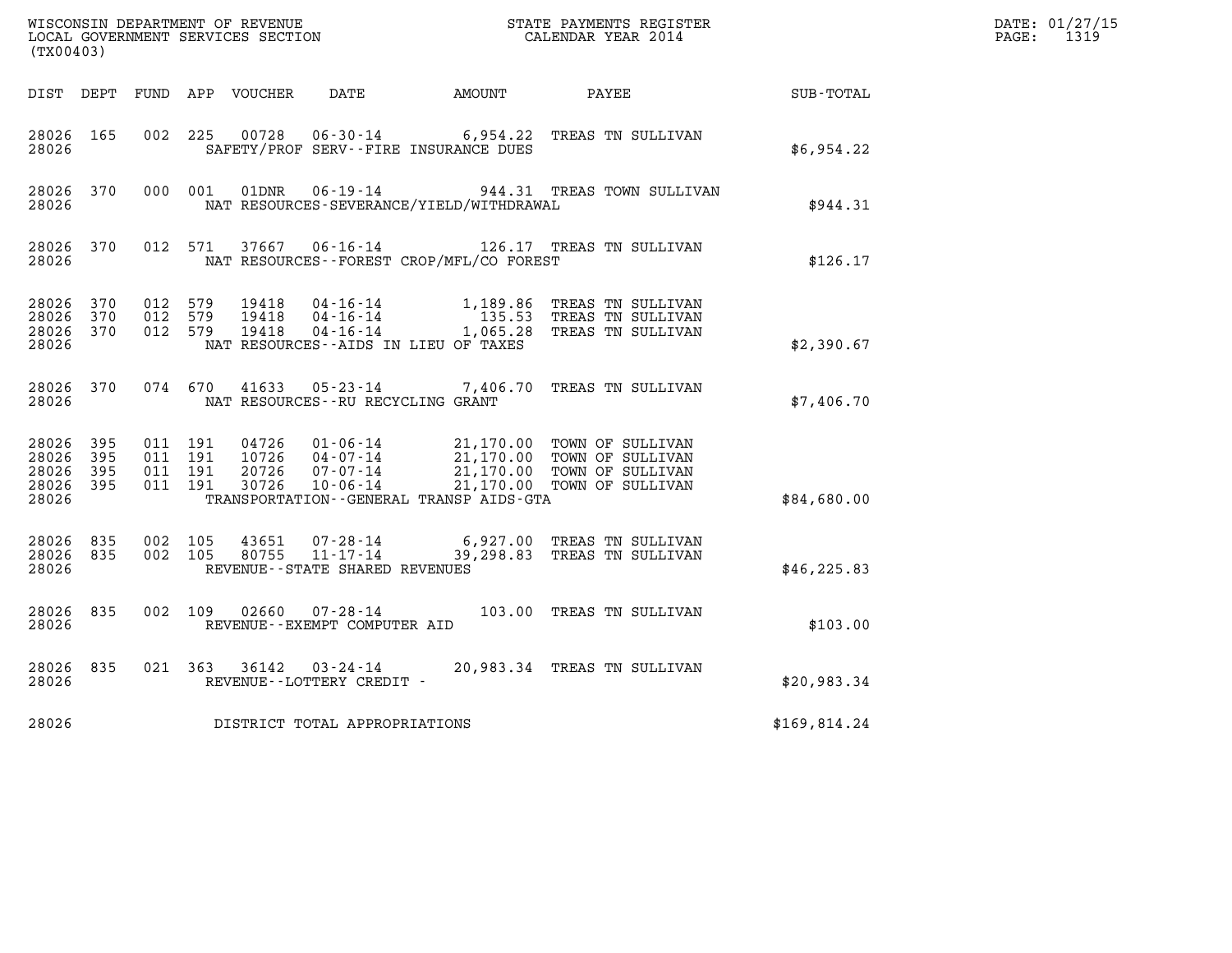WISCONSIN DEPARTMENT OF REVENUE
LOCAL GOVERNMENT SERVICES SECTION
(TX00403)

STATE PAYMENTS REGISTER
CALENDAR YEAR 2014

DATE: 01/27/15
PAGE: 1319

| DIST | DEPT | FUND | APP | VOUCHER | DATE | AMOUNT | PAYEE | SUB-TOTAL |
|---|---|---|---|---|---|---|---|---|
| 28026 | 165 | 002 | 225 | 00728 | 06-30-14 | 6,954.22 | TREAS TN SULLIVAN | |
| 28026 | | | | SAFETY/PROF SERV--FIRE INSURANCE DUES | | | | $6,954.22 |
| 28026 | 370 | 000 | 001 | 01DNR | 06-19-14 | 944.31 | TREAS TOWN SULLIVAN | |
| 28026 | | | | NAT RESOURCES-SEVERANCE/YIELD/WITHDRAWAL | | | | $944.31 |
| 28026 | 370 | 012 | 571 | 37667 | 06-16-14 | 126.17 | TREAS TN SULLIVAN | |
| 28026 | | | | NAT RESOURCES--FOREST CROP/MFL/CO FOREST | | | | $126.17 |
| 28026 | 370 | 012 | 579 | 19418 | 04-16-14 | 1,189.86 | TREAS TN SULLIVAN | |
| 28026 | 370 | 012 | 579 | 19418 | 04-16-14 | 135.53 | TREAS TN SULLIVAN | |
| 28026 | 370 | 012 | 579 | 19418 | 04-16-14 | 1,065.28 | TREAS TN SULLIVAN | |
| 28026 | | | | NAT RESOURCES--AIDS IN LIEU OF TAXES | | | | $2,390.67 |
| 28026 | 370 | 074 | 670 | 41633 | 05-23-14 | 7,406.70 | TREAS TN SULLIVAN | |
| 28026 | | | | NAT RESOURCES--RU RECYCLING GRANT | | | | $7,406.70 |
| 28026 | 395 | 011 | 191 | 04726 | 01-06-14 | 21,170.00 | TOWN OF SULLIVAN | |
| 28026 | 395 | 011 | 191 | 10726 | 04-07-14 | 21,170.00 | TOWN OF SULLIVAN | |
| 28026 | 395 | 011 | 191 | 20726 | 07-07-14 | 21,170.00 | TOWN OF SULLIVAN | |
| 28026 | 395 | 011 | 191 | 30726 | 10-06-14 | 21,170.00 | TOWN OF SULLIVAN | |
| 28026 | | | | TRANSPORTATION--GENERAL TRANSP AIDS-GTA | | | | $84,680.00 |
| 28026 | 835 | 002 | 105 | 43651 | 07-28-14 | 6,927.00 | TREAS TN SULLIVAN | |
| 28026 | 835 | 002 | 105 | 80755 | 11-17-14 | 39,298.83 | TREAS TN SULLIVAN | |
| 28026 | | | | REVENUE--STATE SHARED REVENUES | | | | $46,225.83 |
| 28026 | 835 | 002 | 109 | 02660 | 07-28-14 | 103.00 | TREAS TN SULLIVAN | |
| 28026 | | | | REVENUE--EXEMPT COMPUTER AID | | | | $103.00 |
| 28026 | 835 | 021 | 363 | 36142 | 03-24-14 | 20,983.34 | TREAS TN SULLIVAN | |
| 28026 | | | | REVENUE--LOTTERY CREDIT - | | | | $20,983.34 |
| 28026 | | | | DISTRICT TOTAL APPROPRIATIONS | | | | $169,814.24 |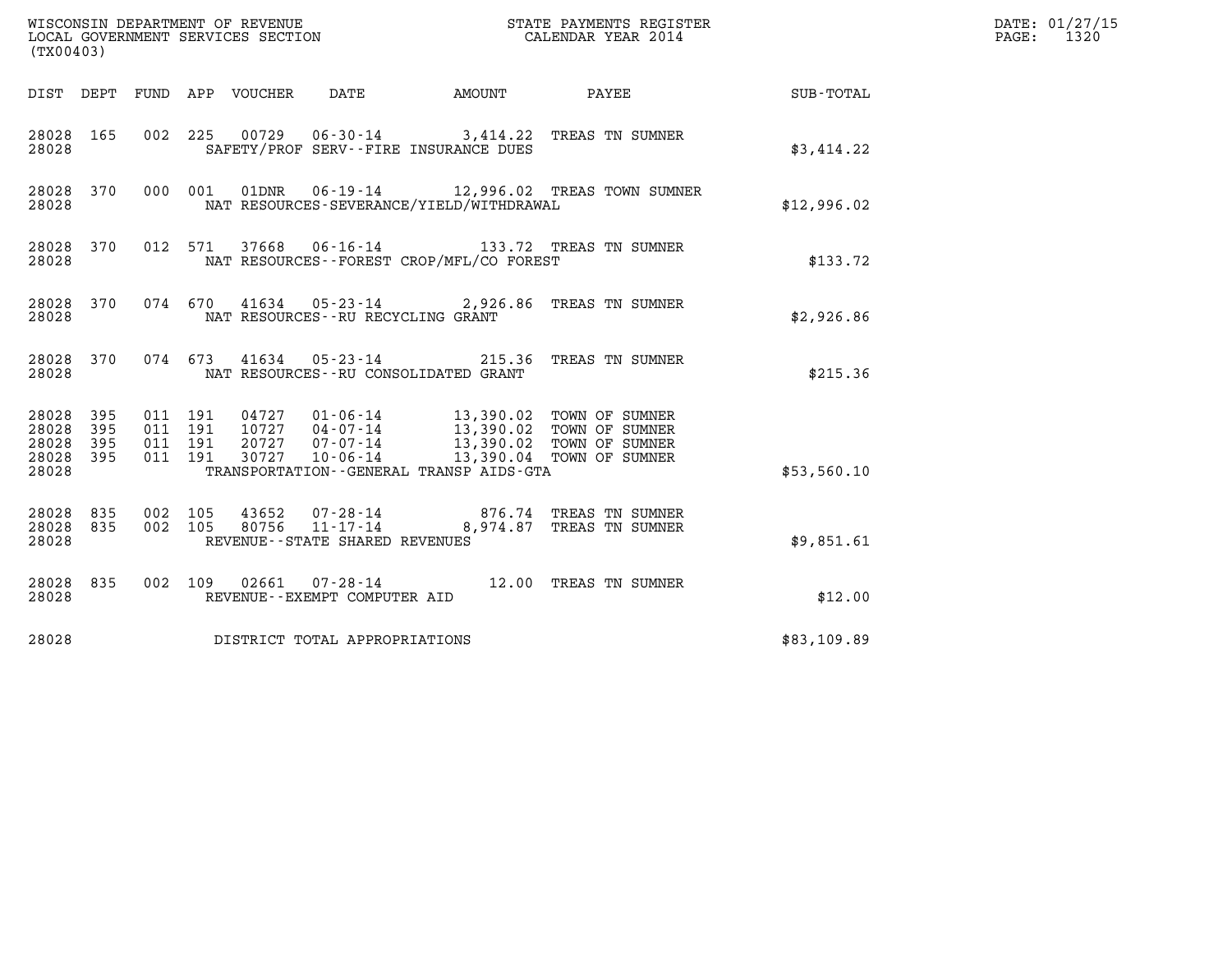WISCONSIN DEPARTMENT OF REVENUE
LOCAL GOVERNMENT SERVICES SECTION
(TX00403)

STATE PAYMENTS REGISTER
CALENDAR YEAR 2014

DATE: 01/27/15
PAGE: 1320

| DIST | DEPT | FUND | APP | VOUCHER | DATE | AMOUNT | PAYEE | SUB-TOTAL |
|---|---|---|---|---|---|---|---|---|
| 28028 | 165 | 002 | 225 | 00729 | 06-30-14 | 3,414.22 | TREAS TN SUMNER | |
| 28028 | | | | SAFETY/PROF SERV--FIRE INSURANCE DUES | | | | $3,414.22 |
| 28028 | 370 | 000 | 001 | 01DNR | 06-19-14 | 12,996.02 | TREAS TOWN SUMNER | |
| 28028 | | | | NAT RESOURCES-SEVERANCE/YIELD/WITHDRAWAL | | | | $12,996.02 |
| 28028 | 370 | 012 | 571 | 37668 | 06-16-14 | 133.72 | TREAS TN SUMNER | |
| 28028 | | | | NAT RESOURCES--FOREST CROP/MFL/CO FOREST | | | | $133.72 |
| 28028 | 370 | 074 | 670 | 41634 | 05-23-14 | 2,926.86 | TREAS TN SUMNER | |
| 28028 | | | | NAT RESOURCES--RU RECYCLING GRANT | | | | $2,926.86 |
| 28028 | 370 | 074 | 673 | 41634 | 05-23-14 | 215.36 | TREAS TN SUMNER | |
| 28028 | | | | NAT RESOURCES--RU CONSOLIDATED GRANT | | | | $215.36 |
| 28028 | 395 | 011 | 191 | 04727 | 01-06-14 | 13,390.02 | TOWN OF SUMNER | |
| 28028 | 395 | 011 | 191 | 10727 | 04-07-14 | 13,390.02 | TOWN OF SUMNER | |
| 28028 | 395 | 011 | 191 | 20727 | 07-07-14 | 13,390.02 | TOWN OF SUMNER | |
| 28028 | 395 | 011 | 191 | 30727 | 10-06-14 | 13,390.04 | TOWN OF SUMNER | |
| 28028 | | | | TRANSPORTATION--GENERAL TRANSP AIDS-GTA | | | | $53,560.10 |
| 28028 | 835 | 002 | 105 | 43652 | 07-28-14 | 876.74 | TREAS TN SUMNER | |
| 28028 | 835 | 002 | 105 | 80756 | 11-17-14 | 8,974.87 | TREAS TN SUMNER | |
| 28028 | | | | REVENUE--STATE SHARED REVENUES | | | | $9,851.61 |
| 28028 | 835 | 002 | 109 | 02661 | 07-28-14 | 12.00 | TREAS TN SUMNER | |
| 28028 | | | | REVENUE--EXEMPT COMPUTER AID | | | | $12.00 |
| 28028 | | | | DISTRICT TOTAL APPROPRIATIONS | | | | $83,109.89 |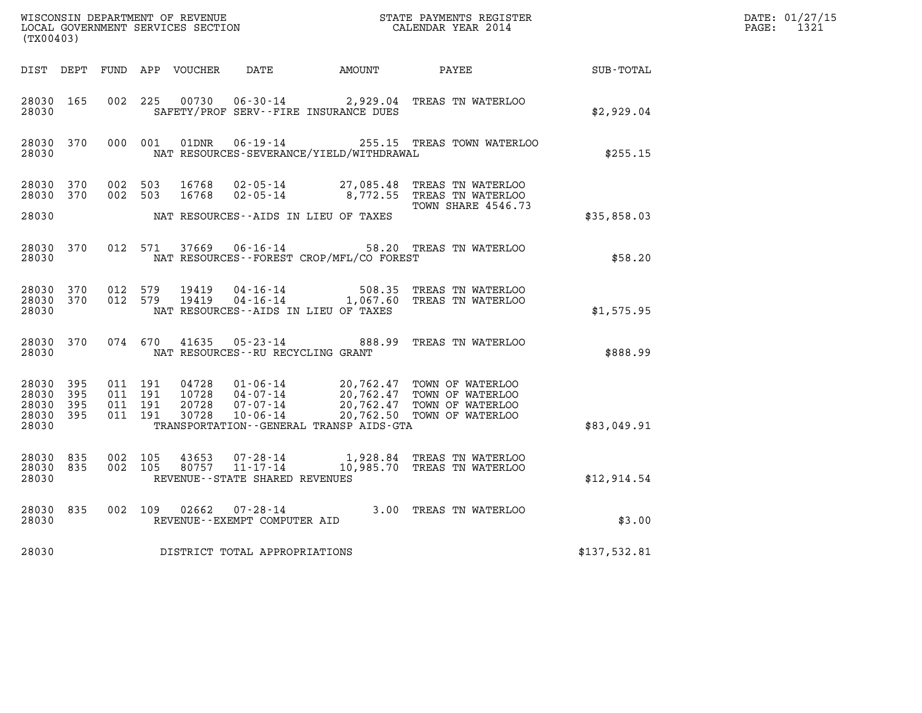WISCONSIN DEPARTMENT OF REVENUE
LOCAL GOVERNMENT SERVICES SECTION
(TX00403)

STATE PAYMENTS REGISTER
CALENDAR YEAR 2014

DATE: 01/27/15
PAGE: 1321

| DIST | DEPT | FUND | APP | VOUCHER | DATE | AMOUNT | PAYEE | SUB-TOTAL |
|---|---|---|---|---|---|---|---|---|
| 28030 | 165 | 002 | 225 | 00730 | 06-30-14 | 2,929.04 | TREAS TN WATERLOO | |
| 28030 | | | | | SAFETY/PROF SERV--FIRE INSURANCE DUES | | | $2,929.04 |
| 28030 | 370 | 000 | 001 | 01DNR | 06-19-14 | 255.15 | TREAS TOWN WATERLOO | |
| 28030 | | | | | NAT RESOURCES-SEVERANCE/YIELD/WITHDRAWAL | | | $255.15 |
| 28030 | 370 | 002 | 503 | 16768 | 02-05-14 | 27,085.48 | TREAS TN WATERLOO | |
| 28030 | 370 | 002 | 503 | 16768 | 02-05-14 | 8,772.55 | TREAS TN WATERLOO TOWN SHARE 4546.73 | |
| 28030 | | | | | NAT RESOURCES--AIDS IN LIEU OF TAXES | | | $35,858.03 |
| 28030 | 370 | 012 | 571 | 37669 | 06-16-14 | 58.20 | TREAS TN WATERLOO | |
| 28030 | | | | | NAT RESOURCES--FOREST CROP/MFL/CO FOREST | | | $58.20 |
| 28030 | 370 | 012 | 579 | 19419 | 04-16-14 | 508.35 | TREAS TN WATERLOO | |
| 28030 | 370 | 012 | 579 | 19419 | 04-16-14 | 1,067.60 | TREAS TN WATERLOO | |
| 28030 | | | | | NAT RESOURCES--AIDS IN LIEU OF TAXES | | | $1,575.95 |
| 28030 | 370 | 074 | 670 | 41635 | 05-23-14 | 888.99 | TREAS TN WATERLOO | |
| 28030 | | | | | NAT RESOURCES--RU RECYCLING GRANT | | | $888.99 |
| 28030 | 395 | 011 | 191 | 04728 | 01-06-14 | 20,762.47 | TOWN OF WATERLOO | |
| 28030 | 395 | 011 | 191 | 10728 | 04-07-14 | 20,762.47 | TOWN OF WATERLOO | |
| 28030 | 395 | 011 | 191 | 20728 | 07-07-14 | 20,762.47 | TOWN OF WATERLOO | |
| 28030 | 395 | 011 | 191 | 30728 | 10-06-14 | 20,762.50 | TOWN OF WATERLOO | |
| 28030 | | | | | TRANSPORTATION--GENERAL TRANSP AIDS-GTA | | | $83,049.91 |
| 28030 | 835 | 002 | 105 | 43653 | 07-28-14 | 1,928.84 | TREAS TN WATERLOO | |
| 28030 | 835 | 002 | 105 | 80757 | 11-17-14 | 10,985.70 | TREAS TN WATERLOO | |
| 28030 | | | | | REVENUE--STATE SHARED REVENUES | | | $12,914.54 |
| 28030 | 835 | 002 | 109 | 02662 | 07-28-14 | 3.00 | TREAS TN WATERLOO | |
| 28030 | | | | | REVENUE--EXEMPT COMPUTER AID | | | $3.00 |
| 28030 | | | | | DISTRICT TOTAL APPROPRIATIONS | | | $137,532.81 |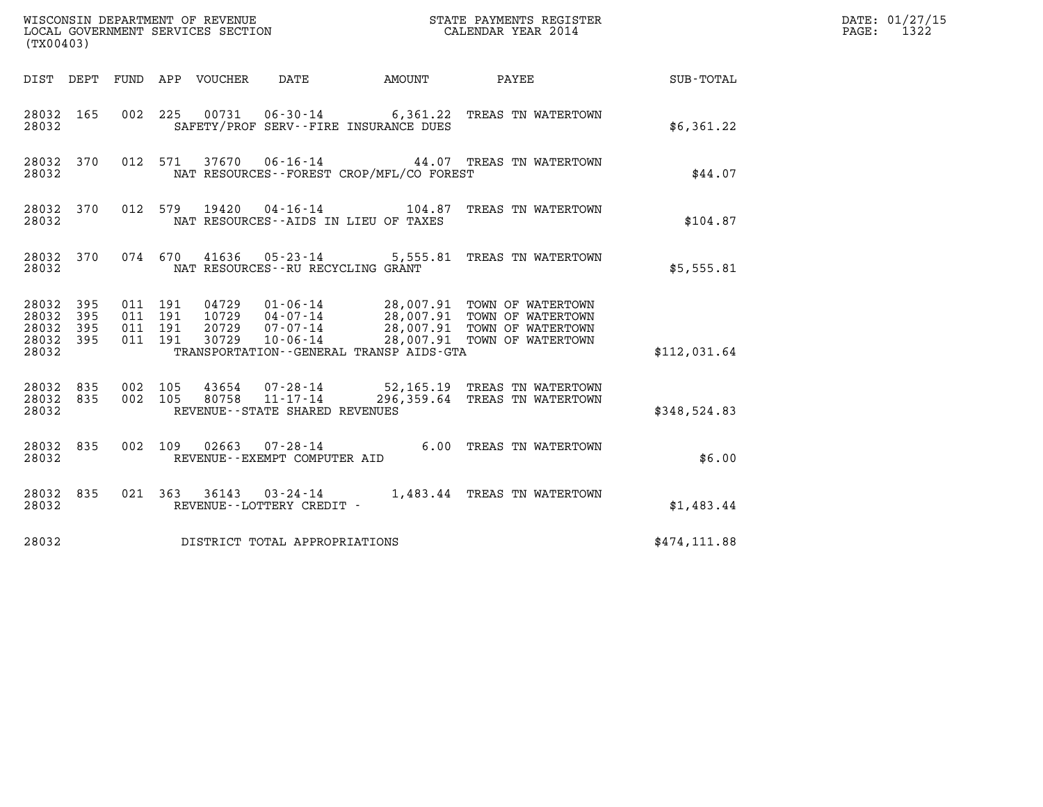WISCONSIN DEPARTMENT OF REVENUE
LOCAL GOVERNMENT SERVICES SECTION
(TX00403)

STATE PAYMENTS REGISTER
CALENDAR YEAR 2014

DATE: 01/27/15
PAGE: 1322

| DIST | DEPT | FUND | APP | VOUCHER | DATE | AMOUNT | PAYEE | SUB-TOTAL |
|---|---|---|---|---|---|---|---|---|
| 28032 | 165 | 002 | 225 | 00731 | 06-30-14 | 6,361.22 | TREAS TN WATERTOWN | |
| 28032 | | | | | SAFETY/PROF SERV--FIRE INSURANCE DUES | | | $6,361.22 |
| 28032 | 370 | 012 | 571 | 37670 | 06-16-14 | 44.07 | TREAS TN WATERTOWN | |
| 28032 | | | | | NAT RESOURCES--FOREST CROP/MFL/CO FOREST | | | $44.07 |
| 28032 | 370 | 012 | 579 | 19420 | 04-16-14 | 104.87 | TREAS TN WATERTOWN | |
| 28032 | | | | | NAT RESOURCES--AIDS IN LIEU OF TAXES | | | $104.87 |
| 28032 | 370 | 074 | 670 | 41636 | 05-23-14 | 5,555.81 | TREAS TN WATERTOWN | |
| 28032 | | | | | NAT RESOURCES--RU RECYCLING GRANT | | | $5,555.81 |
| 28032 | 395 | 011 | 191 | 04729 | 01-06-14 | 28,007.91 | TOWN OF WATERTOWN | |
| 28032 | 395 | 011 | 191 | 10729 | 04-07-14 | 28,007.91 | TOWN OF WATERTOWN | |
| 28032 | 395 | 011 | 191 | 20729 | 07-07-14 | 28,007.91 | TOWN OF WATERTOWN | |
| 28032 | 395 | 011 | 191 | 30729 | 10-06-14 | 28,007.91 | TOWN OF WATERTOWN | |
| 28032 | | | | | TRANSPORTATION--GENERAL TRANSP AIDS-GTA | | | $112,031.64 |
| 28032 | 835 | 002 | 105 | 43654 | 07-28-14 | 52,165.19 | TREAS TN WATERTOWN | |
| 28032 | 835 | 002 | 105 | 80758 | 11-17-14 | 296,359.64 | TREAS TN WATERTOWN | |
| 28032 | | | | | REVENUE--STATE SHARED REVENUES | | | $348,524.83 |
| 28032 | 835 | 002 | 109 | 02663 | 07-28-14 | 6.00 | TREAS TN WATERTOWN | |
| 28032 | | | | | REVENUE--EXEMPT COMPUTER AID | | | $6.00 |
| 28032 | 835 | 021 | 363 | 36143 | 03-24-14 | 1,483.44 | TREAS TN WATERTOWN | |
| 28032 | | | | | REVENUE--LOTTERY CREDIT - | | | $1,483.44 |
| 28032 | | | | | DISTRICT TOTAL APPROPRIATIONS | | | $474,111.88 |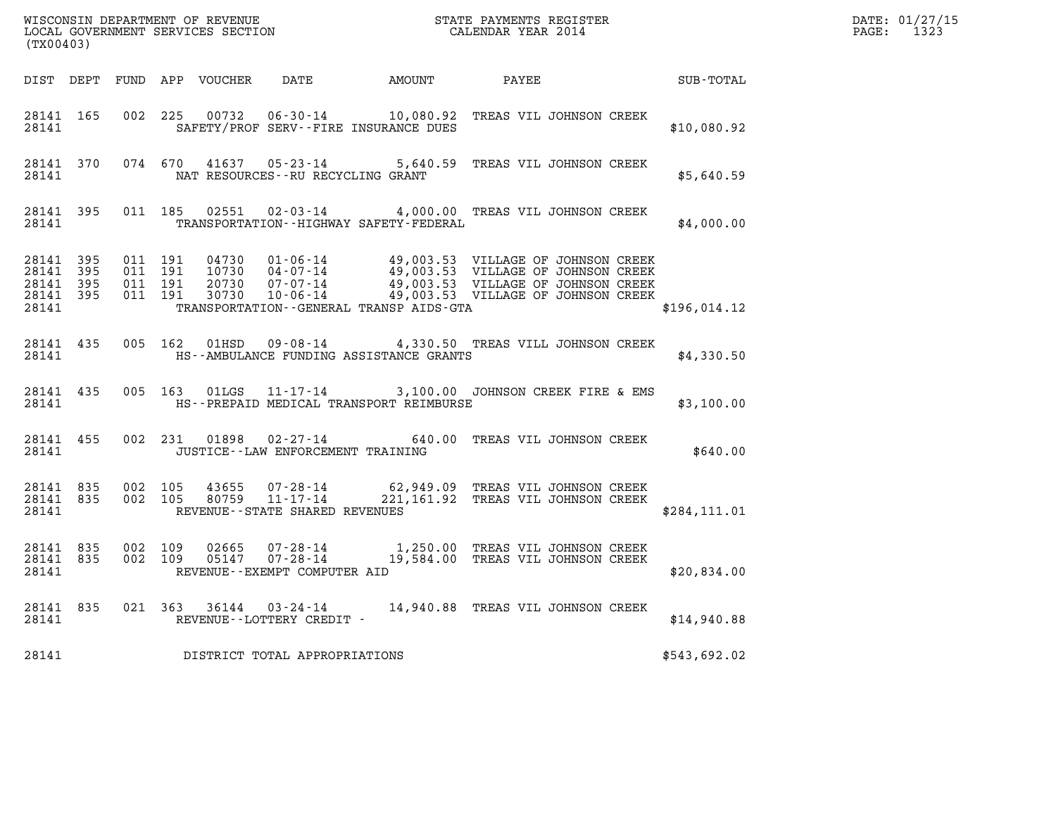WISCONSIN DEPARTMENT OF REVENUE
LOCAL GOVERNMENT SERVICES SECTION
(TX00403)

STATE PAYMENTS REGISTER
CALENDAR YEAR 2014

DATE: 01/27/15
PAGE: 1323

| DIST | DEPT | FUND | APP | VOUCHER | DATE | AMOUNT | PAYEE | SUB-TOTAL |
|---|---|---|---|---|---|---|---|---|
| 28141 | 165 | 002 | 225 | 00732 | 06-30-14 | 10,080.92 | TREAS VIL JOHNSON CREEK | |
| 28141 | | | | SAFETY/PROF SERV--FIRE INSURANCE DUES | | | | $10,080.92 |
| 28141 | 370 | 074 | 670 | 41637 | 05-23-14 | 5,640.59 | TREAS VIL JOHNSON CREEK | |
| 28141 | | | | NAT RESOURCES--RU RECYCLING GRANT | | | | $5,640.59 |
| 28141 | 395 | 011 | 185 | 02551 | 02-03-14 | 4,000.00 | TREAS VIL JOHNSON CREEK | |
| 28141 | | | | TRANSPORTATION--HIGHWAY SAFETY-FEDERAL | | | | $4,000.00 |
| 28141 | 395 | 011 | 191 | 04730 | 01-06-14 | 49,003.53 | VILLAGE OF JOHNSON CREEK | |
| 28141 | 395 | 011 | 191 | 10730 | 04-07-14 | 49,003.53 | VILLAGE OF JOHNSON CREEK | |
| 28141 | 395 | 011 | 191 | 20730 | 07-07-14 | 49,003.53 | VILLAGE OF JOHNSON CREEK | |
| 28141 | 395 | 011 | 191 | 30730 | 10-06-14 | 49,003.53 | VILLAGE OF JOHNSON CREEK | |
| 28141 | | | | TRANSPORTATION--GENERAL TRANSP AIDS-GTA | | | | $196,014.12 |
| 28141 | 435 | 005 | 162 | 01HSD | 09-08-14 | 4,330.50 | TREAS VILL JOHNSON CREEK | |
| 28141 | | | | HS--AMBULANCE FUNDING ASSISTANCE GRANTS | | | | $4,330.50 |
| 28141 | 435 | 005 | 163 | 01LGS | 11-17-14 | 3,100.00 | JOHNSON CREEK FIRE & EMS | |
| 28141 | | | | HS--PREPAID MEDICAL TRANSPORT REIMBURSE | | | | $3,100.00 |
| 28141 | 455 | 002 | 231 | 01898 | 02-27-14 | 640.00 | TREAS VIL JOHNSON CREEK | |
| 28141 | | | | JUSTICE--LAW ENFORCEMENT TRAINING | | | | $640.00 |
| 28141 | 835 | 002 | 105 | 43655 | 07-28-14 | 62,949.09 | TREAS VIL JOHNSON CREEK | |
| 28141 | 835 | 002 | 105 | 80759 | 11-17-14 | 221,161.92 | TREAS VIL JOHNSON CREEK | |
| 28141 | | | | REVENUE--STATE SHARED REVENUES | | | | $284,111.01 |
| 28141 | 835 | 002 | 109 | 02665 | 07-28-14 | 1,250.00 | TREAS VIL JOHNSON CREEK | |
| 28141 | 835 | 002 | 109 | 05147 | 07-28-14 | 19,584.00 | TREAS VIL JOHNSON CREEK | |
| 28141 | | | | REVENUE--EXEMPT COMPUTER AID | | | | $20,834.00 |
| 28141 | 835 | 021 | 363 | 36144 | 03-24-14 | 14,940.88 | TREAS VIL JOHNSON CREEK | |
| 28141 | | | | REVENUE--LOTTERY CREDIT - | | | | $14,940.88 |
| 28141 | | | | DISTRICT TOTAL APPROPRIATIONS | | | | $543,692.02 |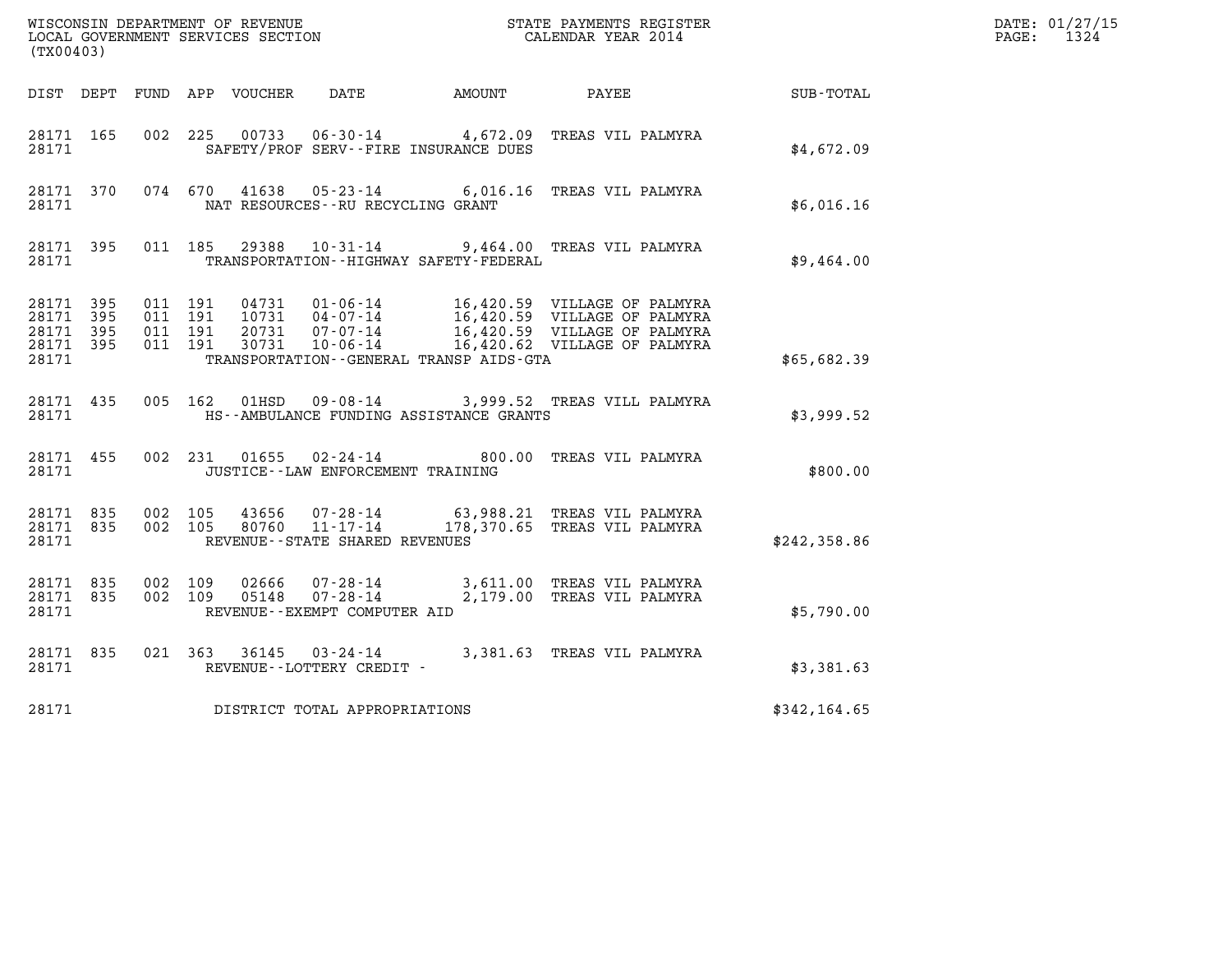WISCONSIN DEPARTMENT OF REVENUE
LOCAL GOVERNMENT SERVICES SECTION
(TX00403)

STATE PAYMENTS REGISTER
CALENDAR YEAR 2014

DATE: 01/27/15
PAGE: 1324

| DIST | DEPT | FUND | APP | VOUCHER | DATE | AMOUNT | PAYEE | SUB-TOTAL |
|---|---|---|---|---|---|---|---|---|
| 28171 | 165 | 002 | 225 | 00733 | 06-30-14 | 4,672.09 | TREAS VIL PALMYRA | |
| 28171 | | | | SAFETY/PROF SERV--FIRE INSURANCE DUES | | | | $4,672.09 |
| 28171 | 370 | 074 | 670 | 41638 | 05-23-14 | 6,016.16 | TREAS VIL PALMYRA | |
| 28171 | | | | NAT RESOURCES--RU RECYCLING GRANT | | | | $6,016.16 |
| 28171 | 395 | 011 | 185 | 29388 | 10-31-14 | 9,464.00 | TREAS VIL PALMYRA | |
| 28171 | | | | TRANSPORTATION--HIGHWAY SAFETY-FEDERAL | | | | $9,464.00 |
| 28171 | 395 | 011 | 191 | 04731 | 01-06-14 | 16,420.59 | VILLAGE OF PALMYRA | |
| 28171 | 395 | 011 | 191 | 10731 | 04-07-14 | 16,420.59 | VILLAGE OF PALMYRA | |
| 28171 | 395 | 011 | 191 | 20731 | 07-07-14 | 16,420.59 | VILLAGE OF PALMYRA | |
| 28171 | 395 | 011 | 191 | 30731 | 10-06-14 | 16,420.62 | VILLAGE OF PALMYRA | |
| 28171 | | | | TRANSPORTATION--GENERAL TRANSP AIDS-GTA | | | | $65,682.39 |
| 28171 | 435 | 005 | 162 | 01HSD | 09-08-14 | 3,999.52 | TREAS VILL PALMYRA | |
| 28171 | | | | HS--AMBULANCE FUNDING ASSISTANCE GRANTS | | | | $3,999.52 |
| 28171 | 455 | 002 | 231 | 01655 | 02-24-14 | 800.00 | TREAS VIL PALMYRA | |
| 28171 | | | | JUSTICE--LAW ENFORCEMENT TRAINING | | | | $800.00 |
| 28171 | 835 | 002 | 105 | 43656 | 07-28-14 | 63,988.21 | TREAS VIL PALMYRA | |
| 28171 | 835 | 002 | 105 | 80760 | 11-17-14 | 178,370.65 | TREAS VIL PALMYRA | |
| 28171 | | | | REVENUE--STATE SHARED REVENUES | | | | $242,358.86 |
| 28171 | 835 | 002 | 109 | 02666 | 07-28-14 | 3,611.00 | TREAS VIL PALMYRA | |
| 28171 | 835 | 002 | 109 | 05148 | 07-28-14 | 2,179.00 | TREAS VIL PALMYRA | |
| 28171 | | | | REVENUE--EXEMPT COMPUTER AID | | | | $5,790.00 |
| 28171 | 835 | 021 | 363 | 36145 | 03-24-14 | 3,381.63 | TREAS VIL PALMYRA | |
| 28171 | | | | REVENUE--LOTTERY CREDIT - | | | | $3,381.63 |
| 28171 | | | | DISTRICT TOTAL APPROPRIATIONS | | | | $342,164.65 |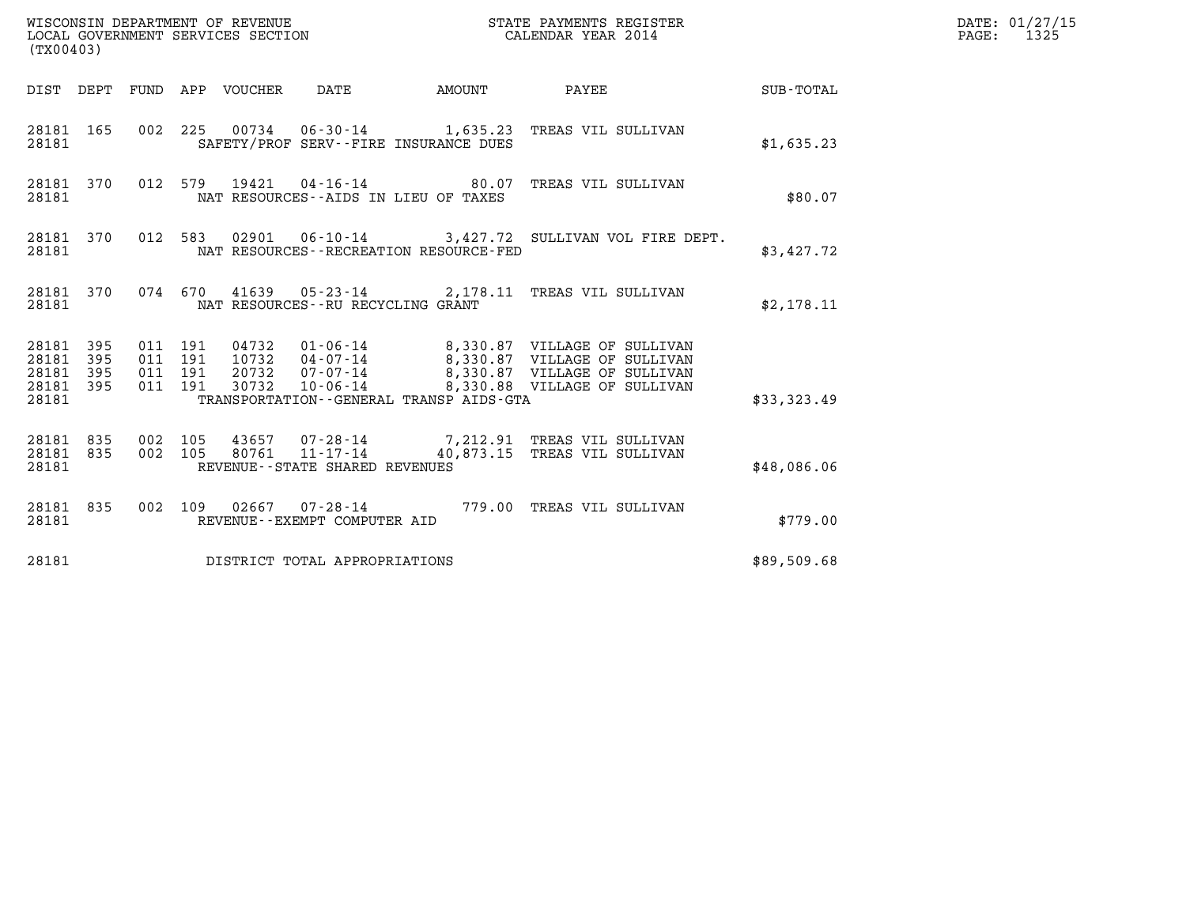WISCONSIN DEPARTMENT OF REVENUE
LOCAL GOVERNMENT SERVICES SECTION
(TX00403)

STATE PAYMENTS REGISTER
CALENDAR YEAR 2014

DATE: 01/27/15
PAGE: 1325

| DIST | DEPT | FUND | APP | VOUCHER | DATE | AMOUNT | PAYEE | SUB-TOTAL |
|---|---|---|---|---|---|---|---|---|
| 28181 | 165 | 002 | 225 | 00734 | 06-30-14 | 1,635.23 | TREAS VIL SULLIVAN | |
| 28181 | | | | SAFETY/PROF SERV--FIRE INSURANCE DUES | | | | $1,635.23 |
| 28181 | 370 | 012 | 579 | 19421 | 04-16-14 | 80.07 | TREAS VIL SULLIVAN | |
| 28181 | | | | NAT RESOURCES--AIDS IN LIEU OF TAXES | | | | $80.07 |
| 28181 | 370 | 012 | 583 | 02901 | 06-10-14 | 3,427.72 | SULLIVAN VOL FIRE DEPT. | |
| 28181 | | | | NAT RESOURCES--RECREATION RESOURCE-FED | | | | $3,427.72 |
| 28181 | 370 | 074 | 670 | 41639 | 05-23-14 | 2,178.11 | TREAS VIL SULLIVAN | |
| 28181 | | | | NAT RESOURCES--RU RECYCLING GRANT | | | | $2,178.11 |
| 28181 | 395 | 011 | 191 | 04732 | 01-06-14 | 8,330.87 | VILLAGE OF SULLIVAN | |
| 28181 | 395 | 011 | 191 | 10732 | 04-07-14 | 8,330.87 | VILLAGE OF SULLIVAN | |
| 28181 | 395 | 011 | 191 | 20732 | 07-07-14 | 8,330.87 | VILLAGE OF SULLIVAN | |
| 28181 | 395 | 011 | 191 | 30732 | 10-06-14 | 8,330.88 | VILLAGE OF SULLIVAN | |
| 28181 | | | | TRANSPORTATION--GENERAL TRANSP AIDS-GTA | | | | $33,323.49 |
| 28181 | 835 | 002 | 105 | 43657 | 07-28-14 | 7,212.91 | TREAS VIL SULLIVAN | |
| 28181 | 835 | 002 | 105 | 80761 | 11-17-14 | 40,873.15 | TREAS VIL SULLIVAN | |
| 28181 | | | | REVENUE--STATE SHARED REVENUES | | | | $48,086.06 |
| 28181 | 835 | 002 | 109 | 02667 | 07-28-14 | 779.00 | TREAS VIL SULLIVAN | |
| 28181 | | | | REVENUE--EXEMPT COMPUTER AID | | | | $779.00 |
| 28181 | | | | DISTRICT TOTAL APPROPRIATIONS | | | | $89,509.68 |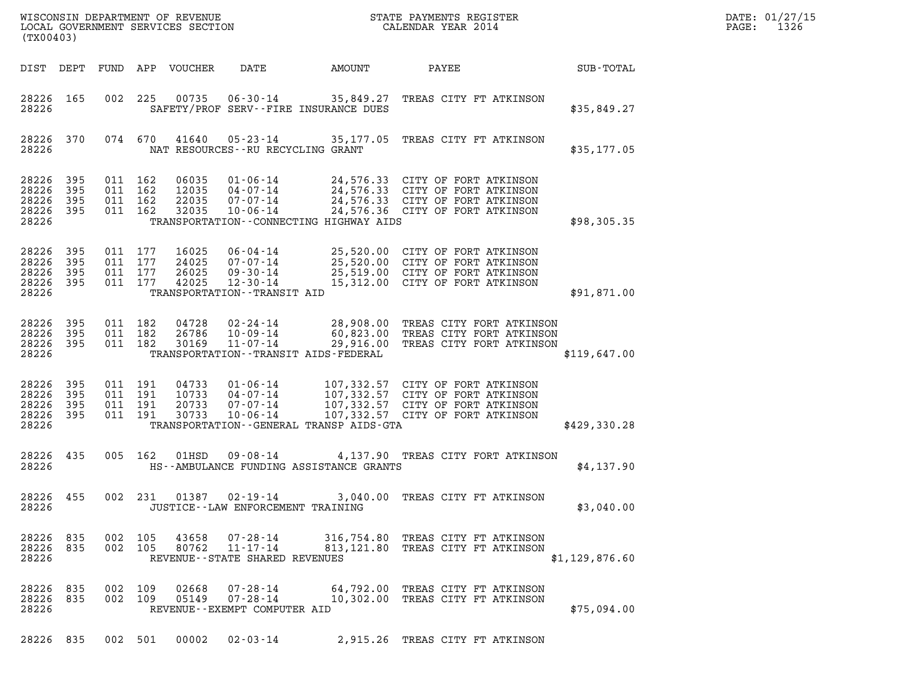WISCONSIN DEPARTMENT OF REVENUE
LOCAL GOVERNMENT SERVICES SECTION
(TX00403)

STATE PAYMENTS REGISTER
CALENDAR YEAR 2014

DATE: 01/27/15
PAGE: 1326

| DIST | DEPT | FUND | APP | VOUCHER | DATE | AMOUNT | PAYEE | SUB-TOTAL |
|---|---|---|---|---|---|---|---|---|
| 28226 | 165 | 002 | 225 | 00735 | 06-30-14 | 35,849.27 | TREAS CITY FT ATKINSON | |
| 28226 | | | | | SAFETY/PROF SERV--FIRE INSURANCE DUES | | | $35,849.27 |
| 28226 | 370 | 074 | 670 | 41640 | 05-23-14 | 35,177.05 | TREAS CITY FT ATKINSON | |
| 28226 | | | | | NAT RESOURCES--RU RECYCLING GRANT | | | $35,177.05 |
| 28226 | 395 | 011 | 162 | 06035 | 01-06-14 | 24,576.33 | CITY OF FORT ATKINSON | |
| 28226 | 395 | 011 | 162 | 12035 | 04-07-14 | 24,576.33 | CITY OF FORT ATKINSON | |
| 28226 | 395 | 011 | 162 | 22035 | 07-07-14 | 24,576.33 | CITY OF FORT ATKINSON | |
| 28226 | 395 | 011 | 162 | 32035 | 10-06-14 | 24,576.36 | CITY OF FORT ATKINSON | |
| 28226 | | | | | TRANSPORTATION--CONNECTING HIGHWAY AIDS | | | $98,305.35 |
| 28226 | 395 | 011 | 177 | 16025 | 06-04-14 | 25,520.00 | CITY OF FORT ATKINSON | |
| 28226 | 395 | 011 | 177 | 24025 | 07-07-14 | 25,520.00 | CITY OF FORT ATKINSON | |
| 28226 | 395 | 011 | 177 | 26025 | 09-30-14 | 25,519.00 | CITY OF FORT ATKINSON | |
| 28226 | 395 | 011 | 177 | 42025 | 12-30-14 | 15,312.00 | CITY OF FORT ATKINSON | |
| 28226 | | | | | TRANSPORTATION--TRANSIT AID | | | $91,871.00 |
| 28226 | 395 | 011 | 182 | 04728 | 02-24-14 | 28,908.00 | TREAS CITY FORT ATKINSON | |
| 28226 | 395 | 011 | 182 | 26786 | 10-09-14 | 60,823.00 | TREAS CITY FORT ATKINSON | |
| 28226 | 395 | 011 | 182 | 30169 | 11-07-14 | 29,916.00 | TREAS CITY FORT ATKINSON | |
| 28226 | | | | | TRANSPORTATION--TRANSIT AIDS-FEDERAL | | | $119,647.00 |
| 28226 | 395 | 011 | 191 | 04733 | 01-06-14 | 107,332.57 | CITY OF FORT ATKINSON | |
| 28226 | 395 | 011 | 191 | 10733 | 04-07-14 | 107,332.57 | CITY OF FORT ATKINSON | |
| 28226 | 395 | 011 | 191 | 20733 | 07-07-14 | 107,332.57 | CITY OF FORT ATKINSON | |
| 28226 | 395 | 011 | 191 | 30733 | 10-06-14 | 107,332.57 | CITY OF FORT ATKINSON | |
| 28226 | | | | | TRANSPORTATION--GENERAL TRANSP AIDS-GTA | | | $429,330.28 |
| 28226 | 435 | 005 | 162 | 01HSD | 09-08-14 | 4,137.90 | TREAS CITY FORT ATKINSON | |
| 28226 | | | | | HS--AMBULANCE FUNDING ASSISTANCE GRANTS | | | $4,137.90 |
| 28226 | 455 | 002 | 231 | 01387 | 02-19-14 | 3,040.00 | TREAS CITY FT ATKINSON | |
| 28226 | | | | | JUSTICE--LAW ENFORCEMENT TRAINING | | | $3,040.00 |
| 28226 | 835 | 002 | 105 | 43658 | 07-28-14 | 316,754.80 | TREAS CITY FT ATKINSON | |
| 28226 | 835 | 002 | 105 | 80762 | 11-17-14 | 813,121.80 | TREAS CITY FT ATKINSON | |
| 28226 | | | | | REVENUE--STATE SHARED REVENUES | | | $1,129,876.60 |
| 28226 | 835 | 002 | 109 | 02668 | 07-28-14 | 64,792.00 | TREAS CITY FT ATKINSON | |
| 28226 | 835 | 002 | 109 | 05149 | 07-28-14 | 10,302.00 | TREAS CITY FT ATKINSON | |
| 28226 | | | | | REVENUE--EXEMPT COMPUTER AID | | | $75,094.00 |
| 28226 | 835 | 002 | 501 | 00002 | 02-03-14 | 2,915.26 | TREAS CITY FT ATKINSON | |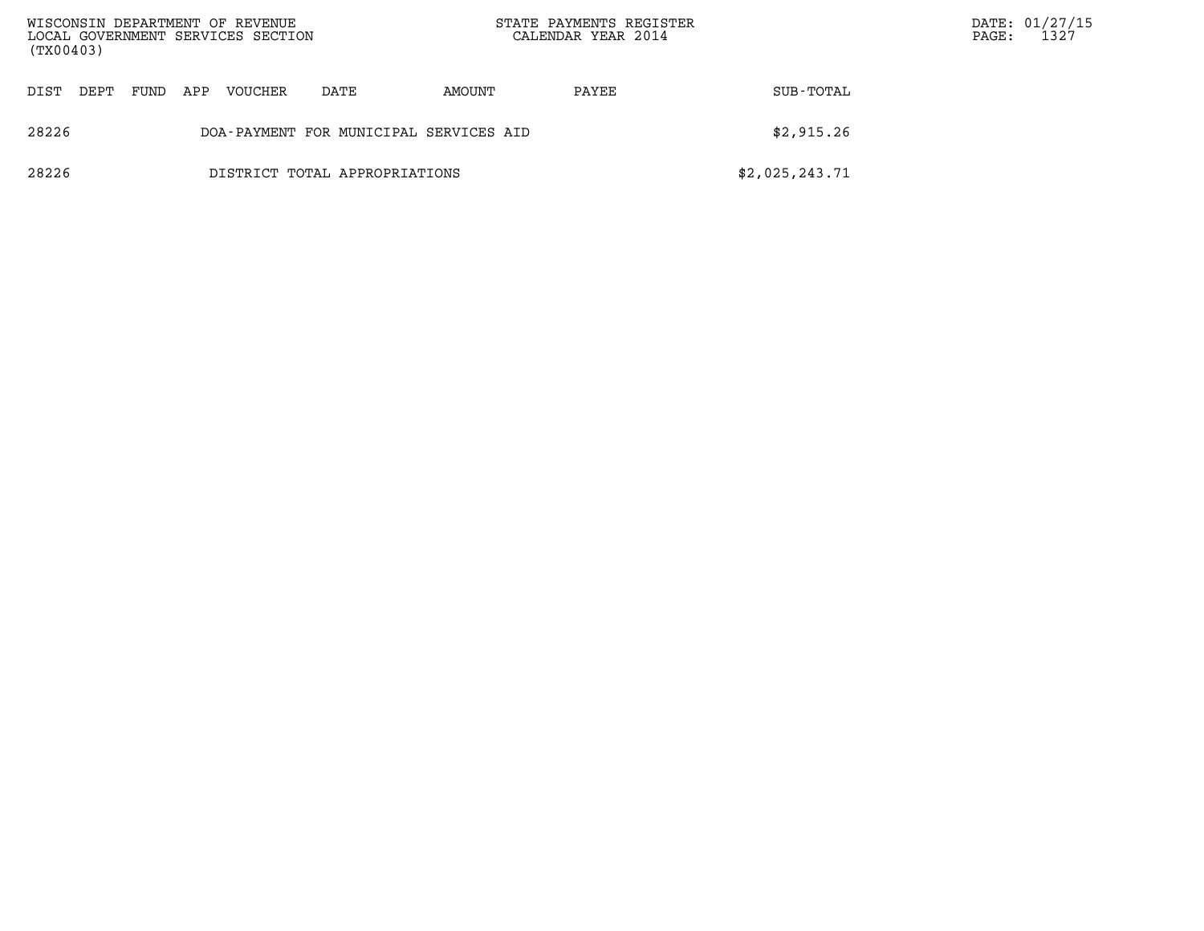| DIST | DEPT | FUND | APP | VOUCHER | DATE | AMOUNT | PAYEE | SUB-TOTAL |
|---|---|---|---|---|---|---|---|---|
| 28226 | | | | DOA-PAYMENT FOR MUNICIPAL SERVICES AID | | | | \$2,915.26 |
| 28226 | | | | DISTRICT TOTAL APPROPRIATIONS | | | | \$2,025,243.71 |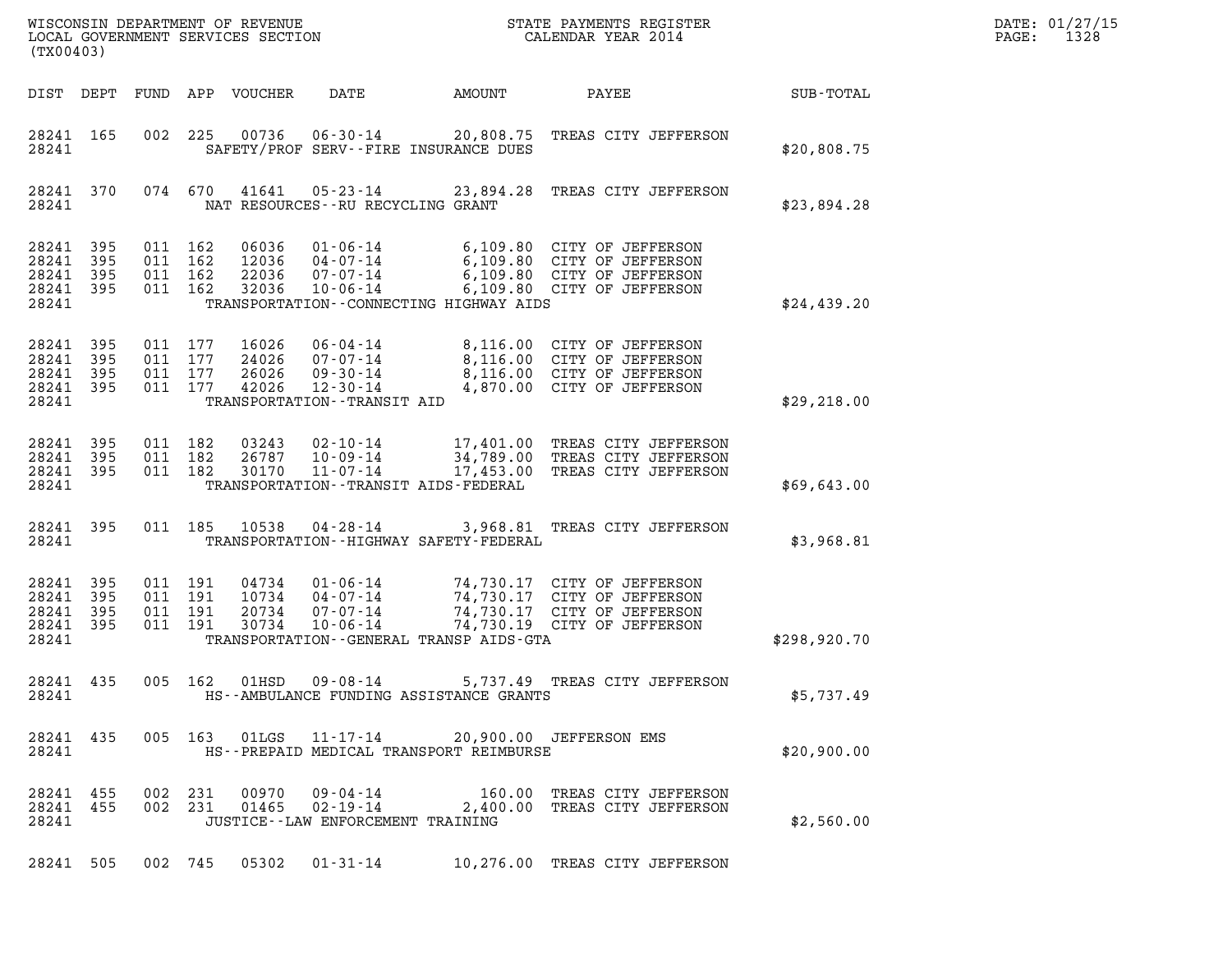WISCONSIN DEPARTMENT OF REVENUE
LOCAL GOVERNMENT SERVICES SECTION
(TX00403)

STATE PAYMENTS REGISTER
CALENDAR YEAR 2014

DATE: 01/27/15
PAGE: 1328

| DIST | DEPT | FUND | APP | VOUCHER | DATE | AMOUNT | PAYEE | SUB-TOTAL |
|---|---|---|---|---|---|---|---|---|
| 28241 | 165 | 002 | 225 | 00736 | 06-30-14 | 20,808.75 | TREAS CITY JEFFERSON | |
| 28241 | | | | SAFETY/PROF SERV--FIRE INSURANCE DUES | | | | $20,808.75 |
| 28241 | 370 | 074 | 670 | 41641 | 05-23-14 | 23,894.28 | TREAS CITY JEFFERSON | |
| 28241 | | | | NAT RESOURCES--RU RECYCLING GRANT | | | | $23,894.28 |
| 28241 | 395 | 011 | 162 | 06036 | 01-06-14 | 6,109.80 | CITY OF JEFFERSON | |
| 28241 | 395 | 011 | 162 | 12036 | 04-07-14 | 6,109.80 | CITY OF JEFFERSON | |
| 28241 | 395 | 011 | 162 | 22036 | 07-07-14 | 6,109.80 | CITY OF JEFFERSON | |
| 28241 | 395 | 011 | 162 | 32036 | 10-06-14 | 6,109.80 | CITY OF JEFFERSON | |
| 28241 | | | | TRANSPORTATION--CONNECTING HIGHWAY AIDS | | | | $24,439.20 |
| 28241 | 395 | 011 | 177 | 16026 | 06-04-14 | 8,116.00 | CITY OF JEFFERSON | |
| 28241 | 395 | 011 | 177 | 24026 | 07-07-14 | 8,116.00 | CITY OF JEFFERSON | |
| 28241 | 395 | 011 | 177 | 26026 | 09-30-14 | 8,116.00 | CITY OF JEFFERSON | |
| 28241 | 395 | 011 | 177 | 42026 | 12-30-14 | 4,870.00 | CITY OF JEFFERSON | |
| 28241 | | | | TRANSPORTATION--TRANSIT AID | | | | $29,218.00 |
| 28241 | 395 | 011 | 182 | 03243 | 02-10-14 | 17,401.00 | TREAS CITY JEFFERSON | |
| 28241 | 395 | 011 | 182 | 26787 | 10-09-14 | 34,789.00 | TREAS CITY JEFFERSON | |
| 28241 | 395 | 011 | 182 | 30170 | 11-07-14 | 17,453.00 | TREAS CITY JEFFERSON | |
| 28241 | | | | TRANSPORTATION--TRANSIT AIDS-FEDERAL | | | | $69,643.00 |
| 28241 | 395 | 011 | 185 | 10538 | 04-28-14 | 3,968.81 | TREAS CITY JEFFERSON | |
| 28241 | | | | TRANSPORTATION--HIGHWAY SAFETY-FEDERAL | | | | $3,968.81 |
| 28241 | 395 | 011 | 191 | 04734 | 01-06-14 | 74,730.17 | CITY OF JEFFERSON | |
| 28241 | 395 | 011 | 191 | 10734 | 04-07-14 | 74,730.17 | CITY OF JEFFERSON | |
| 28241 | 395 | 011 | 191 | 20734 | 07-07-14 | 74,730.17 | CITY OF JEFFERSON | |
| 28241 | 395 | 011 | 191 | 30734 | 10-06-14 | 74,730.19 | CITY OF JEFFERSON | |
| 28241 | | | | TRANSPORTATION--GENERAL TRANSP AIDS-GTA | | | | $298,920.70 |
| 28241 | 435 | 005 | 162 | 01HSD | 09-08-14 | 5,737.49 | TREAS CITY JEFFERSON | |
| 28241 | | | | HS--AMBULANCE FUNDING ASSISTANCE GRANTS | | | | $5,737.49 |
| 28241 | 435 | 005 | 163 | 01LGS | 11-17-14 | 20,900.00 | JEFFERSON EMS | |
| 28241 | | | | HS--PREPAID MEDICAL TRANSPORT REIMBURSE | | | | $20,900.00 |
| 28241 | 455 | 002 | 231 | 00970 | 09-04-14 | 160.00 | TREAS CITY JEFFERSON | |
| 28241 | 455 | 002 | 231 | 01465 | 02-19-14 | 2,400.00 | TREAS CITY JEFFERSON | |
| 28241 | | | | JUSTICE--LAW ENFORCEMENT TRAINING | | | | $2,560.00 |
| 28241 | 505 | 002 | 745 | 05302 | 01-31-14 | 10,276.00 | TREAS CITY JEFFERSON | |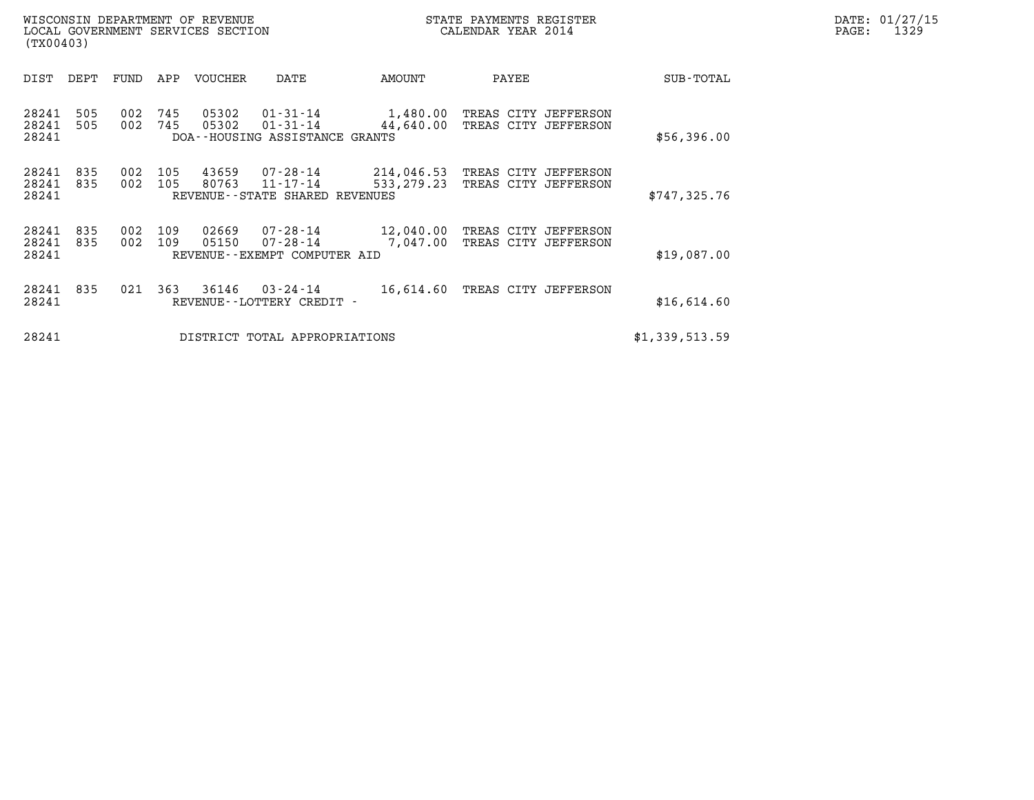WISCONSIN DEPARTMENT OF REVENUE
LOCAL GOVERNMENT SERVICES SECTION
(TX00403)

STATE PAYMENTS REGISTER
CALENDAR YEAR 2014

DATE: 01/27/15
PAGE: 1329

| DIST | DEPT | FUND | APP | VOUCHER | DATE | AMOUNT | PAYEE | SUB-TOTAL |
|---|---|---|---|---|---|---|---|---|
| 28241 | 505 | 002 | 745 | 05302 | 01-31-14 | 1,480.00 | TREAS CITY JEFFERSON | |
| 28241 | 505 | 002 | 745 | 05302 | 01-31-14 | 44,640.00 | TREAS CITY JEFFERSON | |
| 28241 | | | | DOA--HOUSING ASSISTANCE GRANTS | | | | $56,396.00 |
| 28241 | 835 | 002 | 105 | 43659 | 07-28-14 | 214,046.53 | TREAS CITY JEFFERSON | |
| 28241 | 835 | 002 | 105 | 80763 | 11-17-14 | 533,279.23 | TREAS CITY JEFFERSON | |
| 28241 | | | | REVENUE--STATE SHARED REVENUES | | | | $747,325.76 |
| 28241 | 835 | 002 | 109 | 02669 | 07-28-14 | 12,040.00 | TREAS CITY JEFFERSON | |
| 28241 | 835 | 002 | 109 | 05150 | 07-28-14 | 7,047.00 | TREAS CITY JEFFERSON | |
| 28241 | | | | REVENUE--EXEMPT COMPUTER AID | | | | $19,087.00 |
| 28241 | 835 | 021 | 363 | 36146 | 03-24-14 | 16,614.60 | TREAS CITY JEFFERSON | |
| 28241 | | | | REVENUE--LOTTERY CREDIT - | | | | $16,614.60 |
| 28241 | | | | DISTRICT TOTAL APPROPRIATIONS | | | | $1,339,513.59 |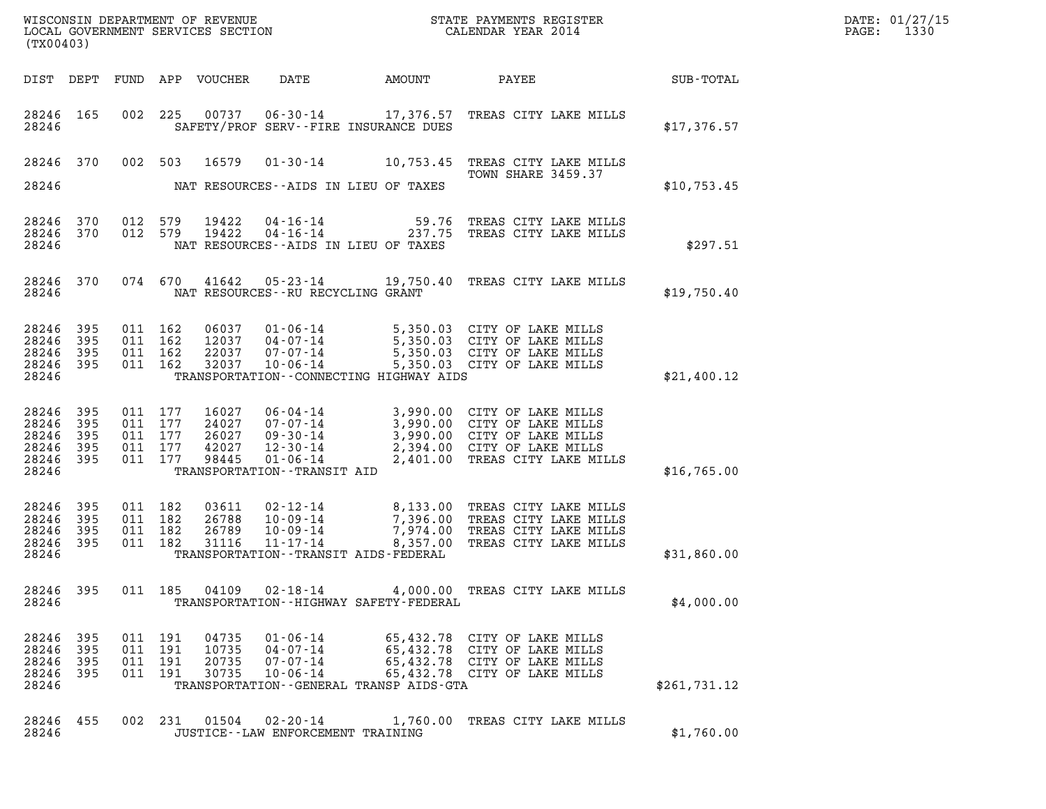WISCONSIN DEPARTMENT OF REVENUE
LOCAL GOVERNMENT SERVICES SECTION
(TX00403)

STATE PAYMENTS REGISTER
CALENDAR YEAR 2014

DATE: 01/27/15

| DIST | DEPT | FUND | APP | VOUCHER | DATE | AMOUNT | PAYEE | SUB-TOTAL |
|---|---|---|---|---|---|---|---|---|
| 28246 | 165 | 002 | 225 | 00737 | 06-30-14 | 17,376.57 | TREAS CITY LAKE MILLS | |
| 28246 | | | | | SAFETY/PROF SERV--FIRE INSURANCE DUES | | | $17,376.57 |
| 28246 | 370 | 002 | 503 | 16579 | 01-30-14 | 10,753.45 | TREAS CITY LAKE MILLS TOWN SHARE 3459.37 | |
| 28246 | | | | | NAT RESOURCES--AIDS IN LIEU OF TAXES | | | $10,753.45 |
| 28246 | 370 | 012 | 579 | 19422 | 04-16-14 | 59.76 | TREAS CITY LAKE MILLS | |
| 28246 | 370 | 012 | 579 | 19422 | 04-16-14 | 237.75 | TREAS CITY LAKE MILLS | |
| 28246 | | | | | NAT RESOURCES--AIDS IN LIEU OF TAXES | | | $297.51 |
| 28246 | 370 | 074 | 670 | 41642 | 05-23-14 | 19,750.40 | TREAS CITY LAKE MILLS | |
| 28246 | | | | | NAT RESOURCES--RU RECYCLING GRANT | | | $19,750.40 |
| 28246 | 395 | 011 | 162 | 06037 | 01-06-14 | 5,350.03 | CITY OF LAKE MILLS | |
| 28246 | 395 | 011 | 162 | 12037 | 04-07-14 | 5,350.03 | CITY OF LAKE MILLS | |
| 28246 | 395 | 011 | 162 | 22037 | 07-07-14 | 5,350.03 | CITY OF LAKE MILLS | |
| 28246 | 395 | 011 | 162 | 32037 | 10-06-14 | 5,350.03 | CITY OF LAKE MILLS | |
| 28246 | | | | | TRANSPORTATION--CONNECTING HIGHWAY AIDS | | | $21,400.12 |
| 28246 | 395 | 011 | 177 | 16027 | 06-04-14 | 3,990.00 | CITY OF LAKE MILLS | |
| 28246 | 395 | 011 | 177 | 24027 | 07-07-14 | 3,990.00 | CITY OF LAKE MILLS | |
| 28246 | 395 | 011 | 177 | 26027 | 09-30-14 | 3,990.00 | CITY OF LAKE MILLS | |
| 28246 | 395 | 011 | 177 | 42027 | 12-30-14 | 2,394.00 | CITY OF LAKE MILLS | |
| 28246 | 395 | 011 | 177 | 98445 | 01-06-14 | 2,401.00 | TREAS CITY LAKE MILLS | |
| 28246 | | | | | TRANSPORTATION--TRANSIT AID | | | $16,765.00 |
| 28246 | 395 | 011 | 182 | 03611 | 02-12-14 | 8,133.00 | TREAS CITY LAKE MILLS | |
| 28246 | 395 | 011 | 182 | 26788 | 10-09-14 | 7,396.00 | TREAS CITY LAKE MILLS | |
| 28246 | 395 | 011 | 182 | 26789 | 10-09-14 | 7,974.00 | TREAS CITY LAKE MILLS | |
| 28246 | 395 | 011 | 182 | 31116 | 11-17-14 | 8,357.00 | TREAS CITY LAKE MILLS | |
| 28246 | | | | | TRANSPORTATION--TRANSIT AIDS-FEDERAL | | | $31,860.00 |
| 28246 | 395 | 011 | 185 | 04109 | 02-18-14 | 4,000.00 | TREAS CITY LAKE MILLS | |
| 28246 | | | | | TRANSPORTATION--HIGHWAY SAFETY-FEDERAL | | | $4,000.00 |
| 28246 | 395 | 011 | 191 | 04735 | 01-06-14 | 65,432.78 | CITY OF LAKE MILLS | |
| 28246 | 395 | 011 | 191 | 10735 | 04-07-14 | 65,432.78 | CITY OF LAKE MILLS | |
| 28246 | 395 | 011 | 191 | 20735 | 07-07-14 | 65,432.78 | CITY OF LAKE MILLS | |
| 28246 | 395 | 011 | 191 | 30735 | 10-06-14 | 65,432.78 | CITY OF LAKE MILLS | |
| 28246 | | | | | TRANSPORTATION--GENERAL TRANSP AIDS-GTA | | | $261,731.12 |
| 28246 | 455 | 002 | 231 | 01504 | 02-20-14 | 1,760.00 | TREAS CITY LAKE MILLS | |
| 28246 | | | | | JUSTICE--LAW ENFORCEMENT TRAINING | | | $1,760.00 |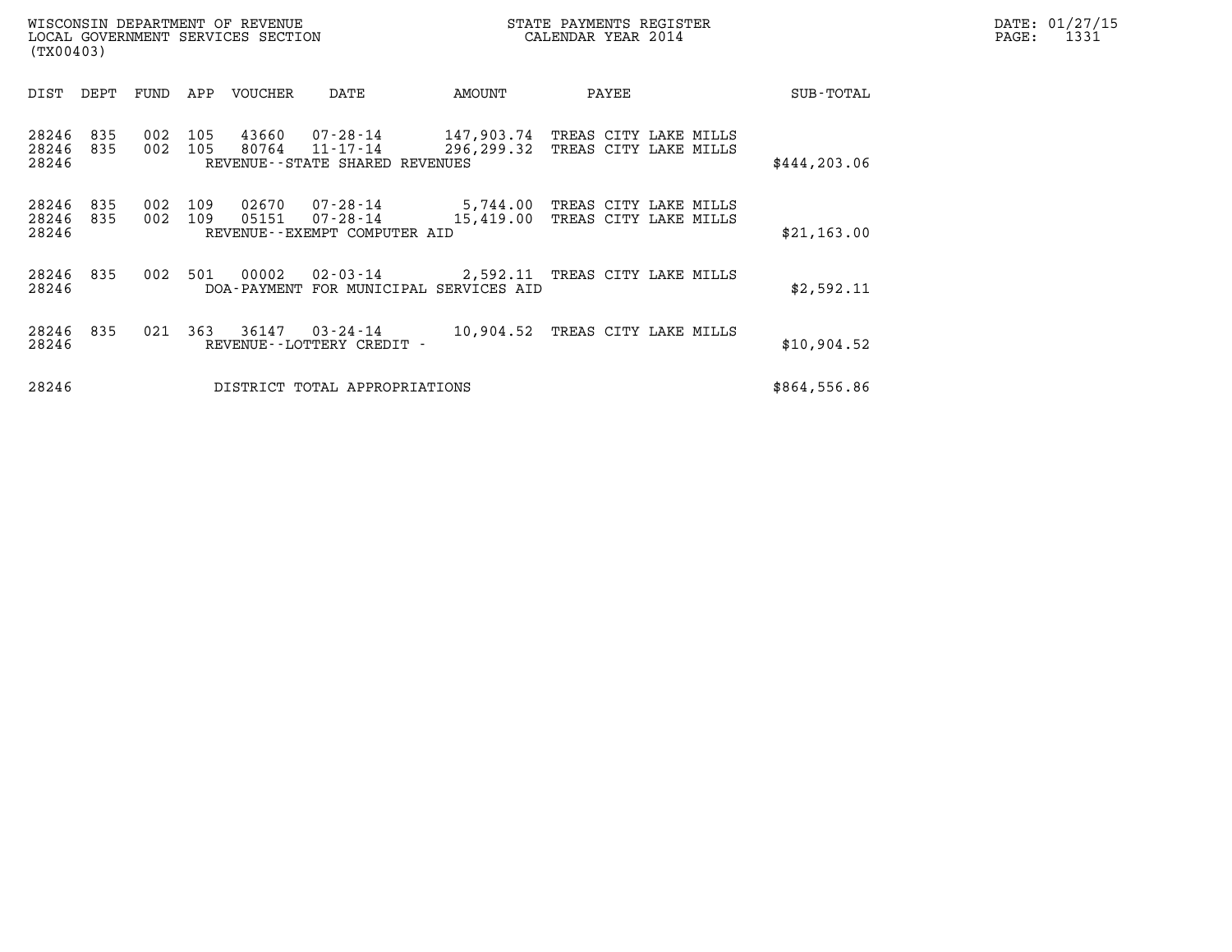WISCONSIN DEPARTMENT OF REVENUE
LOCAL GOVERNMENT SERVICES SECTION
(TX00403)

STATE PAYMENTS REGISTER
CALENDAR YEAR 2014

DATE: 01/27/15
PAGE: 1331

| DIST | DEPT | FUND | APP | VOUCHER | DATE | AMOUNT | PAYEE | SUB-TOTAL |
|---|---|---|---|---|---|---|---|---|
| 28246 | 835 | 002 | 105 | 43660 | 07-28-14 | 147,903.74 | TREAS CITY LAKE MILLS | |
| 28246 | 835 | 002 | 105 | 80764 | 11-17-14 | 296,299.32 | TREAS CITY LAKE MILLS | |
| 28246 | | | | REVENUE--STATE SHARED REVENUES | | | | $444,203.06 |
| 28246 | 835 | 002 | 109 | 02670 | 07-28-14 | 5,744.00 | TREAS CITY LAKE MILLS | |
| 28246 | 835 | 002 | 109 | 05151 | 07-28-14 | 15,419.00 | TREAS CITY LAKE MILLS | |
| 28246 | | | | REVENUE--EXEMPT COMPUTER AID | | | | $21,163.00 |
| 28246 | 835 | 002 | 501 | 00002 | 02-03-14 | 2,592.11 | TREAS CITY LAKE MILLS | |
| 28246 | | | | DOA-PAYMENT FOR MUNICIPAL SERVICES AID | | | | $2,592.11 |
| 28246 | 835 | 021 | 363 | 36147 | 03-24-14 | 10,904.52 | TREAS CITY LAKE MILLS | |
| 28246 | | | | REVENUE--LOTTERY CREDIT - | | | | $10,904.52 |
| 28246 | | | | DISTRICT TOTAL APPROPRIATIONS | | | | $864,556.86 |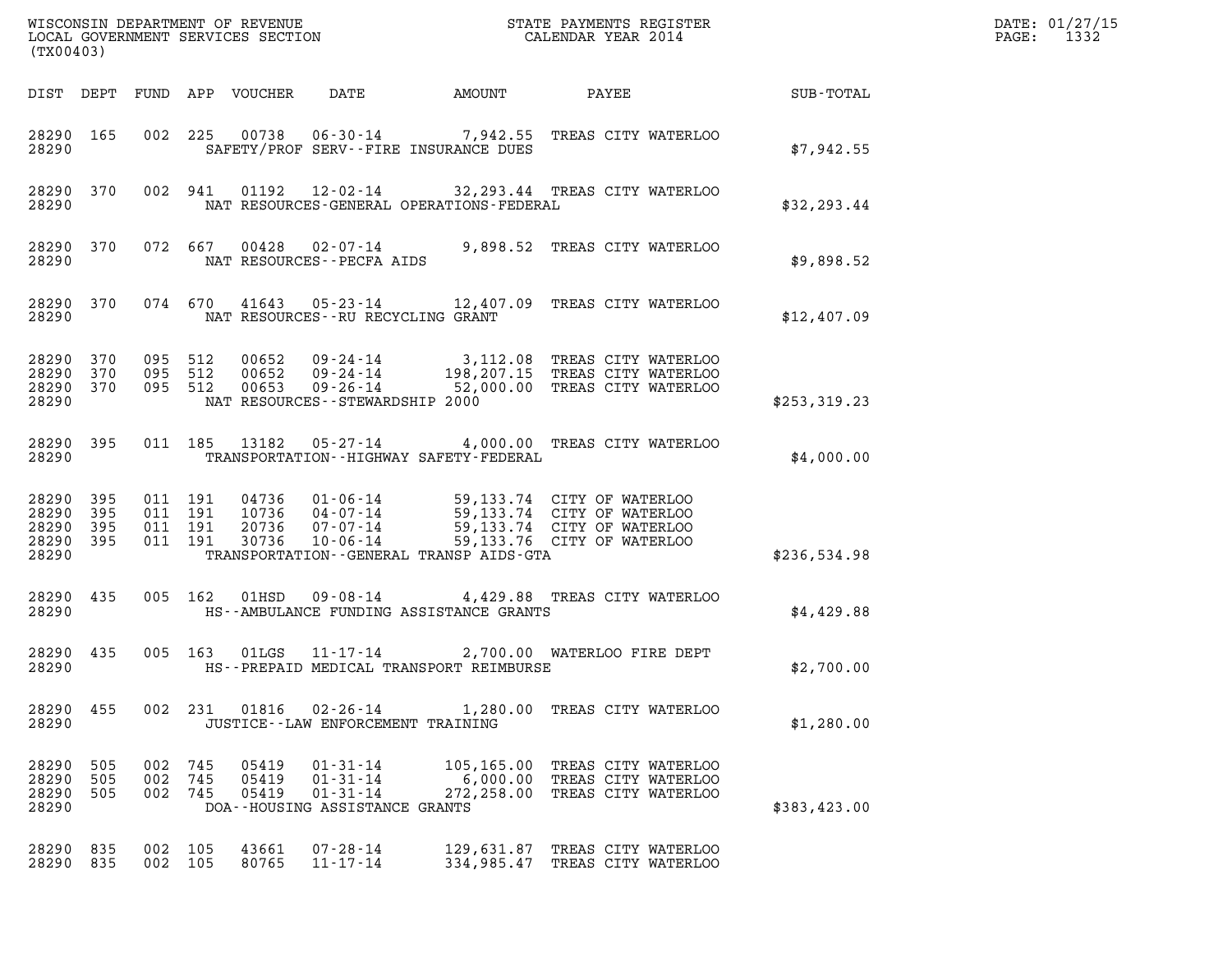WISCONSIN DEPARTMENT OF REVENUE
LOCAL GOVERNMENT SERVICES SECTION
(TX00403)

STATE PAYMENTS REGISTER
CALENDAR YEAR 2014

DATE: 01/27/15
PAGE: 1332

| DIST | DEPT | FUND | APP | VOUCHER | DATE | AMOUNT | PAYEE | SUB-TOTAL |
|---|---|---|---|---|---|---|---|---|
| 28290 | 165 | 002 | 225 | 00738 | 06-30-14 | 7,942.55 | TREAS CITY WATERLOO | |
| 28290 | | | | | SAFETY/PROF SERV--FIRE INSURANCE DUES | | | $7,942.55 |
| 28290 | 370 | 002 | 941 | 01192 | 12-02-14 | 32,293.44 | TREAS CITY WATERLOO | |
| 28290 | | | | | NAT RESOURCES-GENERAL OPERATIONS-FEDERAL | | | $32,293.44 |
| 28290 | 370 | 072 | 667 | 00428 | 02-07-14 | 9,898.52 | TREAS CITY WATERLOO | |
| 28290 | | | | | NAT RESOURCES--PECFA AIDS | | | $9,898.52 |
| 28290 | 370 | 074 | 670 | 41643 | 05-23-14 | 12,407.09 | TREAS CITY WATERLOO | |
| 28290 | | | | | NAT RESOURCES--RU RECYCLING GRANT | | | $12,407.09 |
| 28290 | 370 | 095 | 512 | 00652 | 09-24-14 | 3,112.08 | TREAS CITY WATERLOO | |
| 28290 | 370 | 095 | 512 | 00652 | 09-24-14 | 198,207.15 | TREAS CITY WATERLOO | |
| 28290 | 370 | 095 | 512 | 00653 | 09-26-14 | 52,000.00 | TREAS CITY WATERLOO | |
| 28290 | | | | | NAT RESOURCES--STEWARDSHIP 2000 | | | $253,319.23 |
| 28290 | 395 | 011 | 185 | 13182 | 05-27-14 | 4,000.00 | TREAS CITY WATERLOO | |
| 28290 | | | | | TRANSPORTATION--HIGHWAY SAFETY-FEDERAL | | | $4,000.00 |
| 28290 | 395 | 011 | 191 | 04736 | 01-06-14 | 59,133.74 | CITY OF WATERLOO | |
| 28290 | 395 | 011 | 191 | 10736 | 04-07-14 | 59,133.74 | CITY OF WATERLOO | |
| 28290 | 395 | 011 | 191 | 20736 | 07-07-14 | 59,133.74 | CITY OF WATERLOO | |
| 28290 | 395 | 011 | 191 | 30736 | 10-06-14 | 59,133.76 | CITY OF WATERLOO | |
| 28290 | | | | | TRANSPORTATION--GENERAL TRANSP AIDS-GTA | | | $236,534.98 |
| 28290 | 435 | 005 | 162 | 01HSD | 09-08-14 | 4,429.88 | TREAS CITY WATERLOO | |
| 28290 | | | | | HS--AMBULANCE FUNDING ASSISTANCE GRANTS | | | $4,429.88 |
| 28290 | 435 | 005 | 163 | 01LGS | 11-17-14 | 2,700.00 | WATERLOO FIRE DEPT | |
| 28290 | | | | | HS--PREPAID MEDICAL TRANSPORT REIMBURSE | | | $2,700.00 |
| 28290 | 455 | 002 | 231 | 01816 | 02-26-14 | 1,280.00 | TREAS CITY WATERLOO | |
| 28290 | | | | | JUSTICE--LAW ENFORCEMENT TRAINING | | | $1,280.00 |
| 28290 | 505 | 002 | 745 | 05419 | 01-31-14 | 105,165.00 | TREAS CITY WATERLOO | |
| 28290 | 505 | 002 | 745 | 05419 | 01-31-14 | 6,000.00 | TREAS CITY WATERLOO | |
| 28290 | 505 | 002 | 745 | 05419 | 01-31-14 | 272,258.00 | TREAS CITY WATERLOO | |
| 28290 | | | | | DOA--HOUSING ASSISTANCE GRANTS | | | $383,423.00 |
| 28290 | 835 | 002 | 105 | 43661 | 07-28-14 | 129,631.87 | TREAS CITY WATERLOO | |
| 28290 | 835 | 002 | 105 | 80765 | 11-17-14 | 334,985.47 | TREAS CITY WATERLOO | |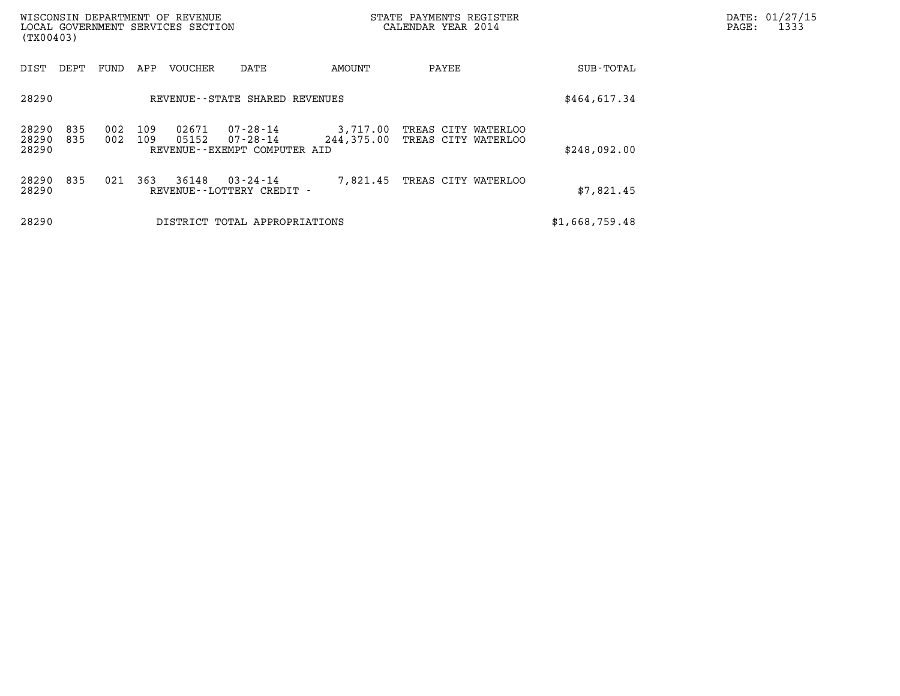WISCONSIN DEPARTMENT OF REVENUE
LOCAL GOVERNMENT SERVICES SECTION
(TX00403)

STATE PAYMENTS REGISTER
CALENDAR YEAR 2014

DATE: 01/27/15

| DIST | DEPT | FUND | APP | VOUCHER | DATE | AMOUNT | PAYEE | SUB-TOTAL |
|---|---|---|---|---|---|---|---|---|
| 28290 | | | | REVENUE--STATE SHARED REVENUES | | | | $464,617.34 |
| 28290 | 835 | 002 | 109 | 02671 | 07-28-14 | 3,717.00 | TREAS CITY WATERLOO | |
| 28290 | 835 | 002 | 109 | 05152 | 07-28-14 | 244,375.00 | TREAS CITY WATERLOO | |
| 28290 | | | | REVENUE--EXEMPT COMPUTER AID | | | | $248,092.00 |
| 28290 | 835 | 021 | 363 | 36148 | 03-24-14 | 7,821.45 | TREAS CITY WATERLOO | |
| 28290 | | | | REVENUE--LOTTERY CREDIT - | | | | $7,821.45 |
| 28290 | | | | DISTRICT TOTAL APPROPRIATIONS | | | | $1,668,759.48 |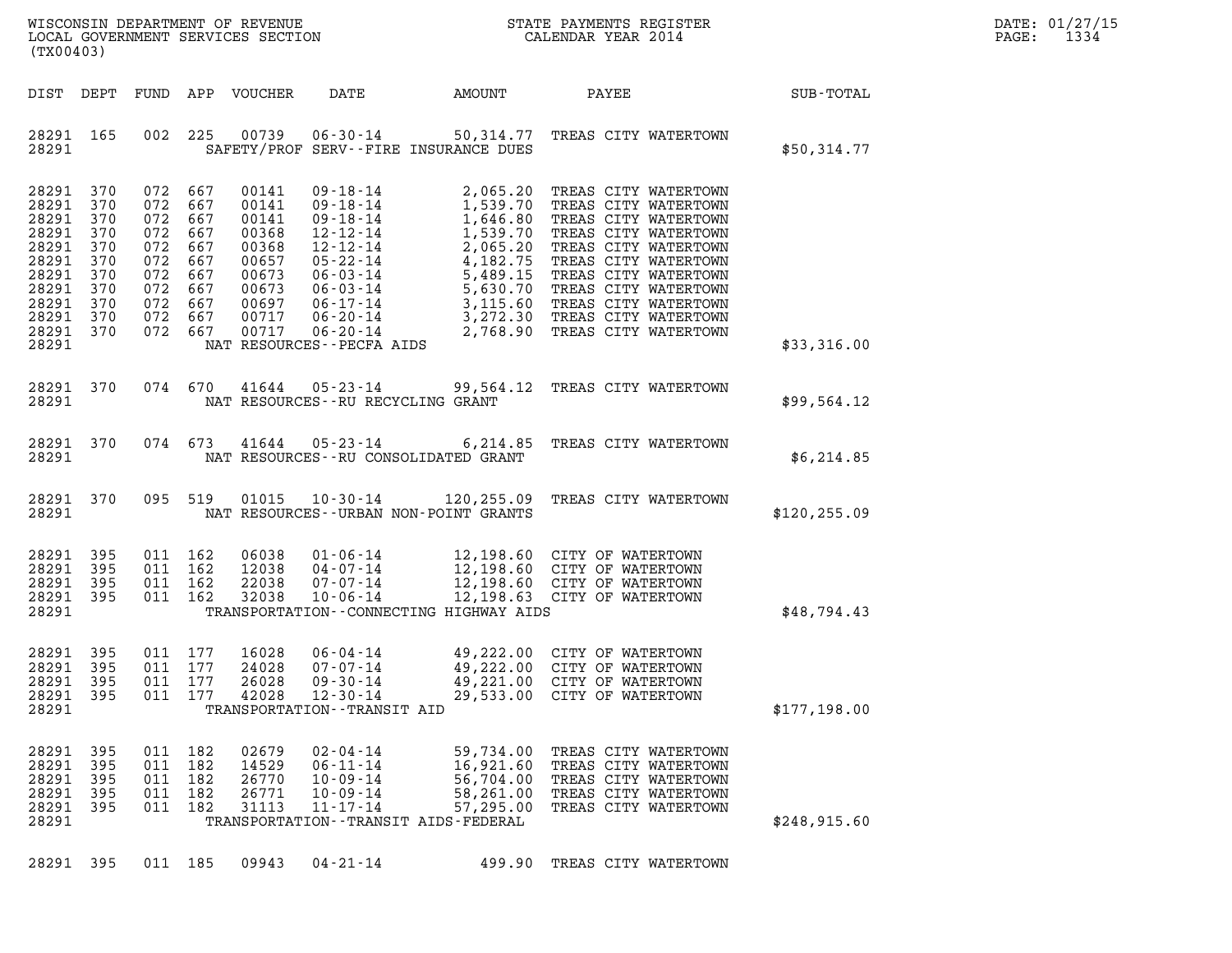WISCONSIN DEPARTMENT OF REVENUE
LOCAL GOVERNMENT SERVICES SECTION
(TX00403)

STATE PAYMENTS REGISTER
CALENDAR YEAR 2014

DATE: 01/27/15
PAGE: 1334

| DIST | DEPT | FUND | APP | VOUCHER | DATE | AMOUNT | PAYEE | SUB-TOTAL |
|---|---|---|---|---|---|---|---|---|
| 28291 | 165 | 002 | 225 | 00739 | 06-30-14 | 50,314.77 | TREAS CITY WATERTOWN | |
| 28291 | | | | SAFETY/PROF SERV--FIRE INSURANCE DUES | | | | $50,314.77 |
| 28291 | 370 | 072 | 667 | 00141 | 09-18-14 | 2,065.20 | TREAS CITY WATERTOWN | |
| 28291 | 370 | 072 | 667 | 00141 | 09-18-14 | 1,539.70 | TREAS CITY WATERTOWN | |
| 28291 | 370 | 072 | 667 | 00141 | 09-18-14 | 1,646.80 | TREAS CITY WATERTOWN | |
| 28291 | 370 | 072 | 667 | 00368 | 12-12-14 | 1,539.70 | TREAS CITY WATERTOWN | |
| 28291 | 370 | 072 | 667 | 00368 | 12-12-14 | 2,065.20 | TREAS CITY WATERTOWN | |
| 28291 | 370 | 072 | 667 | 00657 | 05-22-14 | 4,182.75 | TREAS CITY WATERTOWN | |
| 28291 | 370 | 072 | 667 | 00673 | 06-03-14 | 5,489.15 | TREAS CITY WATERTOWN | |
| 28291 | 370 | 072 | 667 | 00673 | 06-03-14 | 5,630.70 | TREAS CITY WATERTOWN | |
| 28291 | 370 | 072 | 667 | 00697 | 06-17-14 | 3,115.60 | TREAS CITY WATERTOWN | |
| 28291 | 370 | 072 | 667 | 00717 | 06-20-14 | 3,272.30 | TREAS CITY WATERTOWN | |
| 28291 | 370 | 072 | 667 | 00717 | 06-20-14 | 2,768.90 | TREAS CITY WATERTOWN | |
| 28291 | | | | NAT RESOURCES--PECFA AIDS | | | | $33,316.00 |
| 28291 | 370 | 074 | 670 | 41644 | 05-23-14 | 99,564.12 | TREAS CITY WATERTOWN | |
| 28291 | | | | NAT RESOURCES--RU RECYCLING GRANT | | | | $99,564.12 |
| 28291 | 370 | 074 | 673 | 41644 | 05-23-14 | 6,214.85 | TREAS CITY WATERTOWN | |
| 28291 | | | | NAT RESOURCES--RU CONSOLIDATED GRANT | | | | $6,214.85 |
| 28291 | 370 | 095 | 519 | 01015 | 10-30-14 | 120,255.09 | TREAS CITY WATERTOWN | |
| 28291 | | | | NAT RESOURCES--URBAN NON-POINT GRANTS | | | | $120,255.09 |
| 28291 | 395 | 011 | 162 | 06038 | 01-06-14 | 12,198.60 | CITY OF WATERTOWN | |
| 28291 | 395 | 011 | 162 | 12038 | 04-07-14 | 12,198.60 | CITY OF WATERTOWN | |
| 28291 | 395 | 011 | 162 | 22038 | 07-07-14 | 12,198.60 | CITY OF WATERTOWN | |
| 28291 | 395 | 011 | 162 | 32038 | 10-06-14 | 12,198.63 | CITY OF WATERTOWN | |
| 28291 | | | | TRANSPORTATION--CONNECTING HIGHWAY AIDS | | | | $48,794.43 |
| 28291 | 395 | 011 | 177 | 16028 | 06-04-14 | 49,222.00 | CITY OF WATERTOWN | |
| 28291 | 395 | 011 | 177 | 24028 | 07-07-14 | 49,222.00 | CITY OF WATERTOWN | |
| 28291 | 395 | 011 | 177 | 26028 | 09-30-14 | 49,221.00 | CITY OF WATERTOWN | |
| 28291 | 395 | 011 | 177 | 42028 | 12-30-14 | 29,533.00 | CITY OF WATERTOWN | |
| 28291 | | | | TRANSPORTATION--TRANSIT AID | | | | $177,198.00 |
| 28291 | 395 | 011 | 182 | 02679 | 02-04-14 | 59,734.00 | TREAS CITY WATERTOWN | |
| 28291 | 395 | 011 | 182 | 14529 | 06-11-14 | 16,921.60 | TREAS CITY WATERTOWN | |
| 28291 | 395 | 011 | 182 | 26770 | 10-09-14 | 56,704.00 | TREAS CITY WATERTOWN | |
| 28291 | 395 | 011 | 182 | 26771 | 10-09-14 | 58,261.00 | TREAS CITY WATERTOWN | |
| 28291 | 395 | 011 | 182 | 31113 | 11-17-14 | 57,295.00 | TREAS CITY WATERTOWN | |
| 28291 | | | | TRANSPORTATION--TRANSIT AIDS-FEDERAL | | | | $248,915.60 |
| 28291 | 395 | 011 | 185 | 09943 | 04-21-14 | 499.90 | TREAS CITY WATERTOWN | |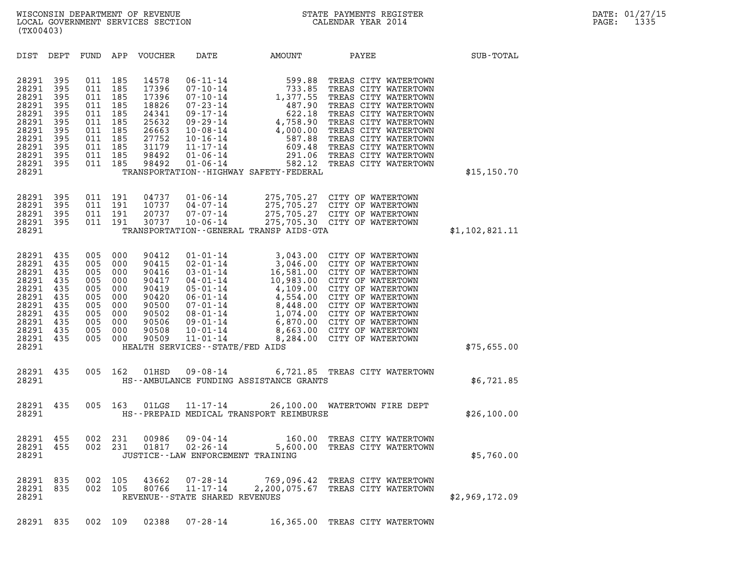WISCONSIN DEPARTMENT OF REVENUE
LOCAL GOVERNMENT SERVICES SECTION
(TX00403)

STATE PAYMENTS REGISTER
CALENDAR YEAR 2014

DATE: 01/27/15
PAGE: 1335

| DIST | DEPT | FUND | APP | VOUCHER | DATE | AMOUNT | PAYEE | SUB-TOTAL |
|---|---|---|---|---|---|---|---|---|
| 28291 | 395 | 011 | 185 | 14578 | 06-11-14 | 599.88 | TREAS CITY WATERTOWN | |
| 28291 | 395 | 011 | 185 | 17396 | 07-10-14 | 733.85 | TREAS CITY WATERTOWN | |
| 28291 | 395 | 011 | 185 | 17396 | 07-10-14 | 1,377.55 | TREAS CITY WATERTOWN | |
| 28291 | 395 | 011 | 185 | 18826 | 07-23-14 | 487.90 | TREAS CITY WATERTOWN | |
| 28291 | 395 | 011 | 185 | 24341 | 09-17-14 | 622.18 | TREAS CITY WATERTOWN | |
| 28291 | 395 | 011 | 185 | 25632 | 09-29-14 | 4,758.90 | TREAS CITY WATERTOWN | |
| 28291 | 395 | 011 | 185 | 26663 | 10-08-14 | 4,000.00 | TREAS CITY WATERTOWN | |
| 28291 | 395 | 011 | 185 | 27752 | 10-16-14 | 587.88 | TREAS CITY WATERTOWN | |
| 28291 | 395 | 011 | 185 | 31179 | 11-17-14 | 609.48 | TREAS CITY WATERTOWN | |
| 28291 | 395 | 011 | 185 | 98492 | 01-06-14 | 291.06 | TREAS CITY WATERTOWN | |
| 28291 | 395 | 011 | 185 | 98492 | 01-06-14 | 582.12 | TREAS CITY WATERTOWN | |
| 28291 | | | | | TRANSPORTATION--HIGHWAY SAFETY-FEDERAL | | | $15,150.70 |
| 28291 | 395 | 011 | 191 | 04737 | 01-06-14 | 275,705.27 | CITY OF WATERTOWN | |
| 28291 | 395 | 011 | 191 | 10737 | 04-07-14 | 275,705.27 | CITY OF WATERTOWN | |
| 28291 | 395 | 011 | 191 | 20737 | 07-07-14 | 275,705.27 | CITY OF WATERTOWN | |
| 28291 | 395 | 011 | 191 | 30737 | 10-06-14 | 275,705.30 | CITY OF WATERTOWN | |
| 28291 | | | | | TRANSPORTATION--GENERAL TRANSP AIDS-GTA | | | $1,102,821.11 |
| 28291 | 435 | 005 | 000 | 90412 | 01-01-14 | 3,043.00 | CITY OF WATERTOWN | |
| 28291 | 435 | 005 | 000 | 90415 | 02-01-14 | 3,046.00 | CITY OF WATERTOWN | |
| 28291 | 435 | 005 | 000 | 90416 | 03-01-14 | 16,581.00 | CITY OF WATERTOWN | |
| 28291 | 435 | 005 | 000 | 90417 | 04-01-14 | 10,983.00 | CITY OF WATERTOWN | |
| 28291 | 435 | 005 | 000 | 90419 | 05-01-14 | 4,109.00 | CITY OF WATERTOWN | |
| 28291 | 435 | 005 | 000 | 90420 | 06-01-14 | 4,554.00 | CITY OF WATERTOWN | |
| 28291 | 435 | 005 | 000 | 90500 | 07-01-14 | 8,448.00 | CITY OF WATERTOWN | |
| 28291 | 435 | 005 | 000 | 90502 | 08-01-14 | 1,074.00 | CITY OF WATERTOWN | |
| 28291 | 435 | 005 | 000 | 90506 | 09-01-14 | 6,870.00 | CITY OF WATERTOWN | |
| 28291 | 435 | 005 | 000 | 90508 | 10-01-14 | 8,663.00 | CITY OF WATERTOWN | |
| 28291 | 435 | 005 | 000 | 90509 | 11-01-14 | 8,284.00 | CITY OF WATERTOWN | |
| 28291 | | | | | HEALTH SERVICES--STATE/FED AIDS | | | $75,655.00 |
| 28291 | 435 | 005 | 162 | 01HSD | 09-08-14 | 6,721.85 | TREAS CITY WATERTOWN | |
| 28291 | | | | | HS--AMBULANCE FUNDING ASSISTANCE GRANTS | | | $6,721.85 |
| 28291 | 435 | 005 | 163 | 01LGS | 11-17-14 | 26,100.00 | WATERTOWN FIRE DEPT | |
| 28291 | | | | | HS--PREPAID MEDICAL TRANSPORT REIMBURSE | | | $26,100.00 |
| 28291 | 455 | 002 | 231 | 00986 | 09-04-14 | 160.00 | TREAS CITY WATERTOWN | |
| 28291 | 455 | 002 | 231 | 01817 | 02-26-14 | 5,600.00 | TREAS CITY WATERTOWN | |
| 28291 | | | | | JUSTICE--LAW ENFORCEMENT TRAINING | | | $5,760.00 |
| 28291 | 835 | 002 | 105 | 43662 | 07-28-14 | 769,096.42 | TREAS CITY WATERTOWN | |
| 28291 | 835 | 002 | 105 | 80766 | 11-17-14 | 2,200,075.67 | TREAS CITY WATERTOWN | |
| 28291 | | | | | REVENUE--STATE SHARED REVENUES | | | $2,969,172.09 |
| 28291 | 835 | 002 | 109 | 02388 | 07-28-14 | 16,365.00 | TREAS CITY WATERTOWN | |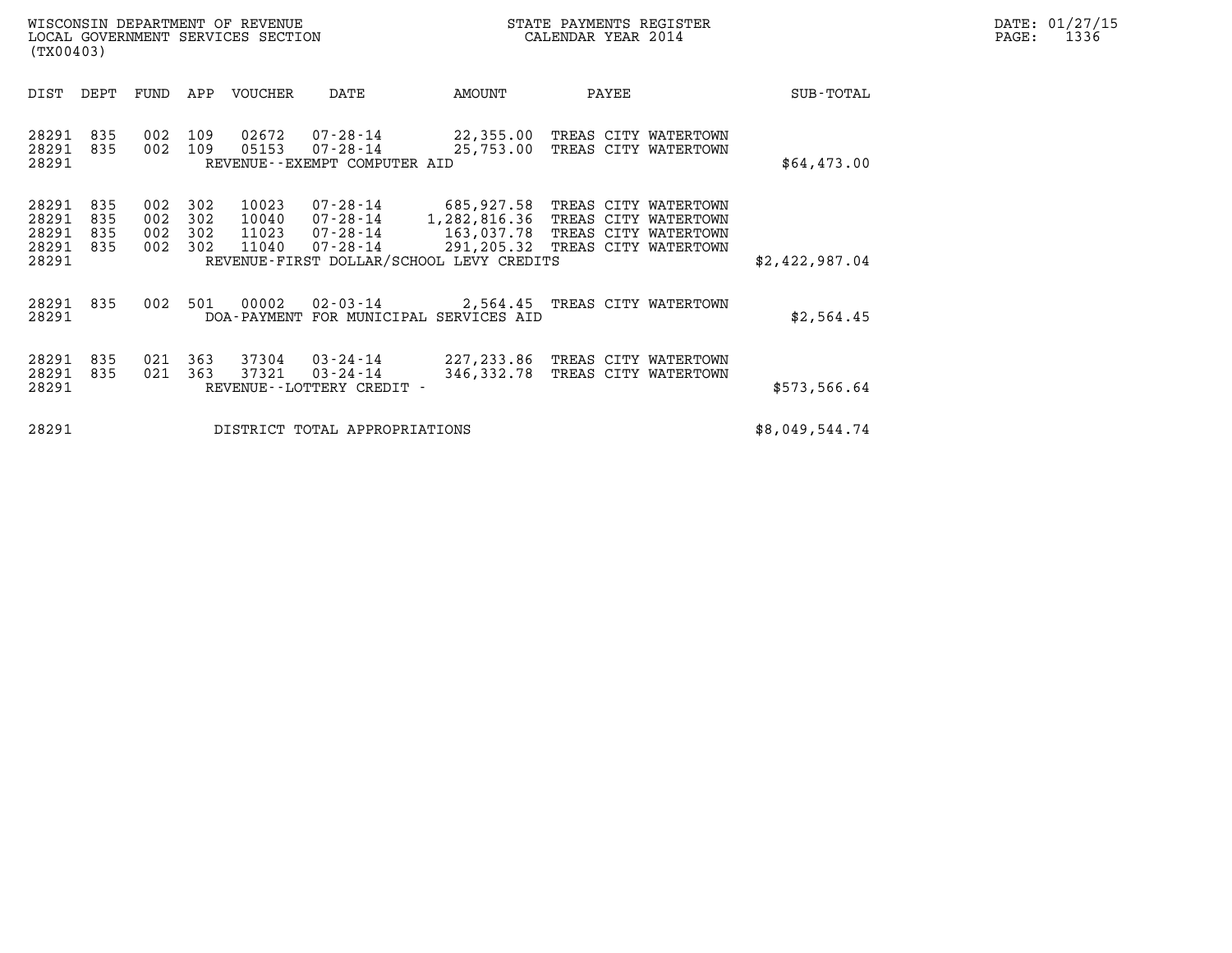WISCONSIN DEPARTMENT OF REVENUE
LOCAL GOVERNMENT SERVICES SECTION
(TX00403)

STATE PAYMENTS REGISTER
CALENDAR YEAR 2014

DATE: 01/27/15
PAGE: 1336

| DIST | DEPT | FUND | APP | VOUCHER | DATE | AMOUNT | PAYEE | SUB-TOTAL |
|---|---|---|---|---|---|---|---|---|
| 28291 | 835 | 002 | 109 | 02672 | 07-28-14 | 22,355.00 | TREAS CITY WATERTOWN | |
| 28291 | 835 | 002 | 109 | 05153 | 07-28-14 | 25,753.00 | TREAS CITY WATERTOWN | |
| 28291 | | | | REVENUE--EXEMPT COMPUTER AID | | | | $64,473.00 |
| 28291 | 835 | 002 | 302 | 10023 | 07-28-14 | 685,927.58 | TREAS CITY WATERTOWN | |
| 28291 | 835 | 002 | 302 | 10040 | 07-28-14 | 1,282,816.36 | TREAS CITY WATERTOWN | |
| 28291 | 835 | 002 | 302 | 11023 | 07-28-14 | 163,037.78 | TREAS CITY WATERTOWN | |
| 28291 | 835 | 002 | 302 | 11040 | 07-28-14 | 291,205.32 | TREAS CITY WATERTOWN | |
| 28291 | | | | REVENUE-FIRST DOLLAR/SCHOOL LEVY CREDITS | | | | $2,422,987.04 |
| 28291 | 835 | 002 | 501 | 00002 | 02-03-14 | 2,564.45 | TREAS CITY WATERTOWN | |
| 28291 | | | | DOA-PAYMENT FOR MUNICIPAL SERVICES AID | | | | $2,564.45 |
| 28291 | 835 | 021 | 363 | 37304 | 03-24-14 | 227,233.86 | TREAS CITY WATERTOWN | |
| 28291 | 835 | 021 | 363 | 37321 | 03-24-14 | 346,332.78 | TREAS CITY WATERTOWN | |
| 28291 | | | | REVENUE--LOTTERY CREDIT - | | | | $573,566.64 |
| 28291 | | | | DISTRICT TOTAL APPROPRIATIONS | | | | $8,049,544.74 |